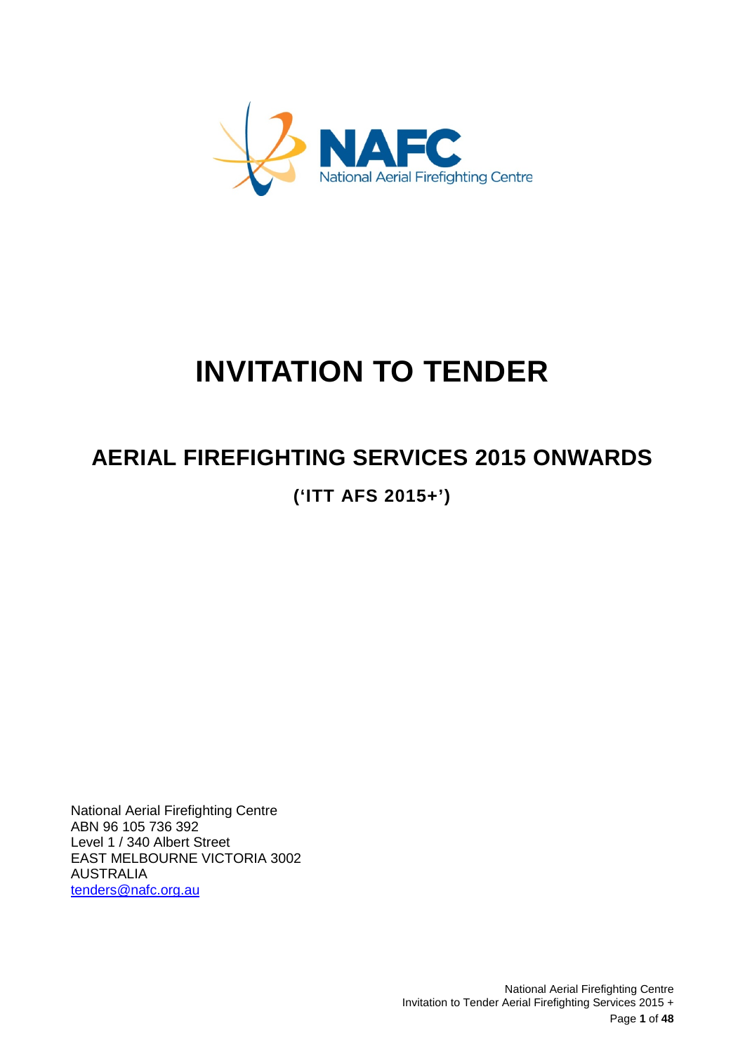NAFC
National Aerial Firefighting Centre

# INVITATION TO TENDER

## AERIAL FIREFIGHTING SERVICES 2015 ONWARDS

**('ITT AFS 2015+')**

National Aerial Firefighting Centre
ABN 96 105 736 392
Level 1 / 340 Albert Street
EAST MELBOURNE VICTORIA 3002
AUSTRALIA
tenders@nafc.org.au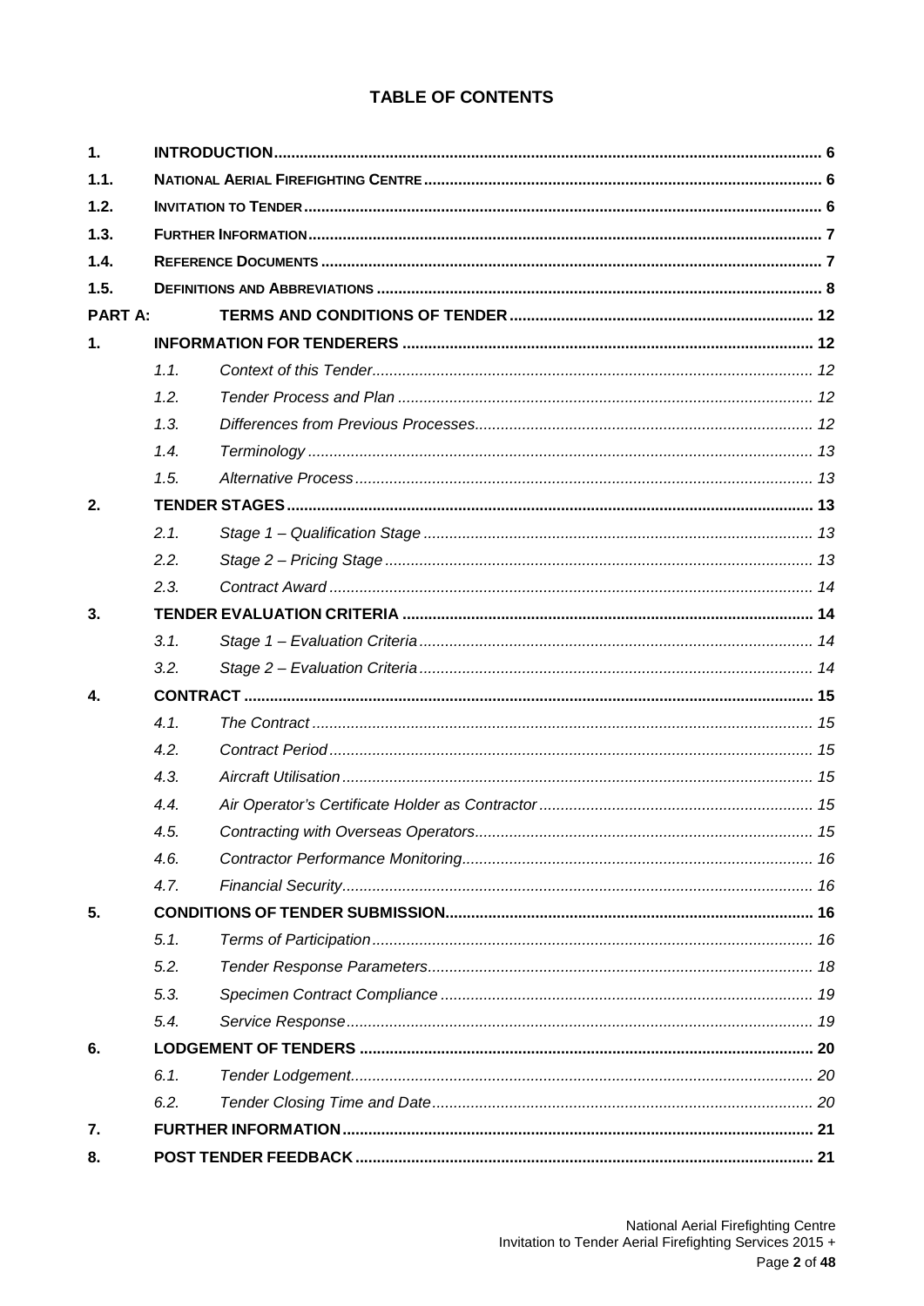# TABLE OF CONTENTS

| | | | |
|---|---|---|---|
| **1.** | **INTRODUCTION** | | **6** |
| **1.1.** | **NATIONAL AERIAL FIREFIGHTING CENTRE** | | **6** |
| **1.2.** | **INVITATION TO TENDER** | | **6** |
| **1.3.** | **FURTHER INFORMATION** | | **7** |
| **1.4.** | **REFERENCE DOCUMENTS** | | **7** |
| **1.5.** | **DEFINITIONS AND ABBREVIATIONS** | | **8** |
| **PART A:** | **TERMS AND CONDITIONS OF TENDER** | | **12** |
| **1.** | **INFORMATION FOR TENDERERS** | | **12** |
| | *1.1.* | *Context of this Tender* | *12* |
| | *1.2.* | *Tender Process and Plan* | *12* |
| | *1.3.* | *Differences from Previous Processes* | *12* |
| | *1.4.* | *Terminology* | *13* |
| | *1.5.* | *Alternative Process* | *13* |
| **2.** | **TENDER STAGES** | | **13** |
| | *2.1.* | *Stage 1 – Qualification Stage* | *13* |
| | *2.2.* | *Stage 2 – Pricing Stage* | *13* |
| | *2.3.* | *Contract Award* | *14* |
| **3.** | **TENDER EVALUATION CRITERIA** | | **14** |
| | *3.1.* | *Stage 1 – Evaluation Criteria* | *14* |
| | *3.2.* | *Stage 2 – Evaluation Criteria* | *14* |
| **4.** | **CONTRACT** | | **15** |
| | *4.1.* | *The Contract* | *15* |
| | *4.2.* | *Contract Period* | *15* |
| | *4.3.* | *Aircraft Utilisation* | *15* |
| | *4.4.* | *Air Operator's Certificate Holder as Contractor* | *15* |
| | *4.5.* | *Contracting with Overseas Operators* | *15* |
| | *4.6.* | *Contractor Performance Monitoring* | *16* |
| | *4.7.* | *Financial Security* | *16* |
| **5.** | **CONDITIONS OF TENDER SUBMISSION** | | **16** |
| | *5.1.* | *Terms of Participation* | *16* |
| | *5.2.* | *Tender Response Parameters* | *18* |
| | *5.3.* | *Specimen Contract Compliance* | *19* |
| | *5.4.* | *Service Response* | *19* |
| **6.** | **LODGEMENT OF TENDERS** | | **20** |
| | *6.1.* | *Tender Lodgement* | *20* |
| | *6.2.* | *Tender Closing Time and Date* | *20* |
| **7.** | **FURTHER INFORMATION** | | **21** |
| **8.** | **POST TENDER FEEDBACK** | | **21** |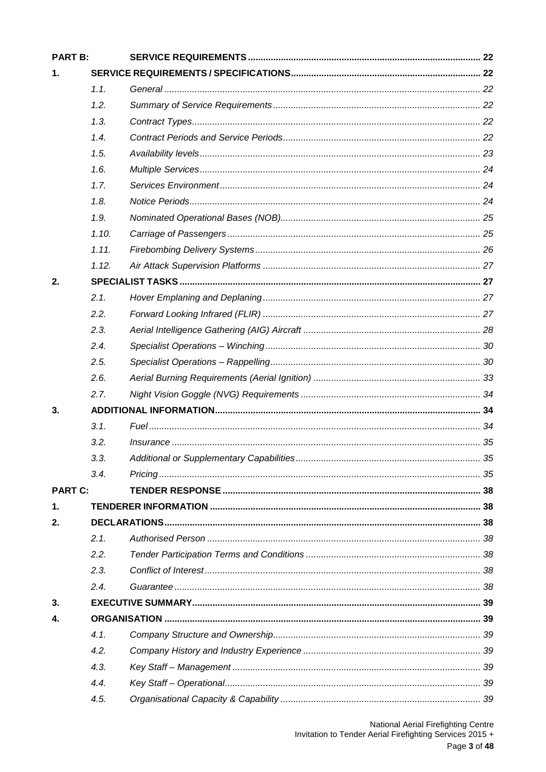| | | | |
|---|---|---|---|
| **PART B:** | | **SERVICE REQUIREMENTS** | **22** |
| **1.** | | **SERVICE REQUIREMENTS / SPECIFICATIONS** | **22** |
| | *1.1.* | *General* | *22* |
| | *1.2.* | *Summary of Service Requirements* | *22* |
| | *1.3.* | *Contract Types* | *22* |
| | *1.4.* | *Contract Periods and Service Periods* | *22* |
| | *1.5.* | *Availability levels* | *23* |
| | *1.6.* | *Multiple Services* | *24* |
| | *1.7.* | *Services Environment* | *24* |
| | *1.8.* | *Notice Periods* | *24* |
| | *1.9.* | *Nominated Operational Bases (NOB)* | *25* |
| | *1.10.* | *Carriage of Passengers* | *25* |
| | *1.11.* | *Firebombing Delivery Systems* | *26* |
| | *1.12.* | *Air Attack Supervision Platforms* | *27* |
| **2.** | | **SPECIALIST TASKS** | **27** |
| | *2.1.* | *Hover Emplaning and Deplaning* | *27* |
| | *2.2.* | *Forward Looking Infrared (FLIR)* | *27* |
| | *2.3.* | *Aerial Intelligence Gathering (AIG) Aircraft* | *28* |
| | *2.4.* | *Specialist Operations – Winching* | *30* |
| | *2.5.* | *Specialist Operations – Rappelling* | *30* |
| | *2.6.* | *Aerial Burning Requirements (Aerial Ignition)* | *33* |
| | *2.7.* | *Night Vision Goggle (NVG) Requirements* | *34* |
| **3.** | | **ADDITIONAL INFORMATION** | **34** |
| | *3.1.* | *Fuel* | *34* |
| | *3.2.* | *Insurance* | *35* |
| | *3.3.* | *Additional or Supplementary Capabilities* | *35* |
| | *3.4.* | *Pricing* | *35* |
| **PART C:** | | **TENDER RESPONSE** | **38** |
| **1.** | | **TENDERER INFORMATION** | **38** |
| **2.** | | **DECLARATIONS** | **38** |
| | *2.1.* | *Authorised Person* | *38* |
| | *2.2.* | *Tender Participation Terms and Conditions* | *38* |
| | *2.3.* | *Conflict of Interest* | *38* |
| | *2.4.* | *Guarantee* | *38* |
| **3.** | | **EXECUTIVE SUMMARY** | **39** |
| **4.** | | **ORGANISATION** | **39** |
| | *4.1.* | *Company Structure and Ownership* | *39* |
| | *4.2.* | *Company History and Industry Experience* | *39* |
| | *4.3.* | *Key Staff – Management* | *39* |
| | *4.4.* | *Key Staff – Operational* | *39* |
| | *4.5.* | *Organisational Capacity & Capability* | *39* |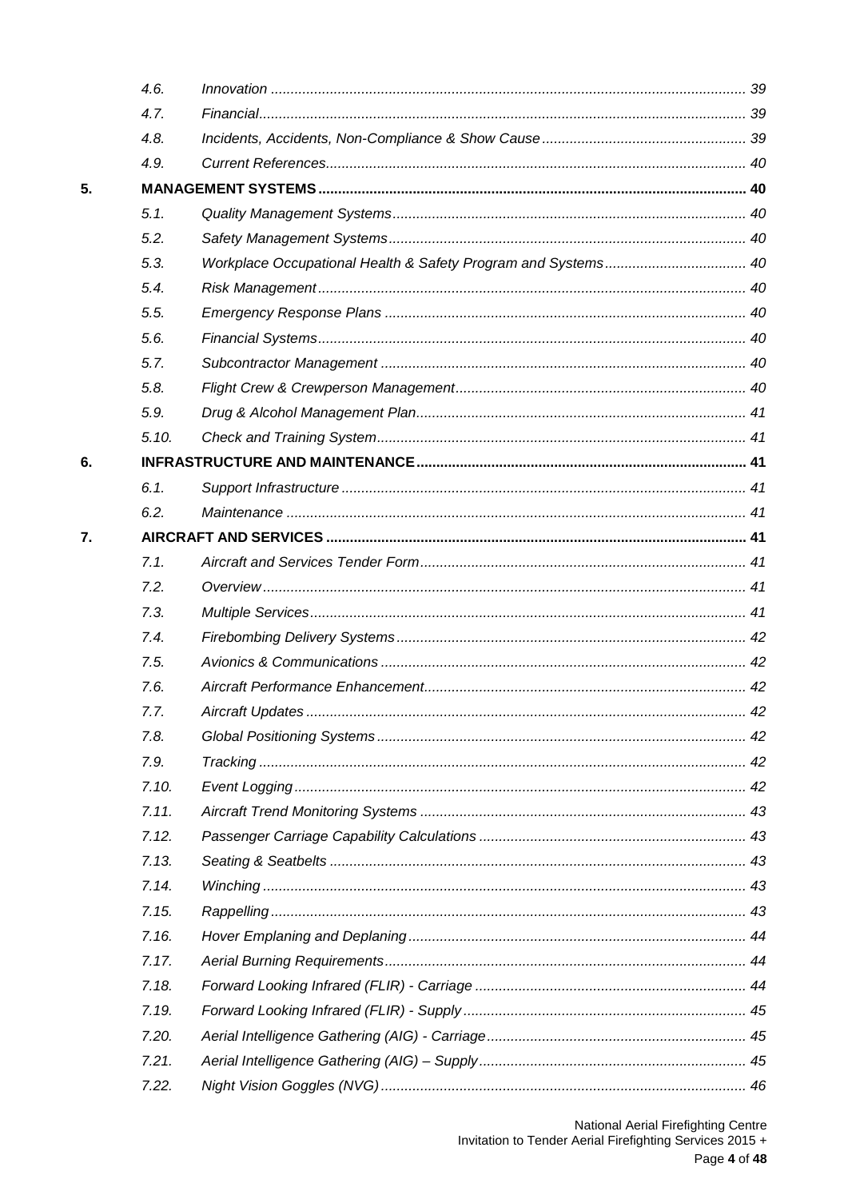| | | |
|---|---|---|
| 4.6. | *Innovation* | 39 |
| 4.7. | *Financial* | 39 |
| 4.8. | *Incidents, Accidents, Non-Compliance & Show Cause* | 39 |
| 4.9. | *Current References* | 40 |
| **5.** | **MANAGEMENT SYSTEMS** | **40** |
| 5.1. | *Quality Management Systems* | 40 |
| 5.2. | *Safety Management Systems* | 40 |
| 5.3. | *Workplace Occupational Health & Safety Program and Systems* | 40 |
| 5.4. | *Risk Management* | 40 |
| 5.5. | *Emergency Response Plans* | 40 |
| 5.6. | *Financial Systems* | 40 |
| 5.7. | *Subcontractor Management* | 40 |
| 5.8. | *Flight Crew & Crewperson Management* | 40 |
| 5.9. | *Drug & Alcohol Management Plan* | 41 |
| 5.10. | *Check and Training System* | 41 |
| **6.** | **INFRASTRUCTURE AND MAINTENANCE** | **41** |
| 6.1. | *Support Infrastructure* | 41 |
| 6.2. | *Maintenance* | 41 |
| **7.** | **AIRCRAFT AND SERVICES** | **41** |
| 7.1. | *Aircraft and Services Tender Form* | 41 |
| 7.2. | *Overview* | 41 |
| 7.3. | *Multiple Services* | 41 |
| 7.4. | *Firebombing Delivery Systems* | 42 |
| 7.5. | *Avionics & Communications* | 42 |
| 7.6. | *Aircraft Performance Enhancement* | 42 |
| 7.7. | *Aircraft Updates* | 42 |
| 7.8. | *Global Positioning Systems* | 42 |
| 7.9. | *Tracking* | 42 |
| 7.10. | *Event Logging* | 42 |
| 7.11. | *Aircraft Trend Monitoring Systems* | 43 |
| 7.12. | *Passenger Carriage Capability Calculations* | 43 |
| 7.13. | *Seating & Seatbelts* | 43 |
| 7.14. | *Winching* | 43 |
| 7.15. | *Rappelling* | 43 |
| 7.16. | *Hover Emplaning and Deplaning* | 44 |
| 7.17. | *Aerial Burning Requirements* | 44 |
| 7.18. | *Forward Looking Infrared (FLIR) - Carriage* | 44 |
| 7.19. | *Forward Looking Infrared (FLIR) - Supply* | 45 |
| 7.20. | *Aerial Intelligence Gathering (AIG) - Carriage* | 45 |
| 7.21. | *Aerial Intelligence Gathering (AIG) – Supply* | 45 |
| 7.22. | *Night Vision Goggles (NVG)* | 46 |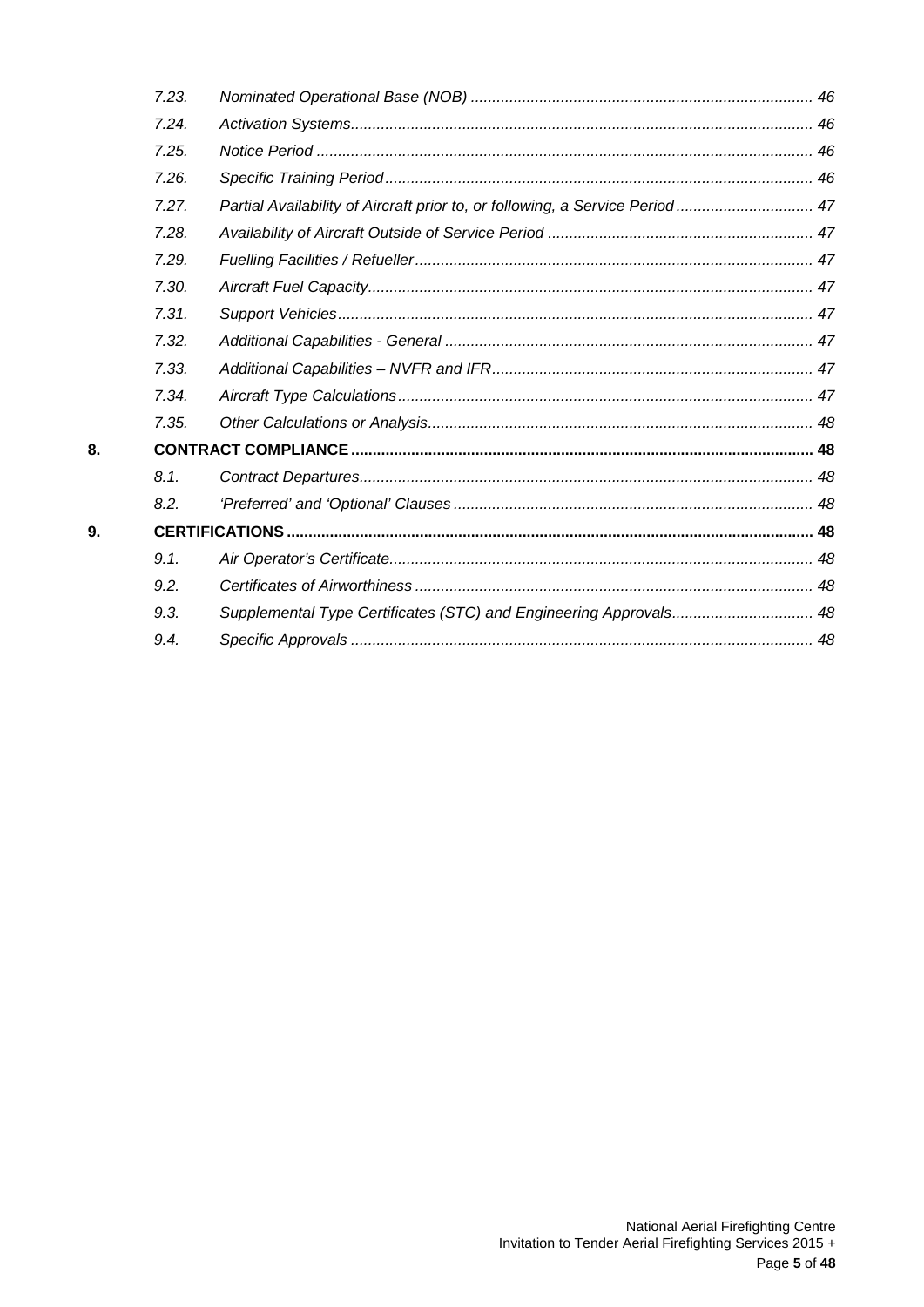| | | |
|---|---|---|
| 7.23. | *Nominated Operational Base (NOB)* | *46* |
| 7.24. | *Activation Systems* | *46* |
| 7.25. | *Notice Period* | *46* |
| 7.26. | *Specific Training Period* | *46* |
| 7.27. | *Partial Availability of Aircraft prior to, or following, a Service Period* | *47* |
| 7.28. | *Availability of Aircraft Outside of Service Period* | *47* |
| 7.29. | *Fuelling Facilities / Refueller* | *47* |
| 7.30. | *Aircraft Fuel Capacity* | *47* |
| 7.31. | *Support Vehicles* | *47* |
| 7.32. | *Additional Capabilities - General* | *47* |
| 7.33. | *Additional Capabilities – NVFR and IFR* | *47* |
| 7.34. | *Aircraft Type Calculations* | *47* |
| 7.35. | *Other Calculations or Analysis* | *48* |
| **8.** | **CONTRACT COMPLIANCE** | **48** |
| 8.1. | *Contract Departures* | *48* |
| 8.2. | *'Preferred' and 'Optional' Clauses* | *48* |
| **9.** | **CERTIFICATIONS** | **48** |
| 9.1. | *Air Operator's Certificate* | *48* |
| 9.2. | *Certificates of Airworthiness* | *48* |
| 9.3. | *Supplemental Type Certificates (STC) and Engineering Approvals* | *48* |
| 9.4. | *Specific Approvals* | *48* |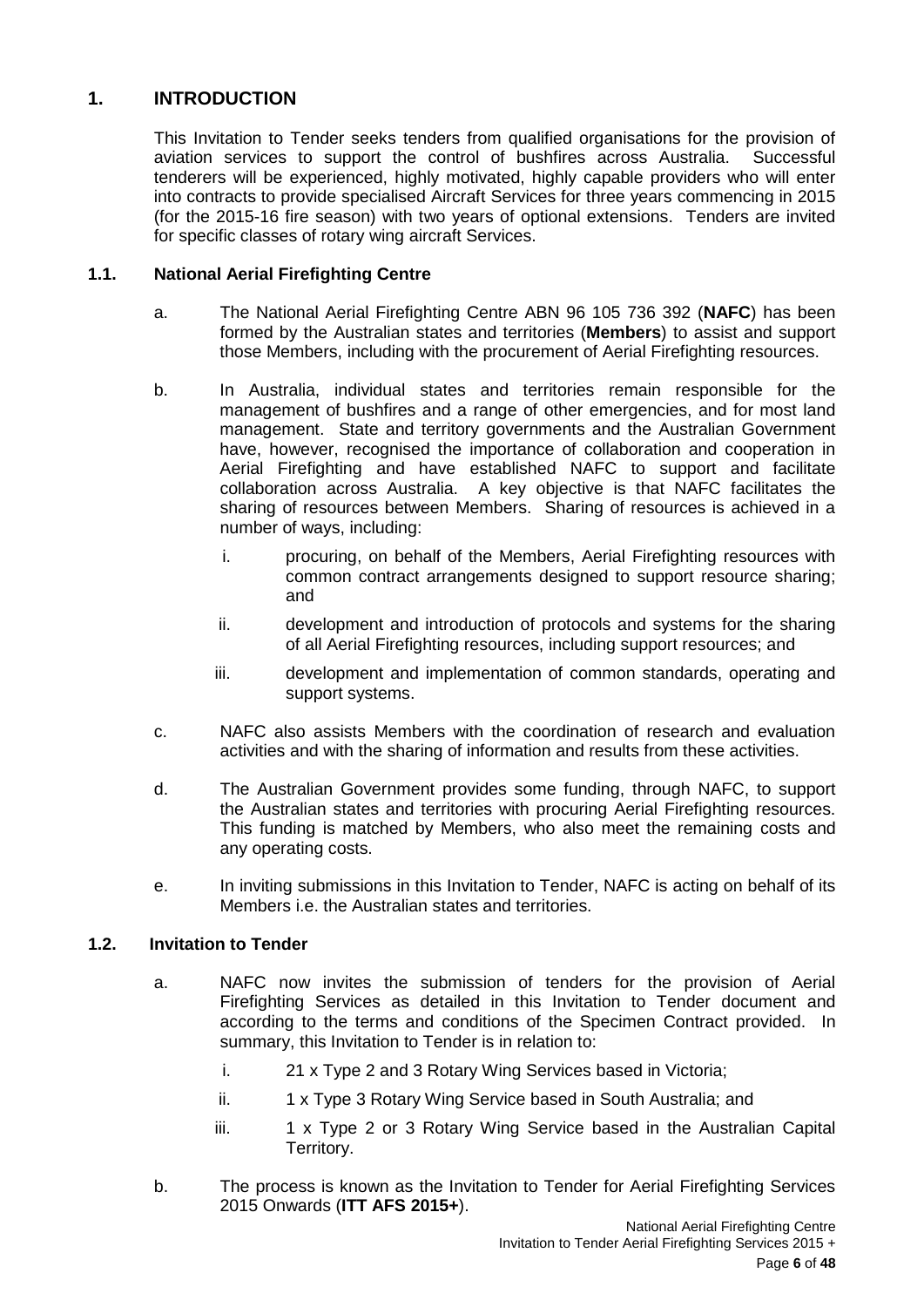# 1. INTRODUCTION

This Invitation to Tender seeks tenders from qualified organisations for the provision of aviation services to support the control of bushfires across Australia. Successful tenderers will be experienced, highly motivated, highly capable providers who will enter into contracts to provide specialised Aircraft Services for three years commencing in 2015 (for the 2015-16 fire season) with two years of optional extensions. Tenders are invited for specific classes of rotary wing aircraft Services.

## 1.1. National Aerial Firefighting Centre

a. The National Aerial Firefighting Centre ABN 96 105 736 392 (**NAFC**) has been formed by the Australian states and territories (**Members**) to assist and support those Members, including with the procurement of Aerial Firefighting resources.

b. In Australia, individual states and territories remain responsible for the management of bushfires and a range of other emergencies, and for most land management. State and territory governments and the Australian Government have, however, recognised the importance of collaboration and cooperation in Aerial Firefighting and have established NAFC to support and facilitate collaboration across Australia. A key objective is that NAFC facilitates the sharing of resources between Members. Sharing of resources is achieved in a number of ways, including:

   i. procuring, on behalf of the Members, Aerial Firefighting resources with common contract arrangements designed to support resource sharing; and

   ii. development and introduction of protocols and systems for the sharing of all Aerial Firefighting resources, including support resources; and

   iii. development and implementation of common standards, operating and support systems.

c. NAFC also assists Members with the coordination of research and evaluation activities and with the sharing of information and results from these activities.

d. The Australian Government provides some funding, through NAFC, to support the Australian states and territories with procuring Aerial Firefighting resources. This funding is matched by Members, who also meet the remaining costs and any operating costs.

e. In inviting submissions in this Invitation to Tender, NAFC is acting on behalf of its Members i.e. the Australian states and territories.

## 1.2. Invitation to Tender

a. NAFC now invites the submission of tenders for the provision of Aerial Firefighting Services as detailed in this Invitation to Tender document and according to the terms and conditions of the Specimen Contract provided. In summary, this Invitation to Tender is in relation to:

   i. 21 x Type 2 and 3 Rotary Wing Services based in Victoria;

   ii. 1 x Type 3 Rotary Wing Service based in South Australia; and

   iii. 1 x Type 2 or 3 Rotary Wing Service based in the Australian Capital Territory.

b. The process is known as the Invitation to Tender for Aerial Firefighting Services 2015 Onwards (**ITT AFS 2015+**).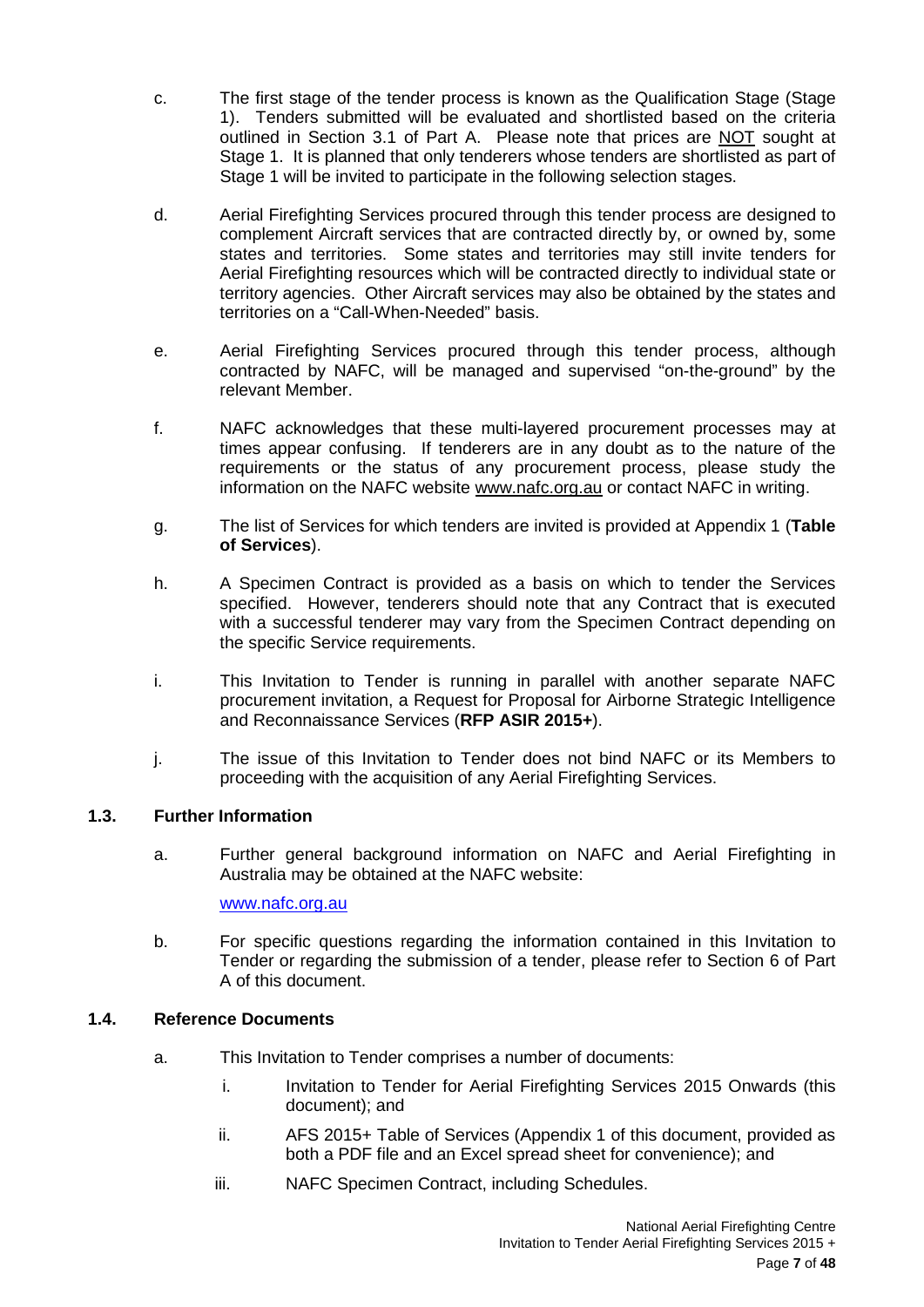c. The first stage of the tender process is known as the Qualification Stage (Stage 1). Tenders submitted will be evaluated and shortlisted based on the criteria outlined in Section 3.1 of Part A. Please note that prices are NOT sought at Stage 1. It is planned that only tenderers whose tenders are shortlisted as part of Stage 1 will be invited to participate in the following selection stages.

d. Aerial Firefighting Services procured through this tender process are designed to complement Aircraft services that are contracted directly by, or owned by, some states and territories. Some states and territories may still invite tenders for Aerial Firefighting resources which will be contracted directly to individual state or territory agencies. Other Aircraft services may also be obtained by the states and territories on a "Call-When-Needed" basis.

e. Aerial Firefighting Services procured through this tender process, although contracted by NAFC, will be managed and supervised "on-the-ground" by the relevant Member.

f. NAFC acknowledges that these multi-layered procurement processes may at times appear confusing. If tenderers are in any doubt as to the nature of the requirements or the status of any procurement process, please study the information on the NAFC website www.nafc.org.au or contact NAFC in writing.

g. The list of Services for which tenders are invited is provided at Appendix 1 (**Table of Services**).

h. A Specimen Contract is provided as a basis on which to tender the Services specified. However, tenderers should note that any Contract that is executed with a successful tenderer may vary from the Specimen Contract depending on the specific Service requirements.

i. This Invitation to Tender is running in parallel with another separate NAFC procurement invitation, a Request for Proposal for Airborne Strategic Intelligence and Reconnaissance Services (**RFP ASIR 2015+**).

j. The issue of this Invitation to Tender does not bind NAFC or its Members to proceeding with the acquisition of any Aerial Firefighting Services.

### 1.3. Further Information

a. Further general background information on NAFC and Aerial Firefighting in Australia may be obtained at the NAFC website:

   www.nafc.org.au

b. For specific questions regarding the information contained in this Invitation to Tender or regarding the submission of a tender, please refer to Section 6 of Part A of this document.

### 1.4. Reference Documents

a. This Invitation to Tender comprises a number of documents:

   i. Invitation to Tender for Aerial Firefighting Services 2015 Onwards (this document); and

   ii. AFS 2015+ Table of Services (Appendix 1 of this document, provided as both a PDF file and an Excel spread sheet for convenience); and

   iii. NAFC Specimen Contract, including Schedules.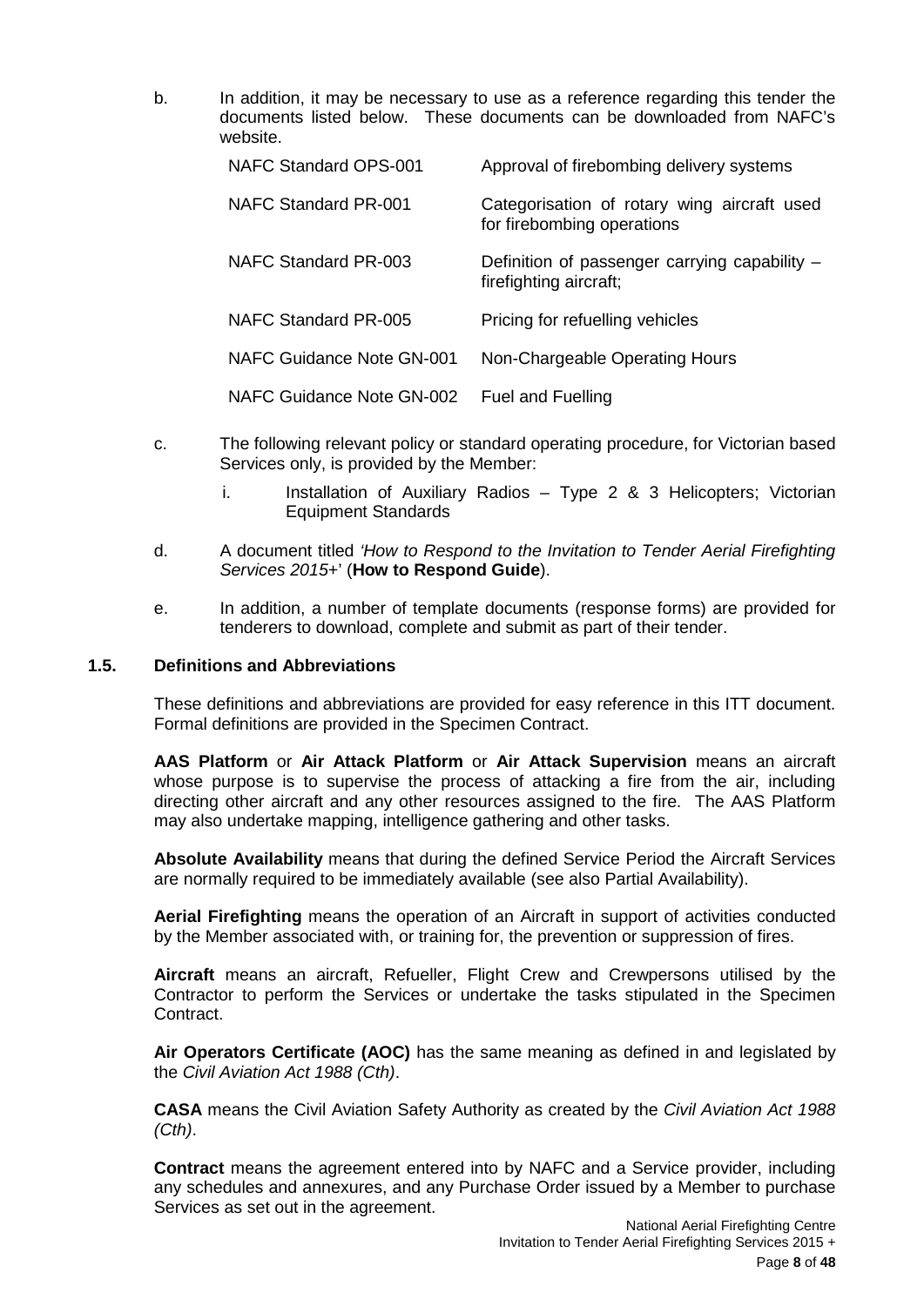b. In addition, it may be necessary to use as a reference regarding this tender the documents listed below. These documents can be downloaded from NAFC's website.

| | |
|---|---|
| NAFC Standard OPS-001 | Approval of firebombing delivery systems |
| NAFC Standard PR-001 | Categorisation of rotary wing aircraft used for firebombing operations |
| NAFC Standard PR-003 | Definition of passenger carrying capability – firefighting aircraft; |
| NAFC Standard PR-005 | Pricing for refuelling vehicles |
| NAFC Guidance Note GN-001 | Non-Chargeable Operating Hours |
| NAFC Guidance Note GN-002 | Fuel and Fuelling |

c. The following relevant policy or standard operating procedure, for Victorian based Services only, is provided by the Member:

   i. Installation of Auxiliary Radios – Type 2 & 3 Helicopters; Victorian Equipment Standards

d. A document titled *'How to Respond to the Invitation to Tender Aerial Firefighting Services 2015+*' (**How to Respond Guide**).

e. In addition, a number of template documents (response forms) are provided for tenderers to download, complete and submit as part of their tender.

### 1.5. Definitions and Abbreviations

These definitions and abbreviations are provided for easy reference in this ITT document. Formal definitions are provided in the Specimen Contract.

**AAS Platform** or **Air Attack Platform** or **Air Attack Supervision** means an aircraft whose purpose is to supervise the process of attacking a fire from the air, including directing other aircraft and any other resources assigned to the fire. The AAS Platform may also undertake mapping, intelligence gathering and other tasks.

**Absolute Availability** means that during the defined Service Period the Aircraft Services are normally required to be immediately available (see also Partial Availability).

**Aerial Firefighting** means the operation of an Aircraft in support of activities conducted by the Member associated with, or training for, the prevention or suppression of fires.

**Aircraft** means an aircraft, Refueller, Flight Crew and Crewpersons utilised by the Contractor to perform the Services or undertake the tasks stipulated in the Specimen Contract.

**Air Operators Certificate (AOC)** has the same meaning as defined in and legislated by the *Civil Aviation Act 1988 (Cth)*.

**CASA** means the Civil Aviation Safety Authority as created by the *Civil Aviation Act 1988 (Cth)*.

**Contract** means the agreement entered into by NAFC and a Service provider, including any schedules and annexures, and any Purchase Order issued by a Member to purchase Services as set out in the agreement.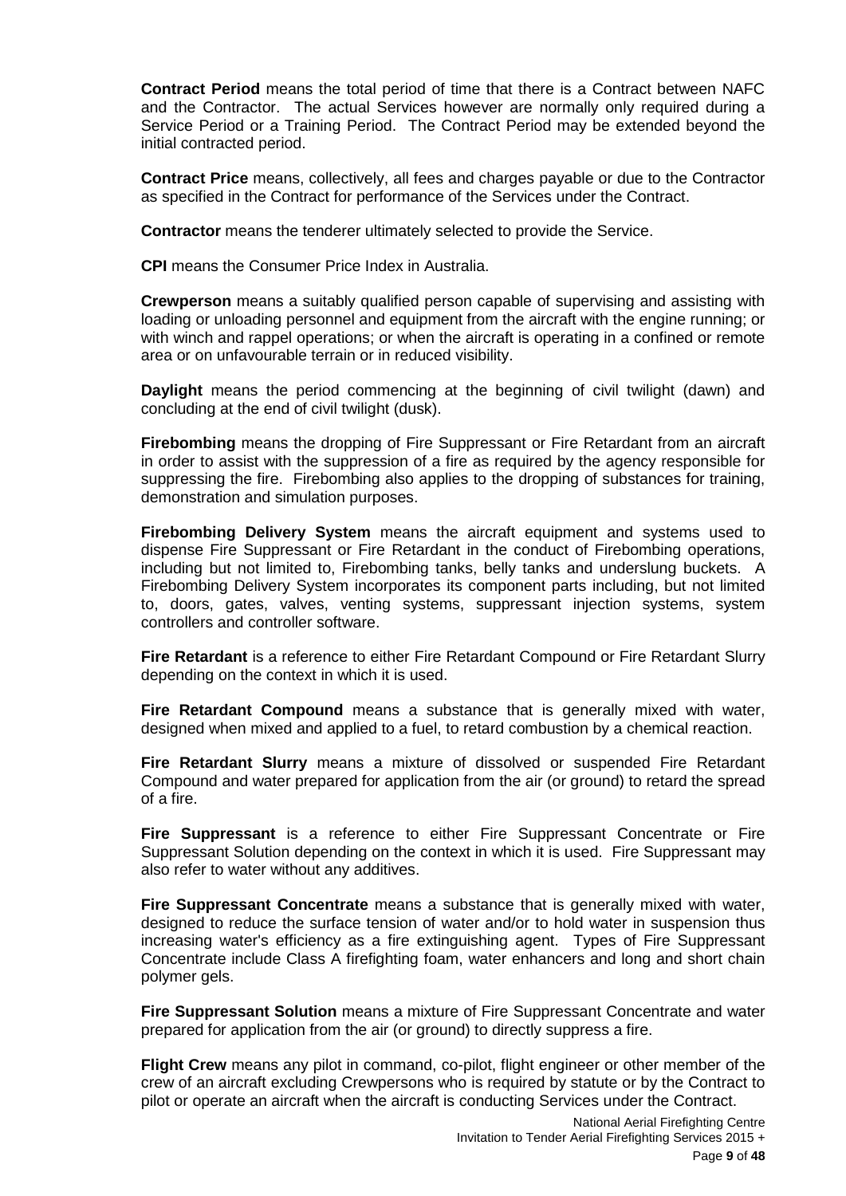**Contract Period** means the total period of time that there is a Contract between NAFC and the Contractor. The actual Services however are normally only required during a Service Period or a Training Period. The Contract Period may be extended beyond the initial contracted period.

**Contract Price** means, collectively, all fees and charges payable or due to the Contractor as specified in the Contract for performance of the Services under the Contract.

**Contractor** means the tenderer ultimately selected to provide the Service.

**CPI** means the Consumer Price Index in Australia.

**Crewperson** means a suitably qualified person capable of supervising and assisting with loading or unloading personnel and equipment from the aircraft with the engine running; or with winch and rappel operations; or when the aircraft is operating in a confined or remote area or on unfavourable terrain or in reduced visibility.

**Daylight** means the period commencing at the beginning of civil twilight (dawn) and concluding at the end of civil twilight (dusk).

**Firebombing** means the dropping of Fire Suppressant or Fire Retardant from an aircraft in order to assist with the suppression of a fire as required by the agency responsible for suppressing the fire. Firebombing also applies to the dropping of substances for training, demonstration and simulation purposes.

**Firebombing Delivery System** means the aircraft equipment and systems used to dispense Fire Suppressant or Fire Retardant in the conduct of Firebombing operations, including but not limited to, Firebombing tanks, belly tanks and underslung buckets. A Firebombing Delivery System incorporates its component parts including, but not limited to, doors, gates, valves, venting systems, suppressant injection systems, system controllers and controller software.

**Fire Retardant** is a reference to either Fire Retardant Compound or Fire Retardant Slurry depending on the context in which it is used.

**Fire Retardant Compound** means a substance that is generally mixed with water, designed when mixed and applied to a fuel, to retard combustion by a chemical reaction.

**Fire Retardant Slurry** means a mixture of dissolved or suspended Fire Retardant Compound and water prepared for application from the air (or ground) to retard the spread of a fire.

**Fire Suppressant** is a reference to either Fire Suppressant Concentrate or Fire Suppressant Solution depending on the context in which it is used. Fire Suppressant may also refer to water without any additives.

**Fire Suppressant Concentrate** means a substance that is generally mixed with water, designed to reduce the surface tension of water and/or to hold water in suspension thus increasing water's efficiency as a fire extinguishing agent. Types of Fire Suppressant Concentrate include Class A firefighting foam, water enhancers and long and short chain polymer gels.

**Fire Suppressant Solution** means a mixture of Fire Suppressant Concentrate and water prepared for application from the air (or ground) to directly suppress a fire.

**Flight Crew** means any pilot in command, co-pilot, flight engineer or other member of the crew of an aircraft excluding Crewpersons who is required by statute or by the Contract to pilot or operate an aircraft when the aircraft is conducting Services under the Contract.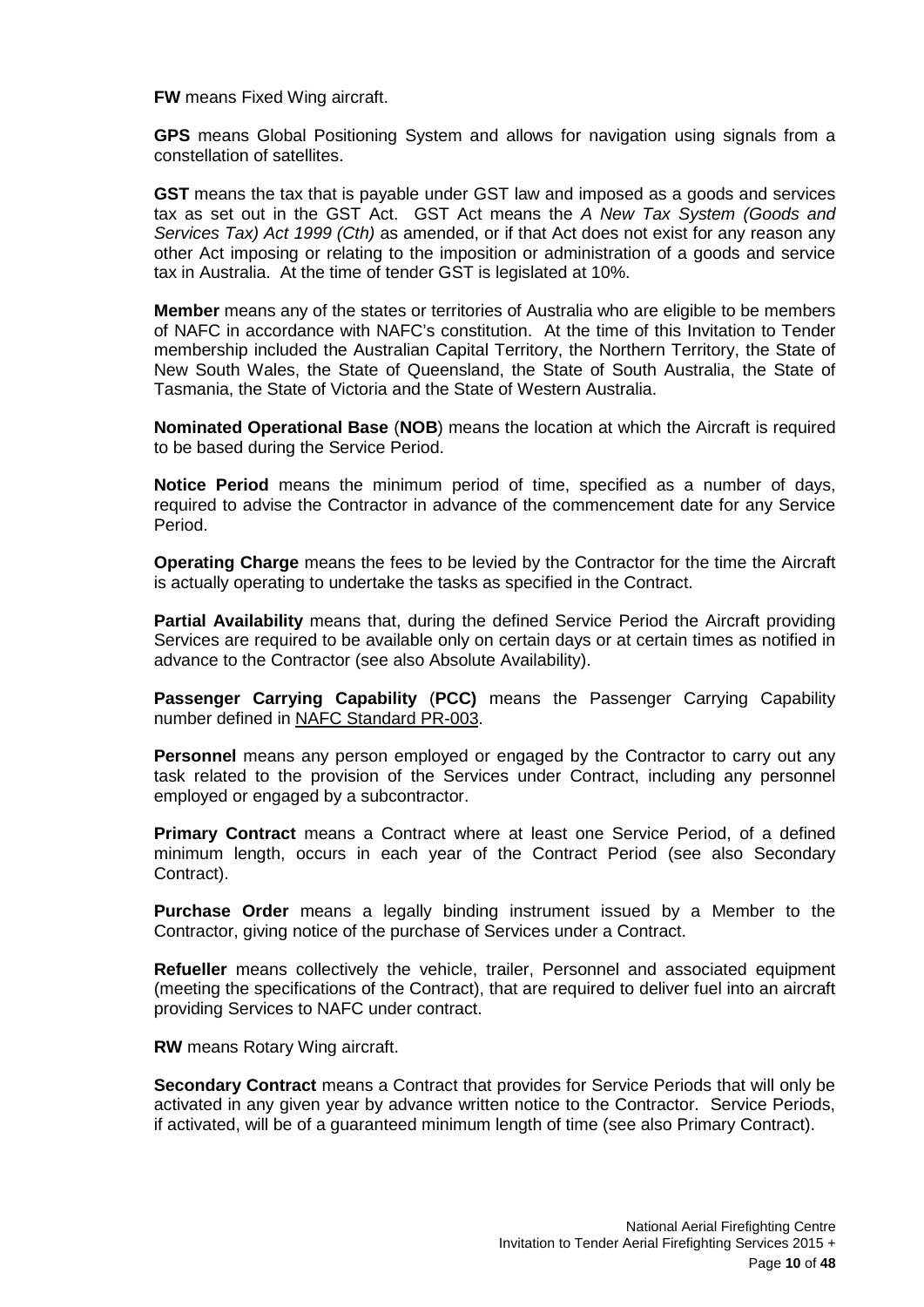**FW** means Fixed Wing aircraft.

**GPS** means Global Positioning System and allows for navigation using signals from a constellation of satellites.

**GST** means the tax that is payable under GST law and imposed as a goods and services tax as set out in the GST Act. GST Act means the *A New Tax System (Goods and Services Tax) Act 1999 (Cth)* as amended, or if that Act does not exist for any reason any other Act imposing or relating to the imposition or administration of a goods and service tax in Australia. At the time of tender GST is legislated at 10%.

**Member** means any of the states or territories of Australia who are eligible to be members of NAFC in accordance with NAFC's constitution. At the time of this Invitation to Tender membership included the Australian Capital Territory, the Northern Territory, the State of New South Wales, the State of Queensland, the State of South Australia, the State of Tasmania, the State of Victoria and the State of Western Australia.

**Nominated Operational Base** (**NOB**) means the location at which the Aircraft is required to be based during the Service Period.

**Notice Period** means the minimum period of time, specified as a number of days, required to advise the Contractor in advance of the commencement date for any Service Period.

**Operating Charge** means the fees to be levied by the Contractor for the time the Aircraft is actually operating to undertake the tasks as specified in the Contract.

**Partial Availability** means that, during the defined Service Period the Aircraft providing Services are required to be available only on certain days or at certain times as notified in advance to the Contractor (see also Absolute Availability).

**Passenger Carrying Capability** (**PCC)** means the Passenger Carrying Capability number defined in NAFC Standard PR-003.

**Personnel** means any person employed or engaged by the Contractor to carry out any task related to the provision of the Services under Contract, including any personnel employed or engaged by a subcontractor.

**Primary Contract** means a Contract where at least one Service Period, of a defined minimum length, occurs in each year of the Contract Period (see also Secondary Contract).

**Purchase Order** means a legally binding instrument issued by a Member to the Contractor, giving notice of the purchase of Services under a Contract.

**Refueller** means collectively the vehicle, trailer, Personnel and associated equipment (meeting the specifications of the Contract), that are required to deliver fuel into an aircraft providing Services to NAFC under contract.

**RW** means Rotary Wing aircraft.

**Secondary Contract** means a Contract that provides for Service Periods that will only be activated in any given year by advance written notice to the Contractor. Service Periods, if activated, will be of a guaranteed minimum length of time (see also Primary Contract).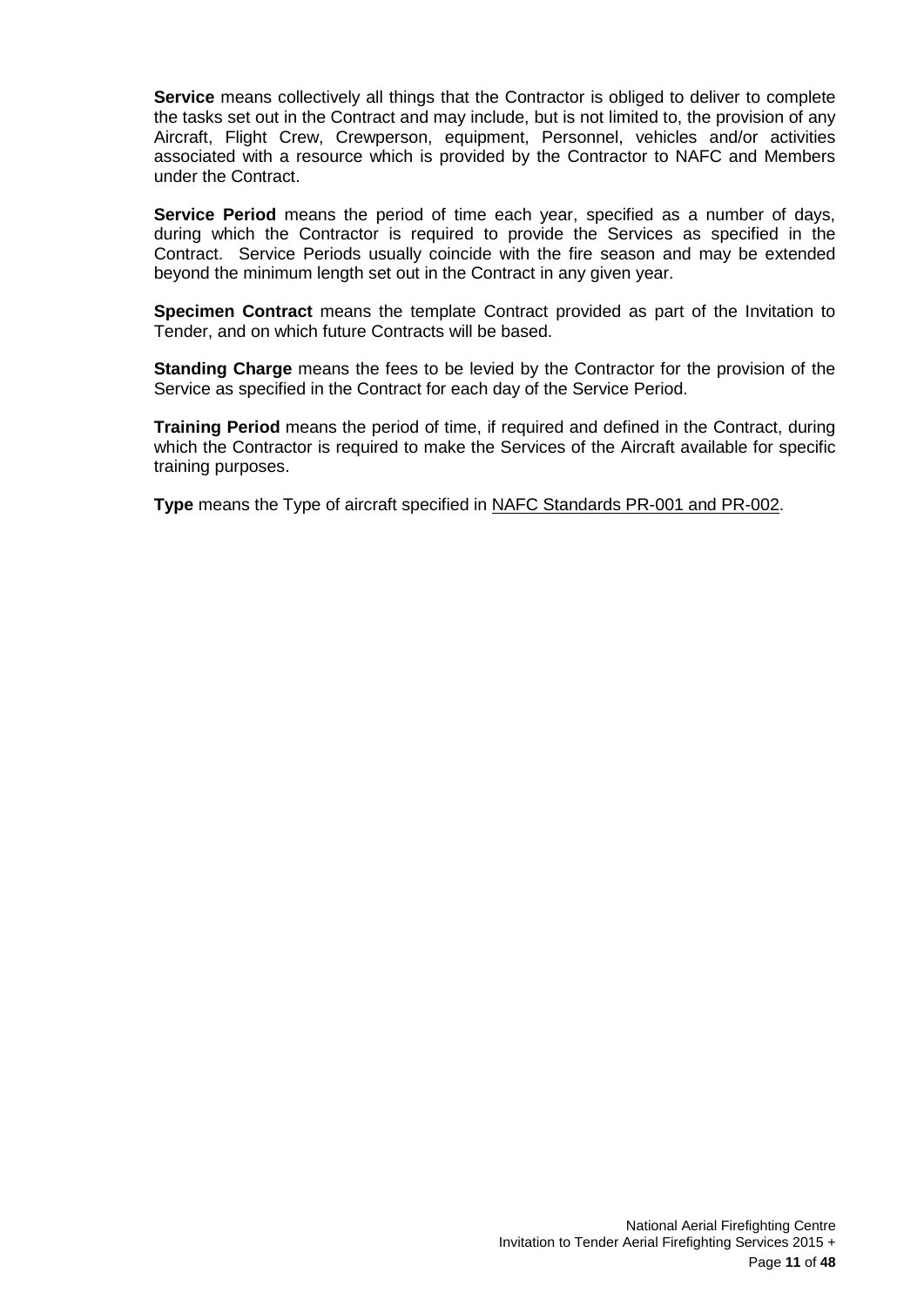**Service** means collectively all things that the Contractor is obliged to deliver to complete the tasks set out in the Contract and may include, but is not limited to, the provision of any Aircraft, Flight Crew, Crewperson, equipment, Personnel, vehicles and/or activities associated with a resource which is provided by the Contractor to NAFC and Members under the Contract.

**Service Period** means the period of time each year, specified as a number of days, during which the Contractor is required to provide the Services as specified in the Contract. Service Periods usually coincide with the fire season and may be extended beyond the minimum length set out in the Contract in any given year.

**Specimen Contract** means the template Contract provided as part of the Invitation to Tender, and on which future Contracts will be based.

**Standing Charge** means the fees to be levied by the Contractor for the provision of the Service as specified in the Contract for each day of the Service Period.

**Training Period** means the period of time, if required and defined in the Contract, during which the Contractor is required to make the Services of the Aircraft available for specific training purposes.

**Type** means the Type of aircraft specified in NAFC Standards PR-001 and PR-002.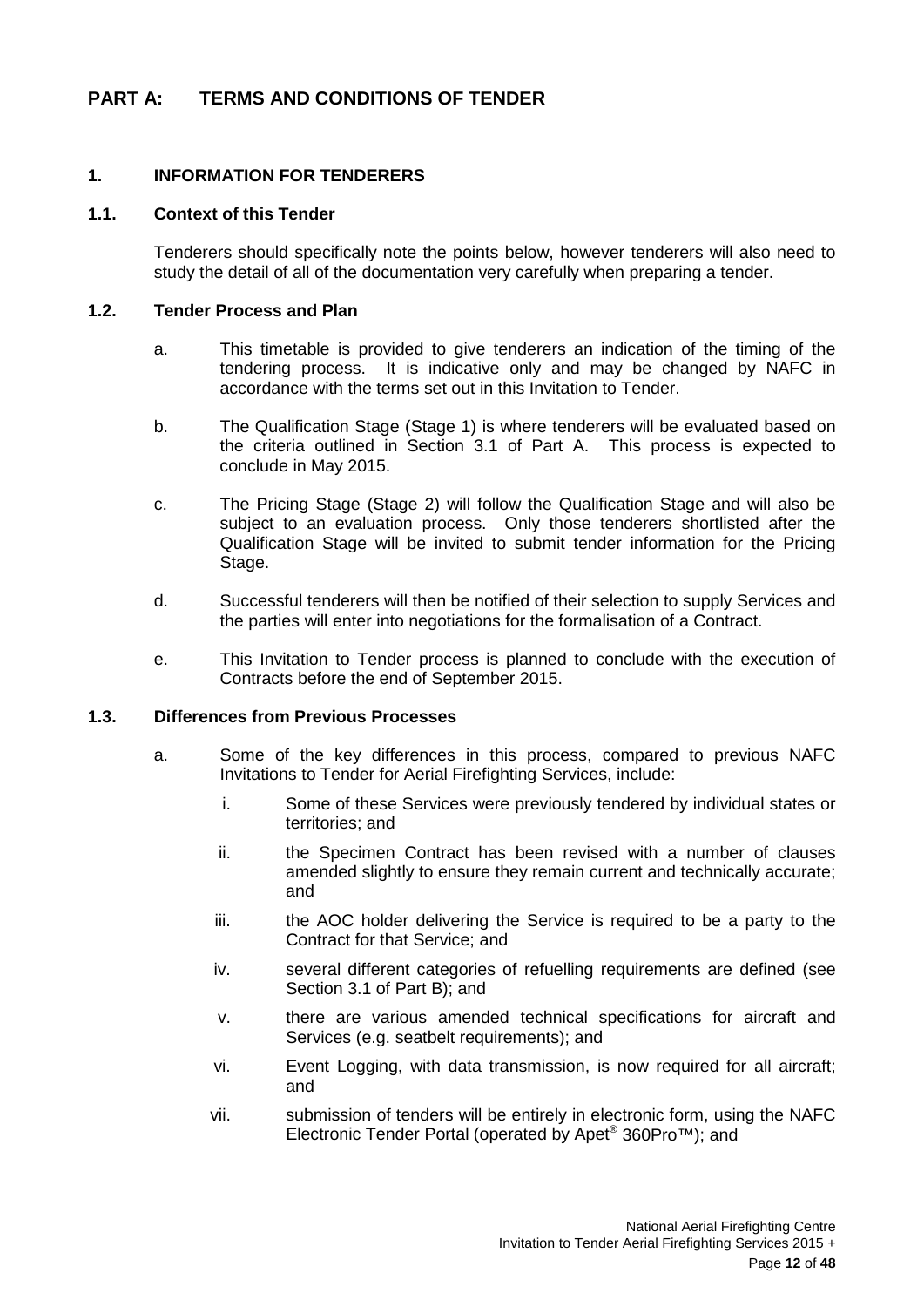# PART A: TERMS AND CONDITIONS OF TENDER

## 1. INFORMATION FOR TENDERERS

### 1.1. Context of this Tender

Tenderers should specifically note the points below, however tenderers will also need to study the detail of all of the documentation very carefully when preparing a tender.

### 1.2. Tender Process and Plan

a. This timetable is provided to give tenderers an indication of the timing of the tendering process. It is indicative only and may be changed by NAFC in accordance with the terms set out in this Invitation to Tender.

b. The Qualification Stage (Stage 1) is where tenderers will be evaluated based on the criteria outlined in Section 3.1 of Part A. This process is expected to conclude in May 2015.

c. The Pricing Stage (Stage 2) will follow the Qualification Stage and will also be subject to an evaluation process. Only those tenderers shortlisted after the Qualification Stage will be invited to submit tender information for the Pricing Stage.

d. Successful tenderers will then be notified of their selection to supply Services and the parties will enter into negotiations for the formalisation of a Contract.

e. This Invitation to Tender process is planned to conclude with the execution of Contracts before the end of September 2015.

### 1.3. Differences from Previous Processes

a. Some of the key differences in this process, compared to previous NAFC Invitations to Tender for Aerial Firefighting Services, include:

   i. Some of these Services were previously tendered by individual states or territories; and

   ii. the Specimen Contract has been revised with a number of clauses amended slightly to ensure they remain current and technically accurate; and

   iii. the AOC holder delivering the Service is required to be a party to the Contract for that Service; and

   iv. several different categories of refuelling requirements are defined (see Section 3.1 of Part B); and

   v. there are various amended technical specifications for aircraft and Services (e.g. seatbelt requirements); and

   vi. Event Logging, with data transmission, is now required for all aircraft; and

   vii. submission of tenders will be entirely in electronic form, using the NAFC Electronic Tender Portal (operated by Apet® 360Pro™); and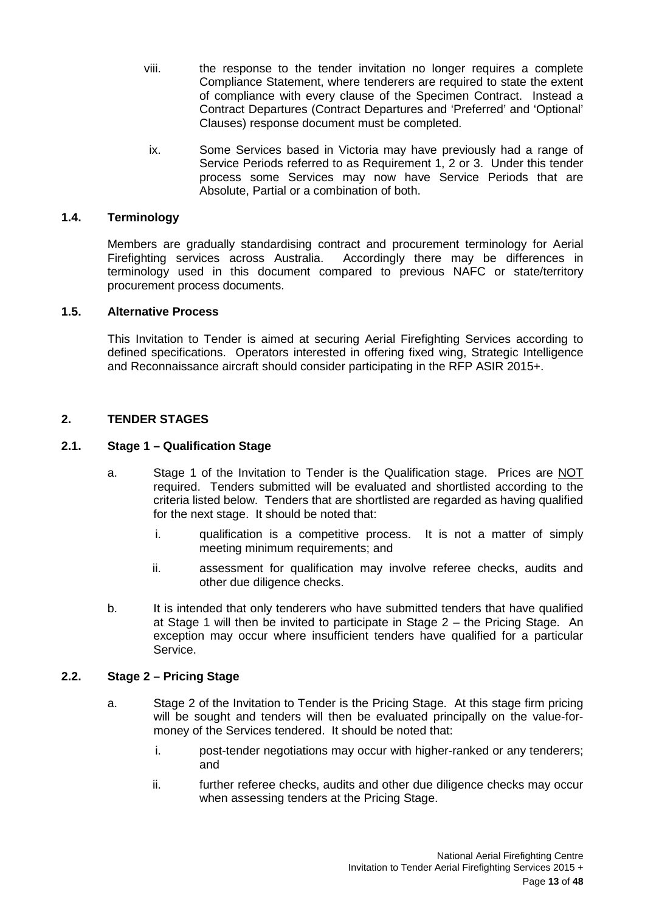viii. the response to the tender invitation no longer requires a complete Compliance Statement, where tenderers are required to state the extent of compliance with every clause of the Specimen Contract. Instead a Contract Departures (Contract Departures and 'Preferred' and 'Optional' Clauses) response document must be completed.

ix. Some Services based in Victoria may have previously had a range of Service Periods referred to as Requirement 1, 2 or 3. Under this tender process some Services may now have Service Periods that are Absolute, Partial or a combination of both.

### 1.4. Terminology

Members are gradually standardising contract and procurement terminology for Aerial Firefighting services across Australia. Accordingly there may be differences in terminology used in this document compared to previous NAFC or state/territory procurement process documents.

### 1.5. Alternative Process

This Invitation to Tender is aimed at securing Aerial Firefighting Services according to defined specifications. Operators interested in offering fixed wing, Strategic Intelligence and Reconnaissance aircraft should consider participating in the RFP ASIR 2015+.

## 2. TENDER STAGES

### 2.1. Stage 1 – Qualification Stage

a. Stage 1 of the Invitation to Tender is the Qualification stage. Prices are <u>NOT</u> required. Tenders submitted will be evaluated and shortlisted according to the criteria listed below. Tenders that are shortlisted are regarded as having qualified for the next stage. It should be noted that:

   i. qualification is a competitive process. It is not a matter of simply meeting minimum requirements; and

   ii. assessment for qualification may involve referee checks, audits and other due diligence checks.

b. It is intended that only tenderers who have submitted tenders that have qualified at Stage 1 will then be invited to participate in Stage 2 – the Pricing Stage. An exception may occur where insufficient tenders have qualified for a particular Service.

### 2.2. Stage 2 – Pricing Stage

a. Stage 2 of the Invitation to Tender is the Pricing Stage. At this stage firm pricing will be sought and tenders will then be evaluated principally on the value-for-money of the Services tendered. It should be noted that:

   i. post-tender negotiations may occur with higher-ranked or any tenderers; and

   ii. further referee checks, audits and other due diligence checks may occur when assessing tenders at the Pricing Stage.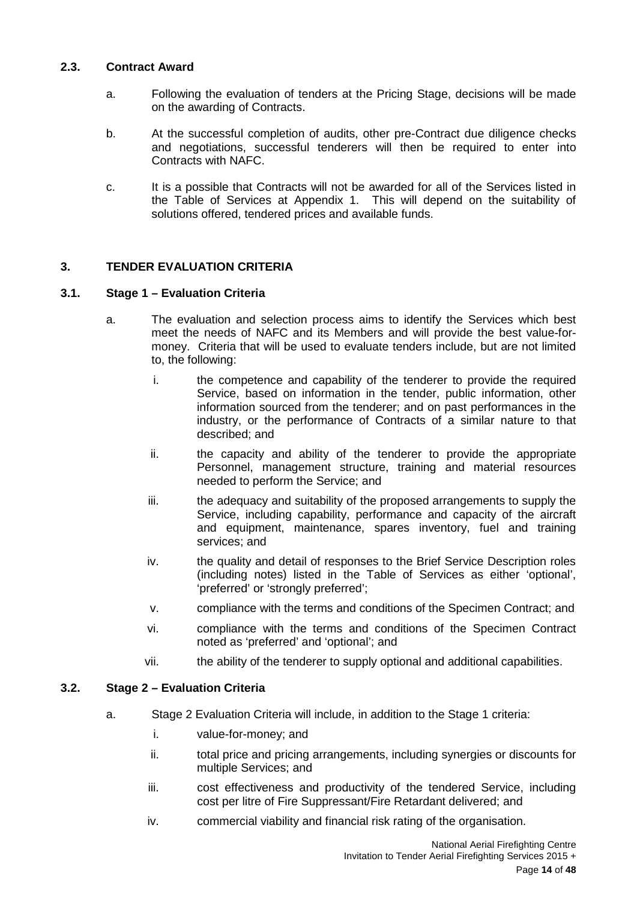### 2.3. Contract Award

a. Following the evaluation of tenders at the Pricing Stage, decisions will be made on the awarding of Contracts.

b. At the successful completion of audits, other pre-Contract due diligence checks and negotiations, successful tenderers will then be required to enter into Contracts with NAFC.

c. It is a possible that Contracts will not be awarded for all of the Services listed in the Table of Services at Appendix 1. This will depend on the suitability of solutions offered, tendered prices and available funds.

## 3. TENDER EVALUATION CRITERIA

### 3.1. Stage 1 – Evaluation Criteria

a. The evaluation and selection process aims to identify the Services which best meet the needs of NAFC and its Members and will provide the best value-for-money. Criteria that will be used to evaluate tenders include, but are not limited to, the following:

   i. the competence and capability of the tenderer to provide the required Service, based on information in the tender, public information, other information sourced from the tenderer; and on past performances in the industry, or the performance of Contracts of a similar nature to that described; and

   ii. the capacity and ability of the tenderer to provide the appropriate Personnel, management structure, training and material resources needed to perform the Service; and

   iii. the adequacy and suitability of the proposed arrangements to supply the Service, including capability, performance and capacity of the aircraft and equipment, maintenance, spares inventory, fuel and training services; and

   iv. the quality and detail of responses to the Brief Service Description roles (including notes) listed in the Table of Services as either 'optional', 'preferred' or 'strongly preferred';

   v. compliance with the terms and conditions of the Specimen Contract; and

   vi. compliance with the terms and conditions of the Specimen Contract noted as 'preferred' and 'optional'; and

   vii. the ability of the tenderer to supply optional and additional capabilities.

### 3.2. Stage 2 – Evaluation Criteria

a. Stage 2 Evaluation Criteria will include, in addition to the Stage 1 criteria:

   i. value-for-money; and

   ii. total price and pricing arrangements, including synergies or discounts for multiple Services; and

   iii. cost effectiveness and productivity of the tendered Service, including cost per litre of Fire Suppressant/Fire Retardant delivered; and

   iv. commercial viability and financial risk rating of the organisation.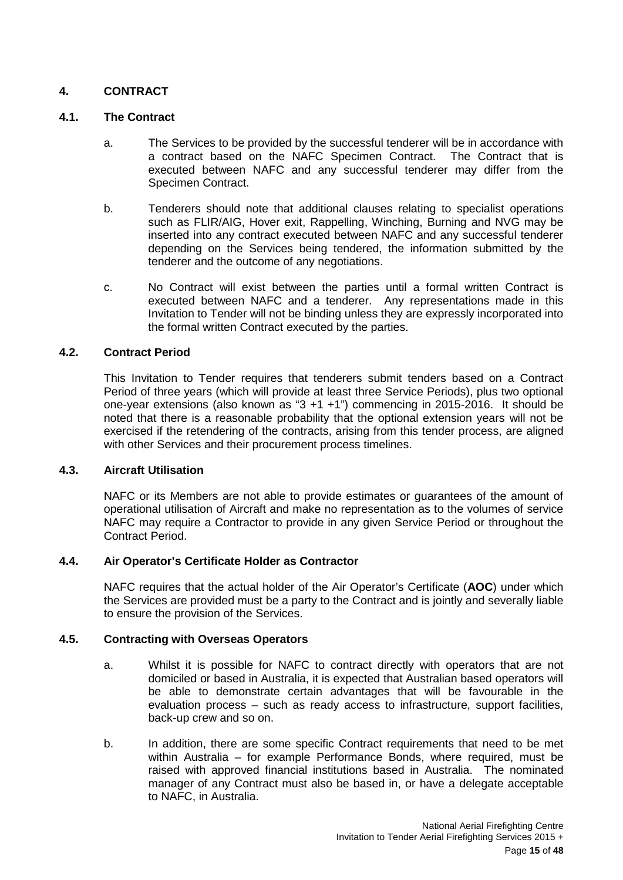## 4. CONTRACT

### 4.1. The Contract

a. The Services to be provided by the successful tenderer will be in accordance with a contract based on the NAFC Specimen Contract. The Contract that is executed between NAFC and any successful tenderer may differ from the Specimen Contract.

b. Tenderers should note that additional clauses relating to specialist operations such as FLIR/AIG, Hover exit, Rappelling, Winching, Burning and NVG may be inserted into any contract executed between NAFC and any successful tenderer depending on the Services being tendered, the information submitted by the tenderer and the outcome of any negotiations.

c. No Contract will exist between the parties until a formal written Contract is executed between NAFC and a tenderer. Any representations made in this Invitation to Tender will not be binding unless they are expressly incorporated into the formal written Contract executed by the parties.

### 4.2. Contract Period

This Invitation to Tender requires that tenderers submit tenders based on a Contract Period of three years (which will provide at least three Service Periods), plus two optional one-year extensions (also known as "3 +1 +1") commencing in 2015-2016. It should be noted that there is a reasonable probability that the optional extension years will not be exercised if the retendering of the contracts, arising from this tender process, are aligned with other Services and their procurement process timelines.

### 4.3. Aircraft Utilisation

NAFC or its Members are not able to provide estimates or guarantees of the amount of operational utilisation of Aircraft and make no representation as to the volumes of service NAFC may require a Contractor to provide in any given Service Period or throughout the Contract Period.

### 4.4. Air Operator's Certificate Holder as Contractor

NAFC requires that the actual holder of the Air Operator's Certificate (**AOC**) under which the Services are provided must be a party to the Contract and is jointly and severally liable to ensure the provision of the Services.

### 4.5. Contracting with Overseas Operators

a. Whilst it is possible for NAFC to contract directly with operators that are not domiciled or based in Australia, it is expected that Australian based operators will be able to demonstrate certain advantages that will be favourable in the evaluation process – such as ready access to infrastructure, support facilities, back-up crew and so on.

b. In addition, there are some specific Contract requirements that need to be met within Australia – for example Performance Bonds, where required, must be raised with approved financial institutions based in Australia. The nominated manager of any Contract must also be based in, or have a delegate acceptable to NAFC, in Australia.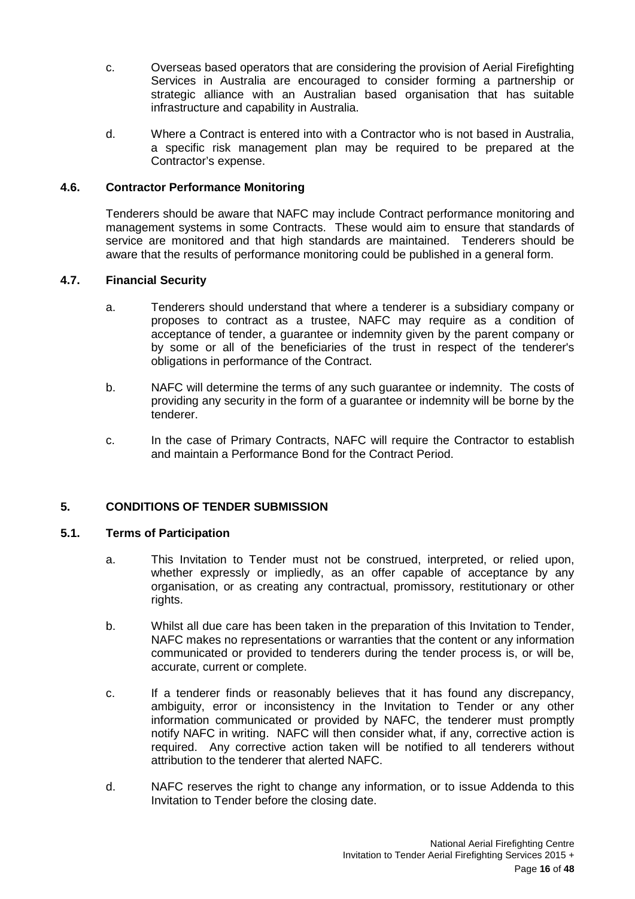c. Overseas based operators that are considering the provision of Aerial Firefighting Services in Australia are encouraged to consider forming a partnership or strategic alliance with an Australian based organisation that has suitable infrastructure and capability in Australia.

d. Where a Contract is entered into with a Contractor who is not based in Australia, a specific risk management plan may be required to be prepared at the Contractor's expense.

### 4.6. Contractor Performance Monitoring

Tenderers should be aware that NAFC may include Contract performance monitoring and management systems in some Contracts. These would aim to ensure that standards of service are monitored and that high standards are maintained. Tenderers should be aware that the results of performance monitoring could be published in a general form.

### 4.7. Financial Security

a. Tenderers should understand that where a tenderer is a subsidiary company or proposes to contract as a trustee, NAFC may require as a condition of acceptance of tender, a guarantee or indemnity given by the parent company or by some or all of the beneficiaries of the trust in respect of the tenderer's obligations in performance of the Contract.

b. NAFC will determine the terms of any such guarantee or indemnity. The costs of providing any security in the form of a guarantee or indemnity will be borne by the tenderer.

c. In the case of Primary Contracts, NAFC will require the Contractor to establish and maintain a Performance Bond for the Contract Period.

## 5. CONDITIONS OF TENDER SUBMISSION

### 5.1. Terms of Participation

a. This Invitation to Tender must not be construed, interpreted, or relied upon, whether expressly or impliedly, as an offer capable of acceptance by any organisation, or as creating any contractual, promissory, restitutionary or other rights.

b. Whilst all due care has been taken in the preparation of this Invitation to Tender, NAFC makes no representations or warranties that the content or any information communicated or provided to tenderers during the tender process is, or will be, accurate, current or complete.

c. If a tenderer finds or reasonably believes that it has found any discrepancy, ambiguity, error or inconsistency in the Invitation to Tender or any other information communicated or provided by NAFC, the tenderer must promptly notify NAFC in writing. NAFC will then consider what, if any, corrective action is required. Any corrective action taken will be notified to all tenderers without attribution to the tenderer that alerted NAFC.

d. NAFC reserves the right to change any information, or to issue Addenda to this Invitation to Tender before the closing date.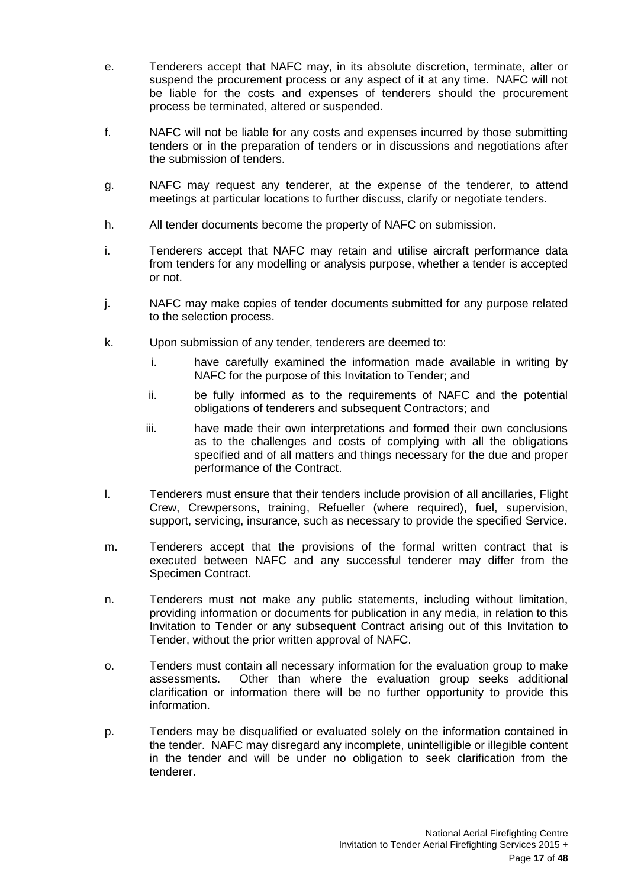e. Tenderers accept that NAFC may, in its absolute discretion, terminate, alter or suspend the procurement process or any aspect of it at any time. NAFC will not be liable for the costs and expenses of tenderers should the procurement process be terminated, altered or suspended.

f. NAFC will not be liable for any costs and expenses incurred by those submitting tenders or in the preparation of tenders or in discussions and negotiations after the submission of tenders.

g. NAFC may request any tenderer, at the expense of the tenderer, to attend meetings at particular locations to further discuss, clarify or negotiate tenders.

h. All tender documents become the property of NAFC on submission.

i. Tenderers accept that NAFC may retain and utilise aircraft performance data from tenders for any modelling or analysis purpose, whether a tender is accepted or not.

j. NAFC may make copies of tender documents submitted for any purpose related to the selection process.

k. Upon submission of any tender, tenderers are deemed to:

   i. have carefully examined the information made available in writing by NAFC for the purpose of this Invitation to Tender; and

   ii. be fully informed as to the requirements of NAFC and the potential obligations of tenderers and subsequent Contractors; and

   iii. have made their own interpretations and formed their own conclusions as to the challenges and costs of complying with all the obligations specified and of all matters and things necessary for the due and proper performance of the Contract.

l. Tenderers must ensure that their tenders include provision of all ancillaries, Flight Crew, Crewpersons, training, Refueller (where required), fuel, supervision, support, servicing, insurance, such as necessary to provide the specified Service.

m. Tenderers accept that the provisions of the formal written contract that is executed between NAFC and any successful tenderer may differ from the Specimen Contract.

n. Tenderers must not make any public statements, including without limitation, providing information or documents for publication in any media, in relation to this Invitation to Tender or any subsequent Contract arising out of this Invitation to Tender, without the prior written approval of NAFC.

o. Tenders must contain all necessary information for the evaluation group to make assessments. Other than where the evaluation group seeks additional clarification or information there will be no further opportunity to provide this information.

p. Tenders may be disqualified or evaluated solely on the information contained in the tender. NAFC may disregard any incomplete, unintelligible or illegible content in the tender and will be under no obligation to seek clarification from the tenderer.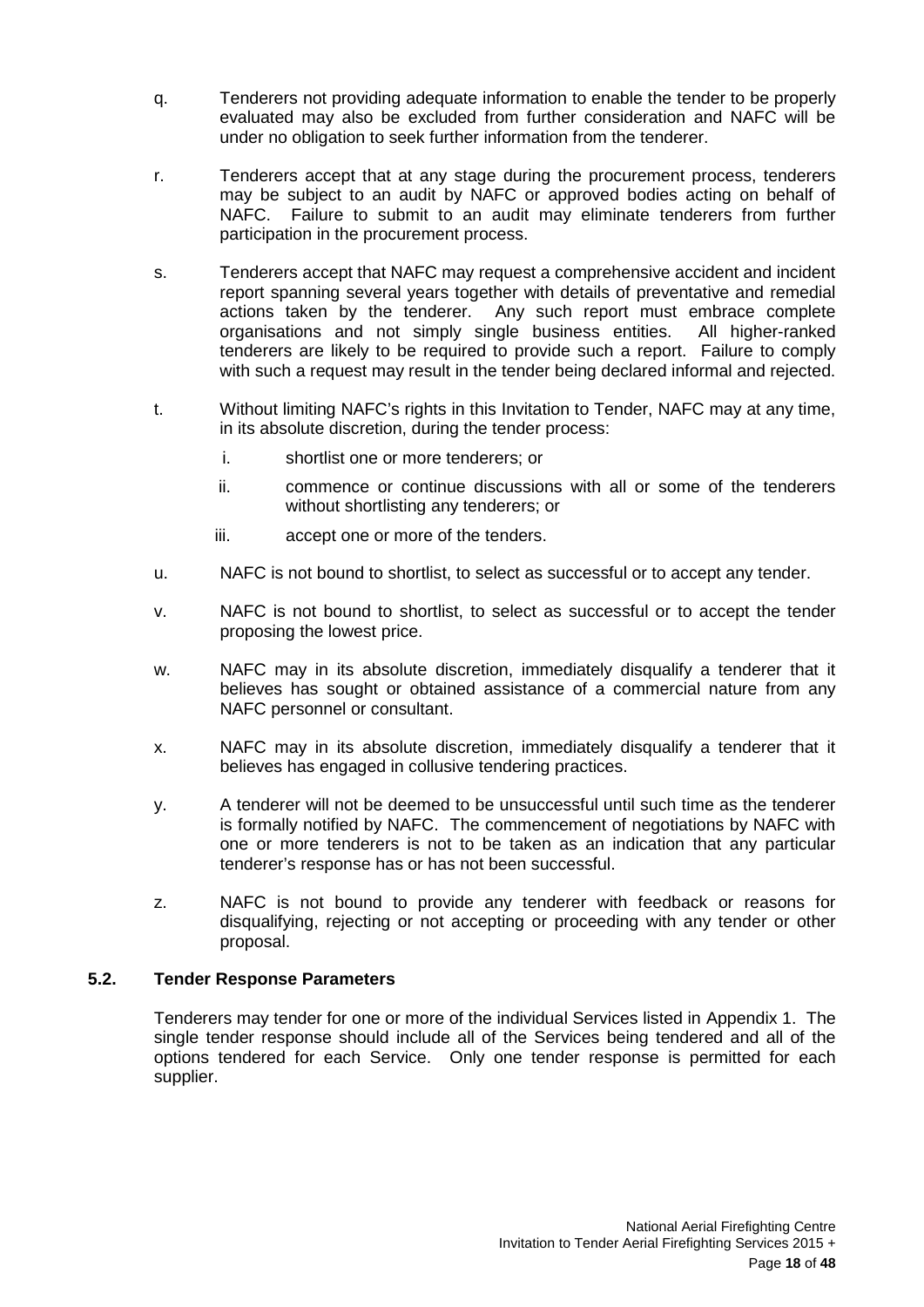q. Tenderers not providing adequate information to enable the tender to be properly evaluated may also be excluded from further consideration and NAFC will be under no obligation to seek further information from the tenderer.

r. Tenderers accept that at any stage during the procurement process, tenderers may be subject to an audit by NAFC or approved bodies acting on behalf of NAFC. Failure to submit to an audit may eliminate tenderers from further participation in the procurement process.

s. Tenderers accept that NAFC may request a comprehensive accident and incident report spanning several years together with details of preventative and remedial actions taken by the tenderer. Any such report must embrace complete organisations and not simply single business entities. All higher-ranked tenderers are likely to be required to provide such a report. Failure to comply with such a request may result in the tender being declared informal and rejected.

t. Without limiting NAFC's rights in this Invitation to Tender, NAFC may at any time, in its absolute discretion, during the tender process:

   i. shortlist one or more tenderers; or

   ii. commence or continue discussions with all or some of the tenderers without shortlisting any tenderers; or

   iii. accept one or more of the tenders.

u. NAFC is not bound to shortlist, to select as successful or to accept any tender.

v. NAFC is not bound to shortlist, to select as successful or to accept the tender proposing the lowest price.

w. NAFC may in its absolute discretion, immediately disqualify a tenderer that it believes has sought or obtained assistance of a commercial nature from any NAFC personnel or consultant.

x. NAFC may in its absolute discretion, immediately disqualify a tenderer that it believes has engaged in collusive tendering practices.

y. A tenderer will not be deemed to be unsuccessful until such time as the tenderer is formally notified by NAFC. The commencement of negotiations by NAFC with one or more tenderers is not to be taken as an indication that any particular tenderer's response has or has not been successful.

z. NAFC is not bound to provide any tenderer with feedback or reasons for disqualifying, rejecting or not accepting or proceeding with any tender or other proposal.

### 5.2. Tender Response Parameters

Tenderers may tender for one or more of the individual Services listed in Appendix 1. The single tender response should include all of the Services being tendered and all of the options tendered for each Service. Only one tender response is permitted for each supplier.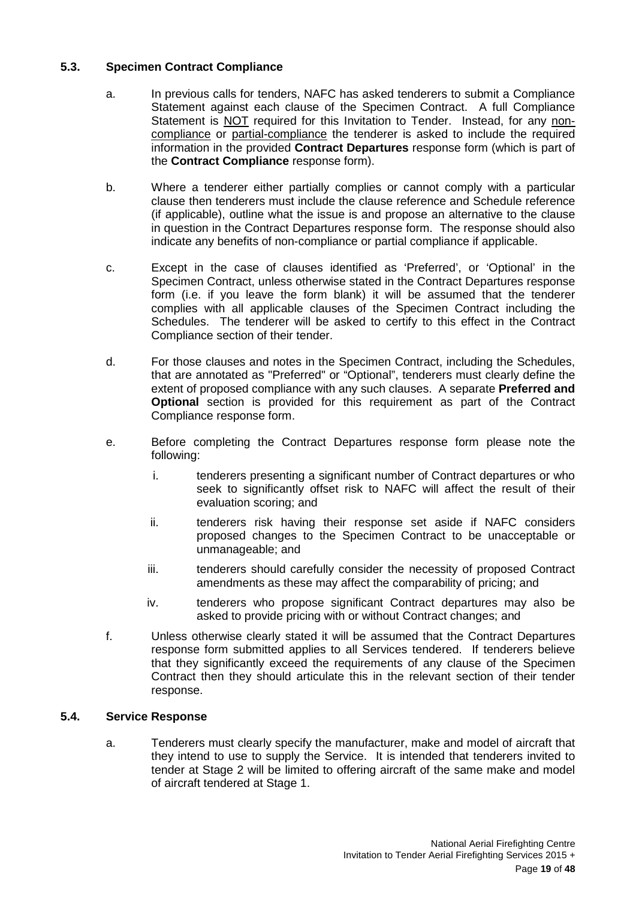### 5.3. Specimen Contract Compliance

a. In previous calls for tenders, NAFC has asked tenderers to submit a Compliance Statement against each clause of the Specimen Contract. A full Compliance Statement is NOT required for this Invitation to Tender. Instead, for any non-compliance or partial-compliance the tenderer is asked to include the required information in the provided **Contract Departures** response form (which is part of the **Contract Compliance** response form).

b. Where a tenderer either partially complies or cannot comply with a particular clause then tenderers must include the clause reference and Schedule reference (if applicable), outline what the issue is and propose an alternative to the clause in question in the Contract Departures response form. The response should also indicate any benefits of non-compliance or partial compliance if applicable.

c. Except in the case of clauses identified as 'Preferred', or 'Optional' in the Specimen Contract, unless otherwise stated in the Contract Departures response form (i.e. if you leave the form blank) it will be assumed that the tenderer complies with all applicable clauses of the Specimen Contract including the Schedules. The tenderer will be asked to certify to this effect in the Contract Compliance section of their tender.

d. For those clauses and notes in the Specimen Contract, including the Schedules, that are annotated as "Preferred" or "Optional", tenderers must clearly define the extent of proposed compliance with any such clauses. A separate **Preferred and Optional** section is provided for this requirement as part of the Contract Compliance response form.

e. Before completing the Contract Departures response form please note the following:

   i. tenderers presenting a significant number of Contract departures or who seek to significantly offset risk to NAFC will affect the result of their evaluation scoring; and

   ii. tenderers risk having their response set aside if NAFC considers proposed changes to the Specimen Contract to be unacceptable or unmanageable; and

   iii. tenderers should carefully consider the necessity of proposed Contract amendments as these may affect the comparability of pricing; and

   iv. tenderers who propose significant Contract departures may also be asked to provide pricing with or without Contract changes; and

f. Unless otherwise clearly stated it will be assumed that the Contract Departures response form submitted applies to all Services tendered. If tenderers believe that they significantly exceed the requirements of any clause of the Specimen Contract then they should articulate this in the relevant section of their tender response.

### 5.4. Service Response

a. Tenderers must clearly specify the manufacturer, make and model of aircraft that they intend to use to supply the Service. It is intended that tenderers invited to tender at Stage 2 will be limited to offering aircraft of the same make and model of aircraft tendered at Stage 1.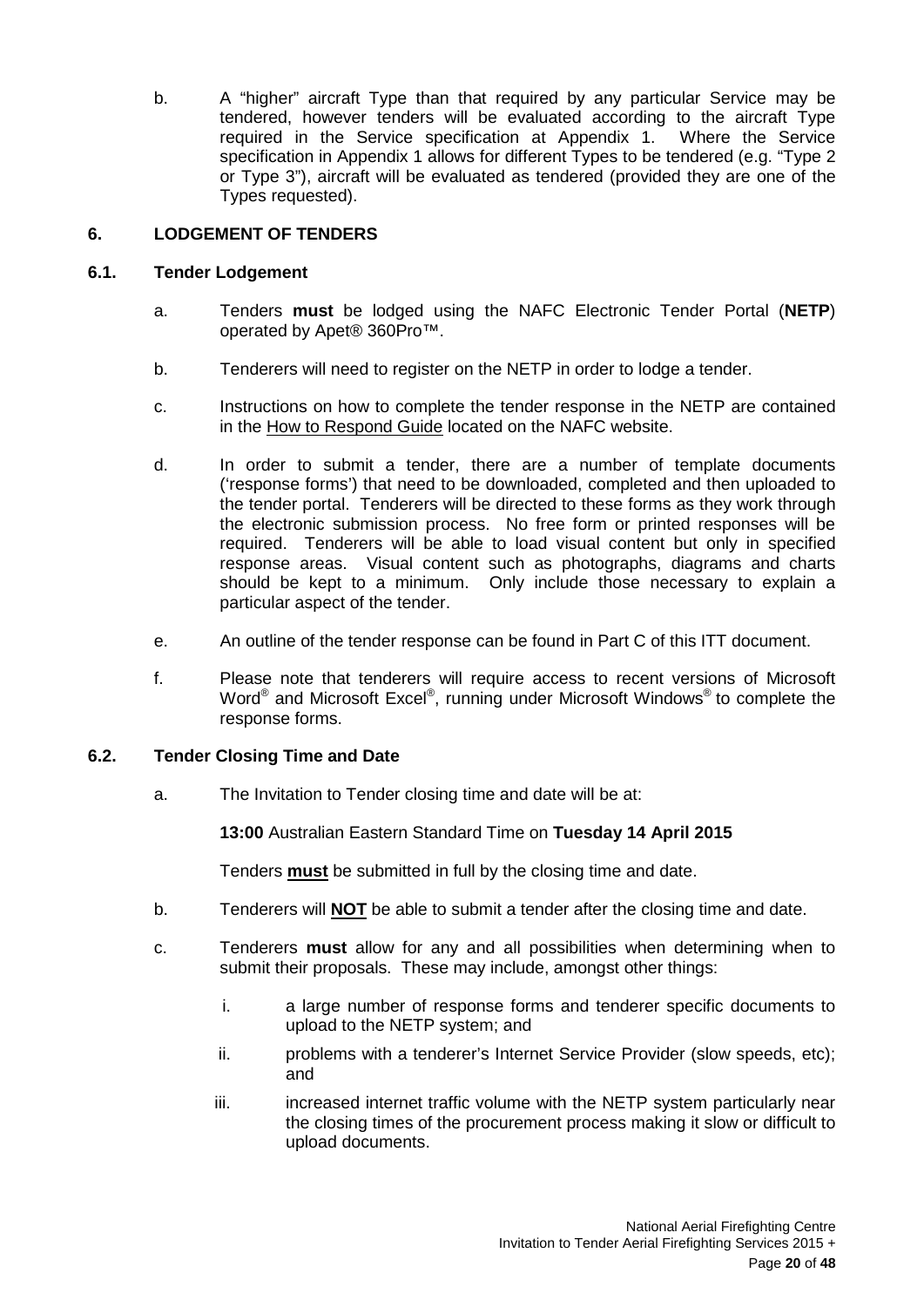b. A "higher" aircraft Type than that required by any particular Service may be tendered, however tenders will be evaluated according to the aircraft Type required in the Service specification at Appendix 1. Where the Service specification in Appendix 1 allows for different Types to be tendered (e.g. "Type 2 or Type 3"), aircraft will be evaluated as tendered (provided they are one of the Types requested).

## 6. LODGEMENT OF TENDERS

### 6.1. Tender Lodgement

a. Tenders **must** be lodged using the NAFC Electronic Tender Portal (**NETP**) operated by Apet® 360Pro™.

b. Tenderers will need to register on the NETP in order to lodge a tender.

c. Instructions on how to complete the tender response in the NETP are contained in the How to Respond Guide located on the NAFC website.

d. In order to submit a tender, there are a number of template documents ('response forms') that need to be downloaded, completed and then uploaded to the tender portal. Tenderers will be directed to these forms as they work through the electronic submission process. No free form or printed responses will be required. Tenderers will be able to load visual content but only in specified response areas. Visual content such as photographs, diagrams and charts should be kept to a minimum. Only include those necessary to explain a particular aspect of the tender.

e. An outline of the tender response can be found in Part C of this ITT document.

f. Please note that tenderers will require access to recent versions of Microsoft Word® and Microsoft Excel®, running under Microsoft Windows® to complete the response forms.

### 6.2. Tender Closing Time and Date

a. The Invitation to Tender closing time and date will be at:

**13:00** Australian Eastern Standard Time on **Tuesday 14 April 2015**

Tenders **must** be submitted in full by the closing time and date.

b. Tenderers will **NOT** be able to submit a tender after the closing time and date.

c. Tenderers **must** allow for any and all possibilities when determining when to submit their proposals. These may include, amongst other things:

i. a large number of response forms and tenderer specific documents to upload to the NETP system; and

ii. problems with a tenderer's Internet Service Provider (slow speeds, etc); and

iii. increased internet traffic volume with the NETP system particularly near the closing times of the procurement process making it slow or difficult to upload documents.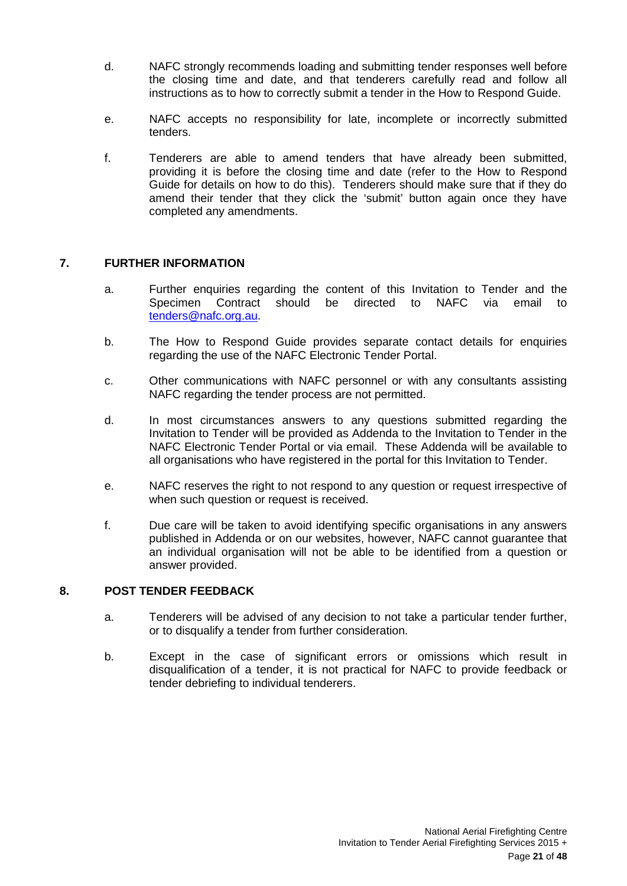d. NAFC strongly recommends loading and submitting tender responses well before the closing time and date, and that tenderers carefully read and follow all instructions as to how to correctly submit a tender in the How to Respond Guide.

e. NAFC accepts no responsibility for late, incomplete or incorrectly submitted tenders.

f. Tenderers are able to amend tenders that have already been submitted, providing it is before the closing time and date (refer to the How to Respond Guide for details on how to do this). Tenderers should make sure that if they do amend their tender that they click the 'submit' button again once they have completed any amendments.

## 7. FURTHER INFORMATION

a. Further enquiries regarding the content of this Invitation to Tender and the Specimen Contract should be directed to NAFC via email to tenders@nafc.org.au.

b. The How to Respond Guide provides separate contact details for enquiries regarding the use of the NAFC Electronic Tender Portal.

c. Other communications with NAFC personnel or with any consultants assisting NAFC regarding the tender process are not permitted.

d. In most circumstances answers to any questions submitted regarding the Invitation to Tender will be provided as Addenda to the Invitation to Tender in the NAFC Electronic Tender Portal or via email. These Addenda will be available to all organisations who have registered in the portal for this Invitation to Tender.

e. NAFC reserves the right to not respond to any question or request irrespective of when such question or request is received.

f. Due care will be taken to avoid identifying specific organisations in any answers published in Addenda or on our websites, however, NAFC cannot guarantee that an individual organisation will not be able to be identified from a question or answer provided.

## 8. POST TENDER FEEDBACK

a. Tenderers will be advised of any decision to not take a particular tender further, or to disqualify a tender from further consideration.

b. Except in the case of significant errors or omissions which result in disqualification of a tender, it is not practical for NAFC to provide feedback or tender debriefing to individual tenderers.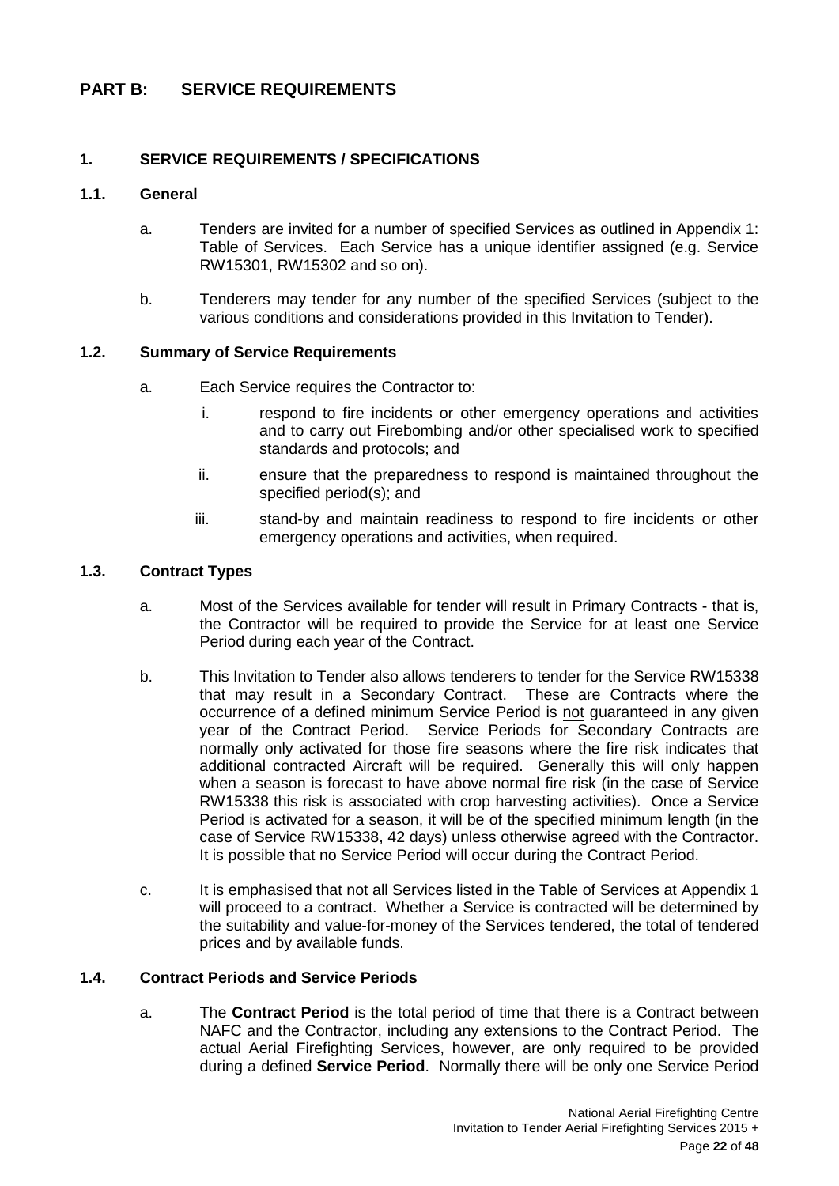# PART B: SERVICE REQUIREMENTS

## 1. SERVICE REQUIREMENTS / SPECIFICATIONS

### 1.1. General

a. Tenders are invited for a number of specified Services as outlined in Appendix 1: Table of Services. Each Service has a unique identifier assigned (e.g. Service RW15301, RW15302 and so on).

b. Tenderers may tender for any number of the specified Services (subject to the various conditions and considerations provided in this Invitation to Tender).

### 1.2. Summary of Service Requirements

a. Each Service requires the Contractor to:

   i. respond to fire incidents or other emergency operations and activities and to carry out Firebombing and/or other specialised work to specified standards and protocols; and

   ii. ensure that the preparedness to respond is maintained throughout the specified period(s); and

   iii. stand-by and maintain readiness to respond to fire incidents or other emergency operations and activities, when required.

### 1.3. Contract Types

a. Most of the Services available for tender will result in Primary Contracts - that is, the Contractor will be required to provide the Service for at least one Service Period during each year of the Contract.

b. This Invitation to Tender also allows tenderers to tender for the Service RW15338 that may result in a Secondary Contract. These are Contracts where the occurrence of a defined minimum Service Period is not guaranteed in any given year of the Contract Period. Service Periods for Secondary Contracts are normally only activated for those fire seasons where the fire risk indicates that additional contracted Aircraft will be required. Generally this will only happen when a season is forecast to have above normal fire risk (in the case of Service RW15338 this risk is associated with crop harvesting activities). Once a Service Period is activated for a season, it will be of the specified minimum length (in the case of Service RW15338, 42 days) unless otherwise agreed with the Contractor. It is possible that no Service Period will occur during the Contract Period.

c. It is emphasised that not all Services listed in the Table of Services at Appendix 1 will proceed to a contract. Whether a Service is contracted will be determined by the suitability and value-for-money of the Services tendered, the total of tendered prices and by available funds.

### 1.4. Contract Periods and Service Periods

a. The **Contract Period** is the total period of time that there is a Contract between NAFC and the Contractor, including any extensions to the Contract Period. The actual Aerial Firefighting Services, however, are only required to be provided during a defined **Service Period**. Normally there will be only one Service Period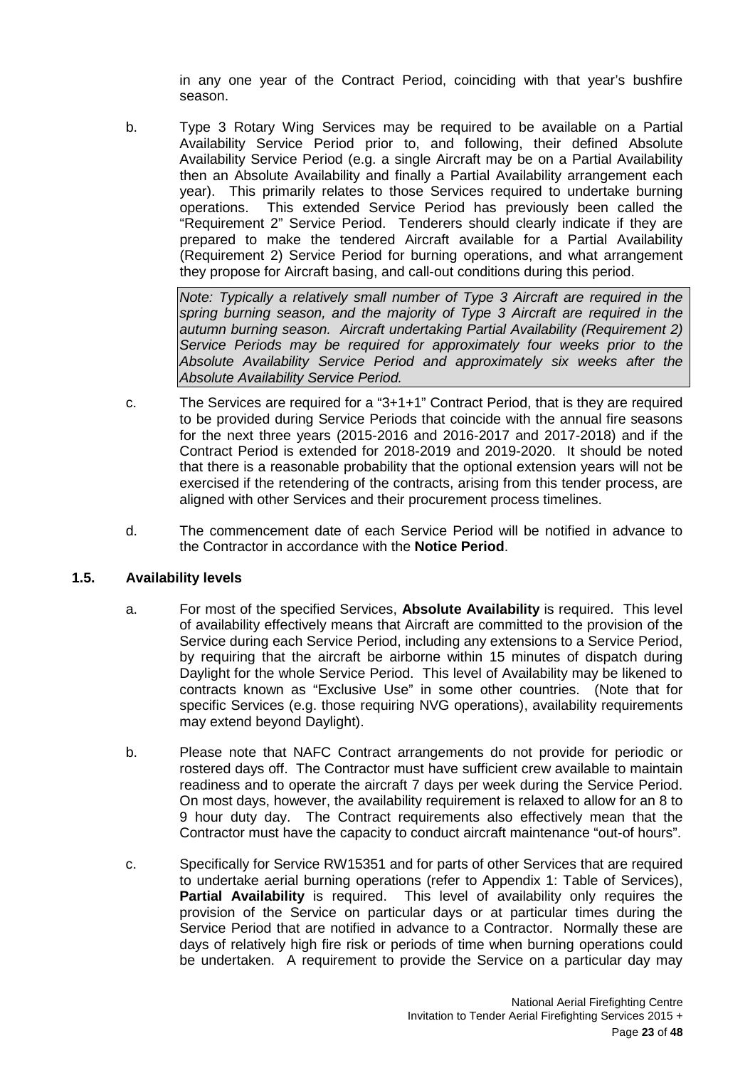in any one year of the Contract Period, coinciding with that year's bushfire season.

b. Type 3 Rotary Wing Services may be required to be available on a Partial Availability Service Period prior to, and following, their defined Absolute Availability Service Period (e.g. a single Aircraft may be on a Partial Availability then an Absolute Availability and finally a Partial Availability arrangement each year). This primarily relates to those Services required to undertake burning operations. This extended Service Period has previously been called the "Requirement 2" Service Period. Tenderers should clearly indicate if they are prepared to make the tendered Aircraft available for a Partial Availability (Requirement 2) Service Period for burning operations, and what arrangement they propose for Aircraft basing, and call-out conditions during this period.

> *Note: Typically a relatively small number of Type 3 Aircraft are required in the spring burning season, and the majority of Type 3 Aircraft are required in the autumn burning season. Aircraft undertaking Partial Availability (Requirement 2) Service Periods may be required for approximately four weeks prior to the Absolute Availability Service Period and approximately six weeks after the Absolute Availability Service Period.*

c. The Services are required for a "3+1+1" Contract Period, that is they are required to be provided during Service Periods that coincide with the annual fire seasons for the next three years (2015-2016 and 2016-2017 and 2017-2018) and if the Contract Period is extended for 2018-2019 and 2019-2020. It should be noted that there is a reasonable probability that the optional extension years will not be exercised if the retendering of the contracts, arising from this tender process, are aligned with other Services and their procurement process timelines.

d. The commencement date of each Service Period will be notified in advance to the Contractor in accordance with the **Notice Period**.

### 1.5. Availability levels

a. For most of the specified Services, **Absolute Availability** is required. This level of availability effectively means that Aircraft are committed to the provision of the Service during each Service Period, including any extensions to a Service Period, by requiring that the aircraft be airborne within 15 minutes of dispatch during Daylight for the whole Service Period. This level of Availability may be likened to contracts known as "Exclusive Use" in some other countries. (Note that for specific Services (e.g. those requiring NVG operations), availability requirements may extend beyond Daylight).

b. Please note that NAFC Contract arrangements do not provide for periodic or rostered days off. The Contractor must have sufficient crew available to maintain readiness and to operate the aircraft 7 days per week during the Service Period. On most days, however, the availability requirement is relaxed to allow for an 8 to 9 hour duty day. The Contract requirements also effectively mean that the Contractor must have the capacity to conduct aircraft maintenance "out-of hours".

c. Specifically for Service RW15351 and for parts of other Services that are required to undertake aerial burning operations (refer to Appendix 1: Table of Services), **Partial Availability** is required. This level of availability only requires the provision of the Service on particular days or at particular times during the Service Period that are notified in advance to a Contractor. Normally these are days of relatively high fire risk or periods of time when burning operations could be undertaken. A requirement to provide the Service on a particular day may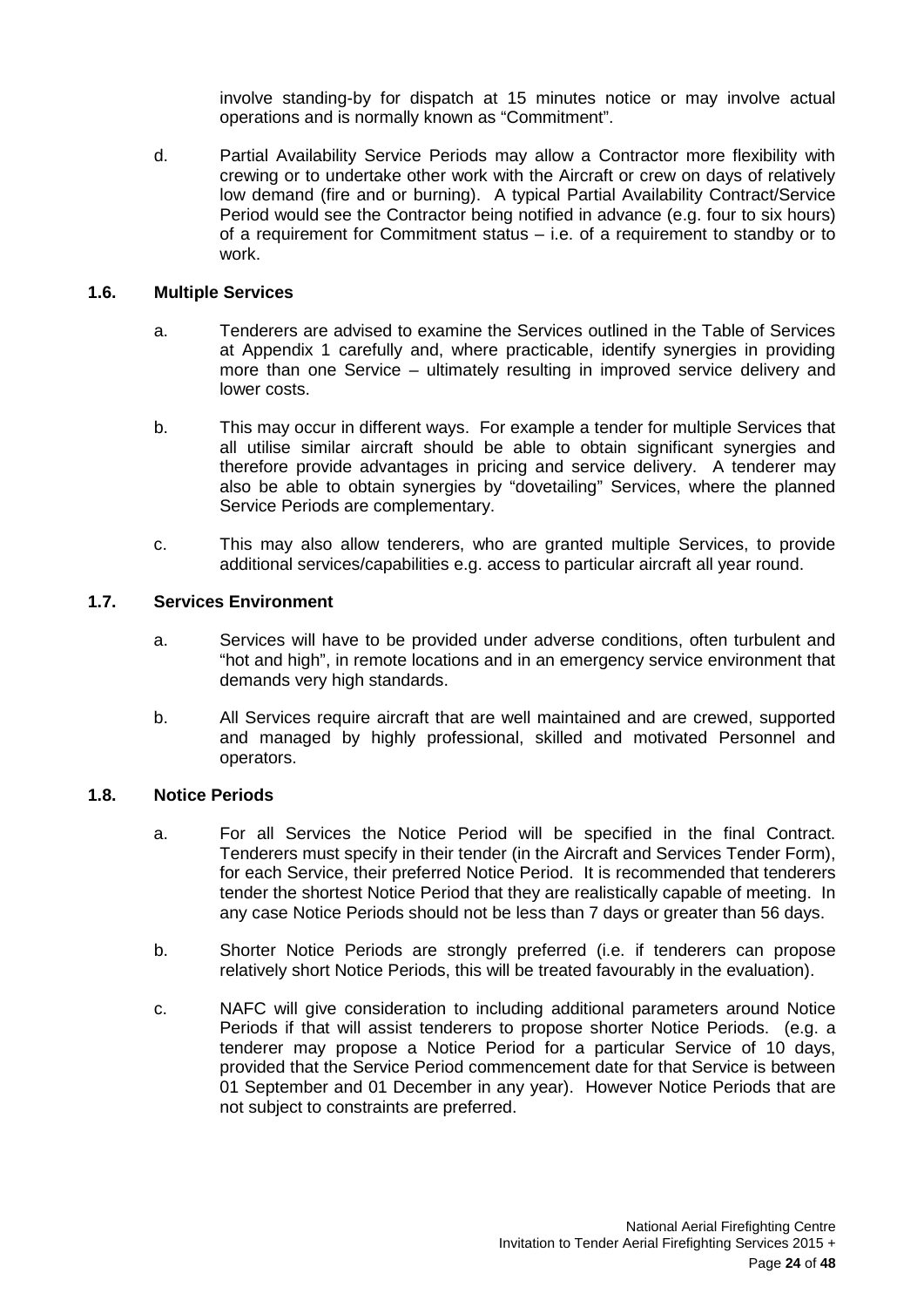involve standing-by for dispatch at 15 minutes notice or may involve actual operations and is normally known as "Commitment".

d. Partial Availability Service Periods may allow a Contractor more flexibility with crewing or to undertake other work with the Aircraft or crew on days of relatively low demand (fire and or burning). A typical Partial Availability Contract/Service Period would see the Contractor being notified in advance (e.g. four to six hours) of a requirement for Commitment status – i.e. of a requirement to standby or to work.

### 1.6. Multiple Services

a. Tenderers are advised to examine the Services outlined in the Table of Services at Appendix 1 carefully and, where practicable, identify synergies in providing more than one Service – ultimately resulting in improved service delivery and lower costs.

b. This may occur in different ways. For example a tender for multiple Services that all utilise similar aircraft should be able to obtain significant synergies and therefore provide advantages in pricing and service delivery. A tenderer may also be able to obtain synergies by "dovetailing" Services, where the planned Service Periods are complementary.

c. This may also allow tenderers, who are granted multiple Services, to provide additional services/capabilities e.g. access to particular aircraft all year round.

### 1.7. Services Environment

a. Services will have to be provided under adverse conditions, often turbulent and "hot and high", in remote locations and in an emergency service environment that demands very high standards.

b. All Services require aircraft that are well maintained and are crewed, supported and managed by highly professional, skilled and motivated Personnel and operators.

### 1.8. Notice Periods

a. For all Services the Notice Period will be specified in the final Contract. Tenderers must specify in their tender (in the Aircraft and Services Tender Form), for each Service, their preferred Notice Period. It is recommended that tenderers tender the shortest Notice Period that they are realistically capable of meeting. In any case Notice Periods should not be less than 7 days or greater than 56 days.

b. Shorter Notice Periods are strongly preferred (i.e. if tenderers can propose relatively short Notice Periods, this will be treated favourably in the evaluation).

c. NAFC will give consideration to including additional parameters around Notice Periods if that will assist tenderers to propose shorter Notice Periods. (e.g. a tenderer may propose a Notice Period for a particular Service of 10 days, provided that the Service Period commencement date for that Service is between 01 September and 01 December in any year). However Notice Periods that are not subject to constraints are preferred.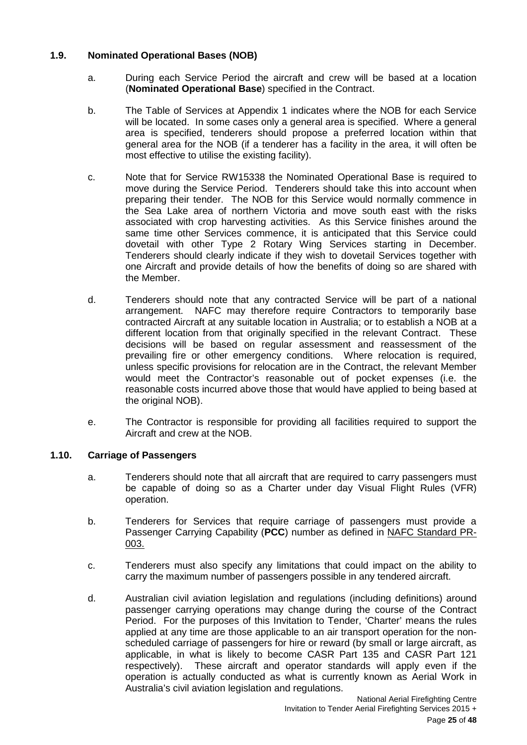### 1.9. Nominated Operational Bases (NOB)

a. During each Service Period the aircraft and crew will be based at a location (**Nominated Operational Base**) specified in the Contract.

b. The Table of Services at Appendix 1 indicates where the NOB for each Service will be located. In some cases only a general area is specified. Where a general area is specified, tenderers should propose a preferred location within that general area for the NOB (if a tenderer has a facility in the area, it will often be most effective to utilise the existing facility).

c. Note that for Service RW15338 the Nominated Operational Base is required to move during the Service Period. Tenderers should take this into account when preparing their tender. The NOB for this Service would normally commence in the Sea Lake area of northern Victoria and move south east with the risks associated with crop harvesting activities. As this Service finishes around the same time other Services commence, it is anticipated that this Service could dovetail with other Type 2 Rotary Wing Services starting in December. Tenderers should clearly indicate if they wish to dovetail Services together with one Aircraft and provide details of how the benefits of doing so are shared with the Member.

d. Tenderers should note that any contracted Service will be part of a national arrangement. NAFC may therefore require Contractors to temporarily base contracted Aircraft at any suitable location in Australia; or to establish a NOB at a different location from that originally specified in the relevant Contract. These decisions will be based on regular assessment and reassessment of the prevailing fire or other emergency conditions. Where relocation is required, unless specific provisions for relocation are in the Contract, the relevant Member would meet the Contractor's reasonable out of pocket expenses (i.e. the reasonable costs incurred above those that would have applied to being based at the original NOB).

e. The Contractor is responsible for providing all facilities required to support the Aircraft and crew at the NOB.

### 1.10. Carriage of Passengers

a. Tenderers should note that all aircraft that are required to carry passengers must be capable of doing so as a Charter under day Visual Flight Rules (VFR) operation.

b. Tenderers for Services that require carriage of passengers must provide a Passenger Carrying Capability (**PCC**) number as defined in NAFC Standard PR-003.

c. Tenderers must also specify any limitations that could impact on the ability to carry the maximum number of passengers possible in any tendered aircraft.

d. Australian civil aviation legislation and regulations (including definitions) around passenger carrying operations may change during the course of the Contract Period. For the purposes of this Invitation to Tender, 'Charter' means the rules applied at any time are those applicable to an air transport operation for the non-scheduled carriage of passengers for hire or reward (by small or large aircraft, as applicable, in what is likely to become CASR Part 135 and CASR Part 121 respectively). These aircraft and operator standards will apply even if the operation is actually conducted as what is currently known as Aerial Work in Australia's civil aviation legislation and regulations.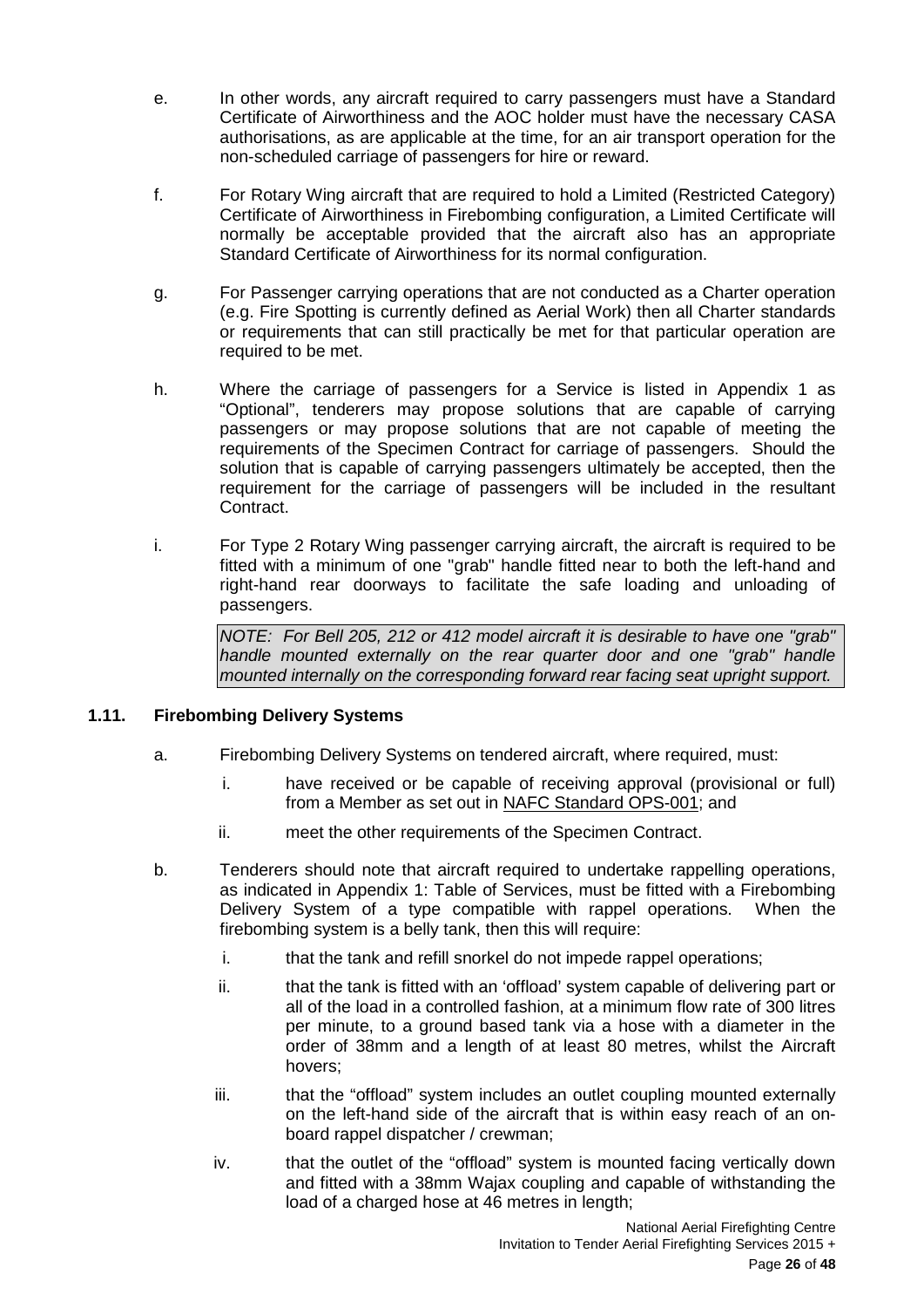e. In other words, any aircraft required to carry passengers must have a Standard Certificate of Airworthiness and the AOC holder must have the necessary CASA authorisations, as are applicable at the time, for an air transport operation for the non-scheduled carriage of passengers for hire or reward.

f. For Rotary Wing aircraft that are required to hold a Limited (Restricted Category) Certificate of Airworthiness in Firebombing configuration, a Limited Certificate will normally be acceptable provided that the aircraft also has an appropriate Standard Certificate of Airworthiness for its normal configuration.

g. For Passenger carrying operations that are not conducted as a Charter operation (e.g. Fire Spotting is currently defined as Aerial Work) then all Charter standards or requirements that can still practically be met for that particular operation are required to be met.

h. Where the carriage of passengers for a Service is listed in Appendix 1 as "Optional", tenderers may propose solutions that are capable of carrying passengers or may propose solutions that are not capable of meeting the requirements of the Specimen Contract for carriage of passengers. Should the solution that is capable of carrying passengers ultimately be accepted, then the requirement for the carriage of passengers will be included in the resultant Contract.

i. For Type 2 Rotary Wing passenger carrying aircraft, the aircraft is required to be fitted with a minimum of one "grab" handle fitted near to both the left-hand and right-hand rear doorways to facilitate the safe loading and unloading of passengers.

> *NOTE: For Bell 205, 212 or 412 model aircraft it is desirable to have one "grab" handle mounted externally on the rear quarter door and one "grab" handle mounted internally on the corresponding forward rear facing seat upright support.*

## 1.11. Firebombing Delivery Systems

a. Firebombing Delivery Systems on tendered aircraft, where required, must:

   i. have received or be capable of receiving approval (provisional or full) from a Member as set out in NAFC Standard OPS-001; and

   ii. meet the other requirements of the Specimen Contract.

b. Tenderers should note that aircraft required to undertake rappelling operations, as indicated in Appendix 1: Table of Services, must be fitted with a Firebombing Delivery System of a type compatible with rappel operations. When the firebombing system is a belly tank, then this will require:

   i. that the tank and refill snorkel do not impede rappel operations;

   ii. that the tank is fitted with an 'offload' system capable of delivering part or all of the load in a controlled fashion, at a minimum flow rate of 300 litres per minute, to a ground based tank via a hose with a diameter in the order of 38mm and a length of at least 80 metres, whilst the Aircraft hovers;

   iii. that the "offload" system includes an outlet coupling mounted externally on the left-hand side of the aircraft that is within easy reach of an on-board rappel dispatcher / crewman;

   iv. that the outlet of the "offload" system is mounted facing vertically down and fitted with a 38mm Wajax coupling and capable of withstanding the load of a charged hose at 46 metres in length;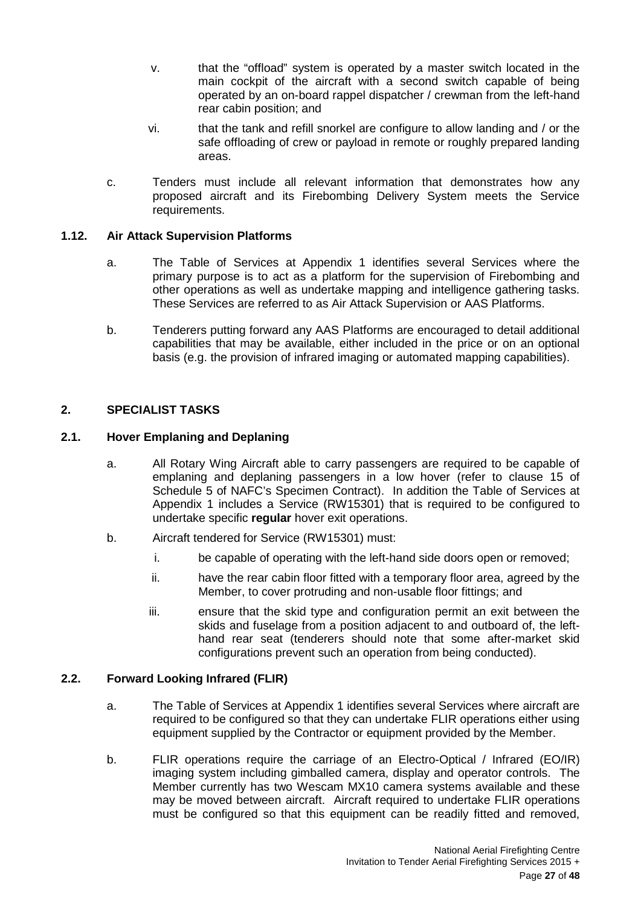v. that the "offload" system is operated by a master switch located in the main cockpit of the aircraft with a second switch capable of being operated by an on-board rappel dispatcher / crewman from the left-hand rear cabin position; and

vi. that the tank and refill snorkel are configure to allow landing and / or the safe offloading of crew or payload in remote or roughly prepared landing areas.

c. Tenders must include all relevant information that demonstrates how any proposed aircraft and its Firebombing Delivery System meets the Service requirements.

### 1.12. Air Attack Supervision Platforms

a. The Table of Services at Appendix 1 identifies several Services where the primary purpose is to act as a platform for the supervision of Firebombing and other operations as well as undertake mapping and intelligence gathering tasks. These Services are referred to as Air Attack Supervision or AAS Platforms.

b. Tenderers putting forward any AAS Platforms are encouraged to detail additional capabilities that may be available, either included in the price or on an optional basis (e.g. the provision of infrared imaging or automated mapping capabilities).

## 2. SPECIALIST TASKS

### 2.1. Hover Emplaning and Deplaning

a. All Rotary Wing Aircraft able to carry passengers are required to be capable of emplaning and deplaning passengers in a low hover (refer to clause 15 of Schedule 5 of NAFC's Specimen Contract). In addition the Table of Services at Appendix 1 includes a Service (RW15301) that is required to be configured to undertake specific **regular** hover exit operations.

b. Aircraft tendered for Service (RW15301) must:

i. be capable of operating with the left-hand side doors open or removed;

ii. have the rear cabin floor fitted with a temporary floor area, agreed by the Member, to cover protruding and non-usable floor fittings; and

iii. ensure that the skid type and configuration permit an exit between the skids and fuselage from a position adjacent to and outboard of, the left-hand rear seat (tenderers should note that some after-market skid configurations prevent such an operation from being conducted).

### 2.2. Forward Looking Infrared (FLIR)

a. The Table of Services at Appendix 1 identifies several Services where aircraft are required to be configured so that they can undertake FLIR operations either using equipment supplied by the Contractor or equipment provided by the Member.

b. FLIR operations require the carriage of an Electro-Optical / Infrared (EO/IR) imaging system including gimballed camera, display and operator controls. The Member currently has two Wescam MX10 camera systems available and these may be moved between aircraft. Aircraft required to undertake FLIR operations must be configured so that this equipment can be readily fitted and removed,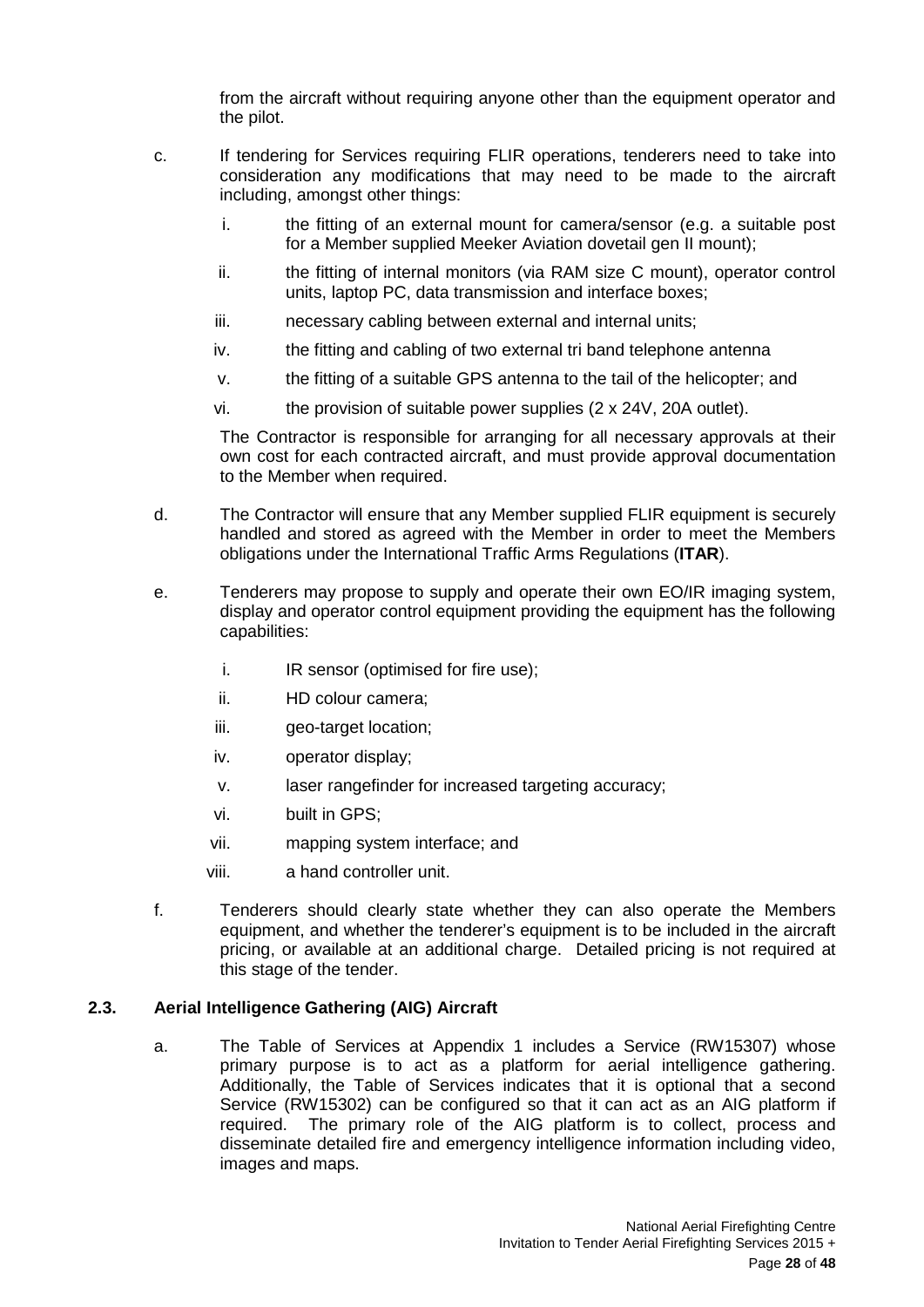from the aircraft without requiring anyone other than the equipment operator and the pilot.

c. If tendering for Services requiring FLIR operations, tenderers need to take into consideration any modifications that may need to be made to the aircraft including, amongst other things:

   i. the fitting of an external mount for camera/sensor (e.g. a suitable post for a Member supplied Meeker Aviation dovetail gen II mount);

   ii. the fitting of internal monitors (via RAM size C mount), operator control units, laptop PC, data transmission and interface boxes;

   iii. necessary cabling between external and internal units;

   iv. the fitting and cabling of two external tri band telephone antenna

   v. the fitting of a suitable GPS antenna to the tail of the helicopter; and

   vi. the provision of suitable power supplies (2 x 24V, 20A outlet).

   The Contractor is responsible for arranging for all necessary approvals at their own cost for each contracted aircraft, and must provide approval documentation to the Member when required.

d. The Contractor will ensure that any Member supplied FLIR equipment is securely handled and stored as agreed with the Member in order to meet the Members obligations under the International Traffic Arms Regulations (**ITAR**).

e. Tenderers may propose to supply and operate their own EO/IR imaging system, display and operator control equipment providing the equipment has the following capabilities:

   i. IR sensor (optimised for fire use);

   ii. HD colour camera;

   iii. geo-target location;

   iv. operator display;

   v. laser rangefinder for increased targeting accuracy;

   vi. built in GPS;

   vii. mapping system interface; and

   viii. a hand controller unit.

f. Tenderers should clearly state whether they can also operate the Members equipment, and whether the tenderer's equipment is to be included in the aircraft pricing, or available at an additional charge. Detailed pricing is not required at this stage of the tender.

### 2.3. Aerial Intelligence Gathering (AIG) Aircraft

a. The Table of Services at Appendix 1 includes a Service (RW15307) whose primary purpose is to act as a platform for aerial intelligence gathering. Additionally, the Table of Services indicates that it is optional that a second Service (RW15302) can be configured so that it can act as an AIG platform if required. The primary role of the AIG platform is to collect, process and disseminate detailed fire and emergency intelligence information including video, images and maps.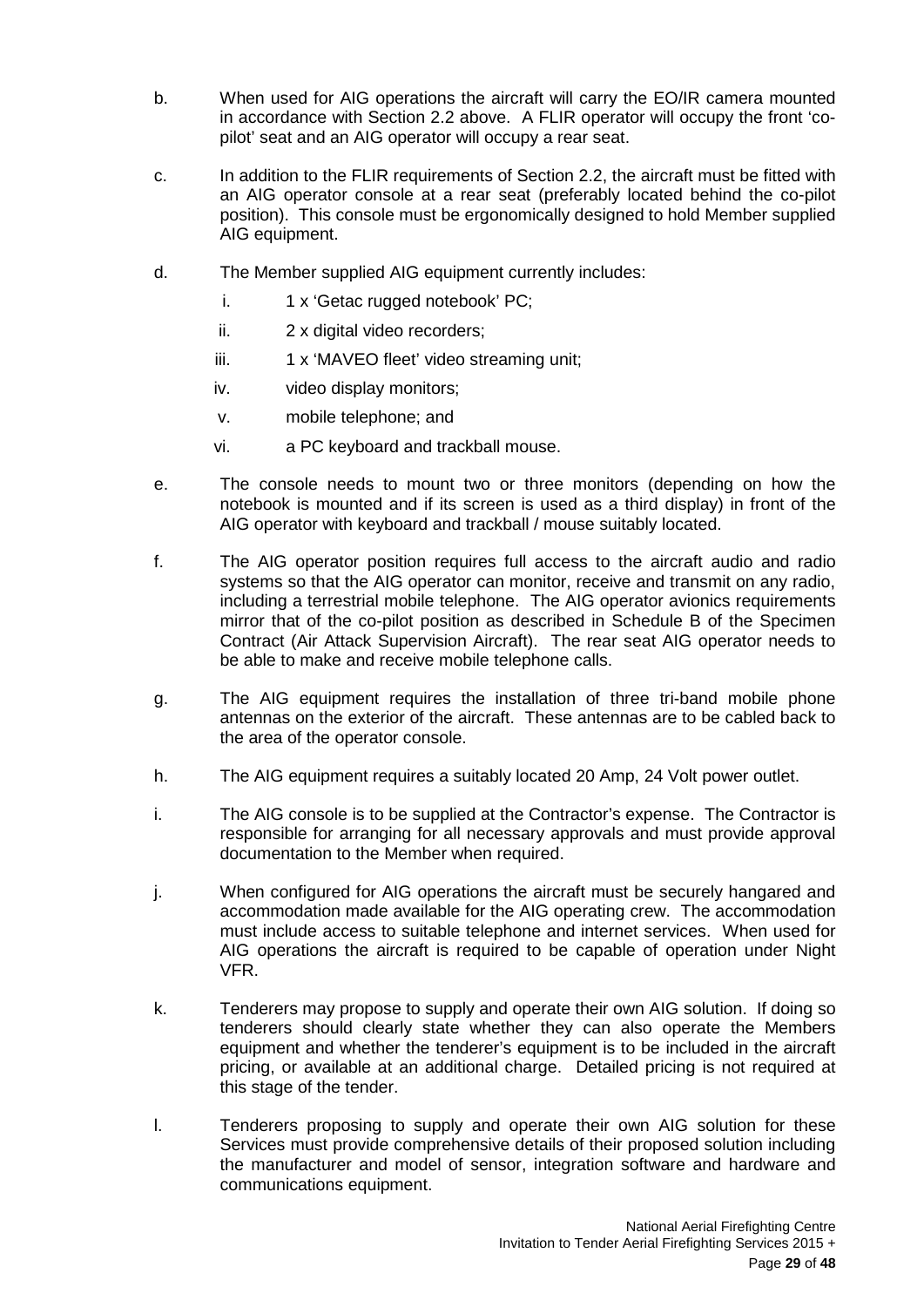b. When used for AIG operations the aircraft will carry the EO/IR camera mounted in accordance with Section 2.2 above. A FLIR operator will occupy the front 'co-pilot' seat and an AIG operator will occupy a rear seat.

c. In addition to the FLIR requirements of Section 2.2, the aircraft must be fitted with an AIG operator console at a rear seat (preferably located behind the co-pilot position). This console must be ergonomically designed to hold Member supplied AIG equipment.

d. The Member supplied AIG equipment currently includes:

   i. 1 x 'Getac rugged notebook' PC;

   ii. 2 x digital video recorders;

   iii. 1 x 'MAVEO fleet' video streaming unit;

   iv. video display monitors;

   v. mobile telephone; and

   vi. a PC keyboard and trackball mouse.

e. The console needs to mount two or three monitors (depending on how the notebook is mounted and if its screen is used as a third display) in front of the AIG operator with keyboard and trackball / mouse suitably located.

f. The AIG operator position requires full access to the aircraft audio and radio systems so that the AIG operator can monitor, receive and transmit on any radio, including a terrestrial mobile telephone. The AIG operator avionics requirements mirror that of the co-pilot position as described in Schedule B of the Specimen Contract (Air Attack Supervision Aircraft). The rear seat AIG operator needs to be able to make and receive mobile telephone calls.

g. The AIG equipment requires the installation of three tri-band mobile phone antennas on the exterior of the aircraft. These antennas are to be cabled back to the area of the operator console.

h. The AIG equipment requires a suitably located 20 Amp, 24 Volt power outlet.

i. The AIG console is to be supplied at the Contractor's expense. The Contractor is responsible for arranging for all necessary approvals and must provide approval documentation to the Member when required.

j. When configured for AIG operations the aircraft must be securely hangared and accommodation made available for the AIG operating crew. The accommodation must include access to suitable telephone and internet services. When used for AIG operations the aircraft is required to be capable of operation under Night VFR.

k. Tenderers may propose to supply and operate their own AIG solution. If doing so tenderers should clearly state whether they can also operate the Members equipment and whether the tenderer's equipment is to be included in the aircraft pricing, or available at an additional charge. Detailed pricing is not required at this stage of the tender.

l. Tenderers proposing to supply and operate their own AIG solution for these Services must provide comprehensive details of their proposed solution including the manufacturer and model of sensor, integration software and hardware and communications equipment.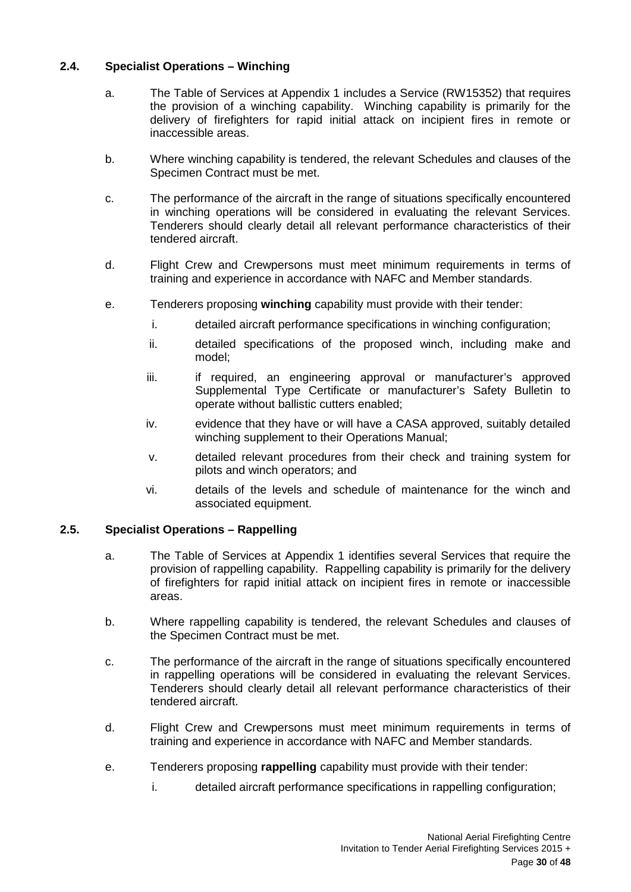### 2.4. Specialist Operations – Winching

a. The Table of Services at Appendix 1 includes a Service (RW15352) that requires the provision of a winching capability. Winching capability is primarily for the delivery of firefighters for rapid initial attack on incipient fires in remote or inaccessible areas.

b. Where winching capability is tendered, the relevant Schedules and clauses of the Specimen Contract must be met.

c. The performance of the aircraft in the range of situations specifically encountered in winching operations will be considered in evaluating the relevant Services. Tenderers should clearly detail all relevant performance characteristics of their tendered aircraft.

d. Flight Crew and Crewpersons must meet minimum requirements in terms of training and experience in accordance with NAFC and Member standards.

e. Tenderers proposing **winching** capability must provide with their tender:

   i. detailed aircraft performance specifications in winching configuration;

   ii. detailed specifications of the proposed winch, including make and model;

   iii. if required, an engineering approval or manufacturer's approved Supplemental Type Certificate or manufacturer's Safety Bulletin to operate without ballistic cutters enabled;

   iv. evidence that they have or will have a CASA approved, suitably detailed winching supplement to their Operations Manual;

   v. detailed relevant procedures from their check and training system for pilots and winch operators; and

   vi. details of the levels and schedule of maintenance for the winch and associated equipment.

### 2.5. Specialist Operations – Rappelling

a. The Table of Services at Appendix 1 identifies several Services that require the provision of rappelling capability. Rappelling capability is primarily for the delivery of firefighters for rapid initial attack on incipient fires in remote or inaccessible areas.

b. Where rappelling capability is tendered, the relevant Schedules and clauses of the Specimen Contract must be met.

c. The performance of the aircraft in the range of situations specifically encountered in rappelling operations will be considered in evaluating the relevant Services. Tenderers should clearly detail all relevant performance characteristics of their tendered aircraft.

d. Flight Crew and Crewpersons must meet minimum requirements in terms of training and experience in accordance with NAFC and Member standards.

e. Tenderers proposing **rappelling** capability must provide with their tender:

   i. detailed aircraft performance specifications in rappelling configuration;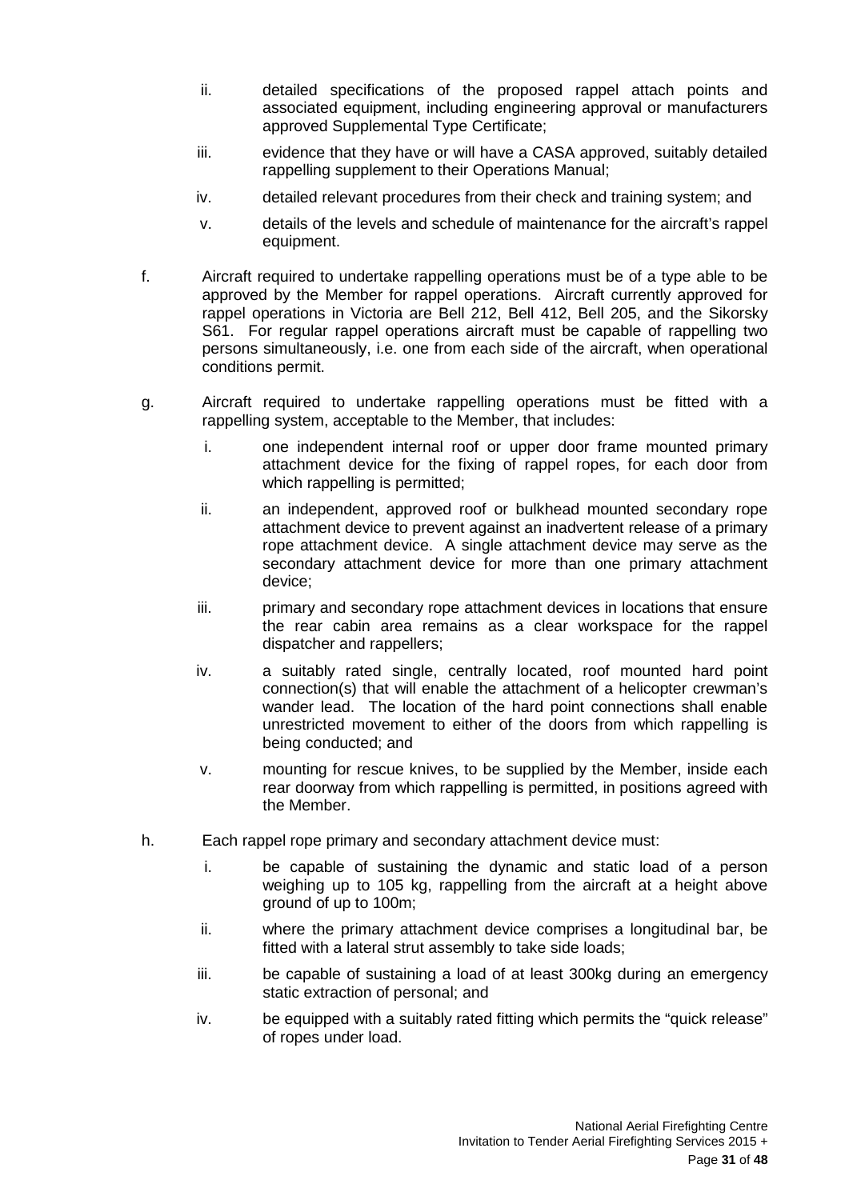ii. detailed specifications of the proposed rappel attach points and associated equipment, including engineering approval or manufacturers approved Supplemental Type Certificate;

   iii. evidence that they have or will have a CASA approved, suitably detailed rappelling supplement to their Operations Manual;

   iv. detailed relevant procedures from their check and training system; and

   v. details of the levels and schedule of maintenance for the aircraft's rappel equipment.

f. Aircraft required to undertake rappelling operations must be of a type able to be approved by the Member for rappel operations. Aircraft currently approved for rappel operations in Victoria are Bell 212, Bell 412, Bell 205, and the Sikorsky S61. For regular rappel operations aircraft must be capable of rappelling two persons simultaneously, i.e. one from each side of the aircraft, when operational conditions permit.

g. Aircraft required to undertake rappelling operations must be fitted with a rappelling system, acceptable to the Member, that includes:

   i. one independent internal roof or upper door frame mounted primary attachment device for the fixing of rappel ropes, for each door from which rappelling is permitted;

   ii. an independent, approved roof or bulkhead mounted secondary rope attachment device to prevent against an inadvertent release of a primary rope attachment device. A single attachment device may serve as the secondary attachment device for more than one primary attachment device;

   iii. primary and secondary rope attachment devices in locations that ensure the rear cabin area remains as a clear workspace for the rappel dispatcher and rappellers;

   iv. a suitably rated single, centrally located, roof mounted hard point connection(s) that will enable the attachment of a helicopter crewman's wander lead. The location of the hard point connections shall enable unrestricted movement to either of the doors from which rappelling is being conducted; and

   v. mounting for rescue knives, to be supplied by the Member, inside each rear doorway from which rappelling is permitted, in positions agreed with the Member.

h. Each rappel rope primary and secondary attachment device must:

   i. be capable of sustaining the dynamic and static load of a person weighing up to 105 kg, rappelling from the aircraft at a height above ground of up to 100m;

   ii. where the primary attachment device comprises a longitudinal bar, be fitted with a lateral strut assembly to take side loads;

   iii. be capable of sustaining a load of at least 300kg during an emergency static extraction of personal; and

   iv. be equipped with a suitably rated fitting which permits the "quick release" of ropes under load.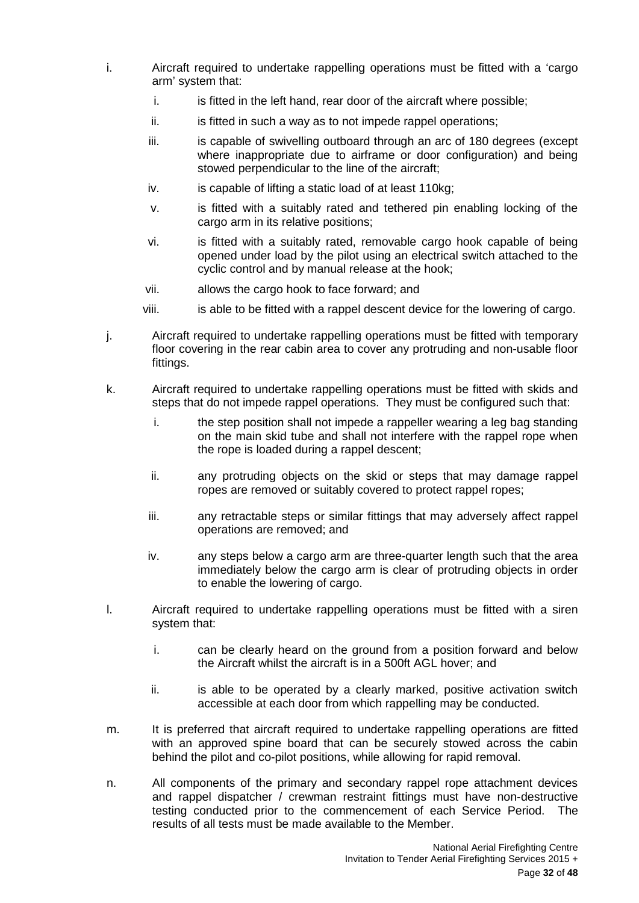i. Aircraft required to undertake rappelling operations must be fitted with a 'cargo arm' system that:

   i. is fitted in the left hand, rear door of the aircraft where possible;

   ii. is fitted in such a way as to not impede rappel operations;

   iii. is capable of swivelling outboard through an arc of 180 degrees (except where inappropriate due to airframe or door configuration) and being stowed perpendicular to the line of the aircraft;

   iv. is capable of lifting a static load of at least 110kg;

   v. is fitted with a suitably rated and tethered pin enabling locking of the cargo arm in its relative positions;

   vi. is fitted with a suitably rated, removable cargo hook capable of being opened under load by the pilot using an electrical switch attached to the cyclic control and by manual release at the hook;

   vii. allows the cargo hook to face forward; and

   viii. is able to be fitted with a rappel descent device for the lowering of cargo.

j. Aircraft required to undertake rappelling operations must be fitted with temporary floor covering in the rear cabin area to cover any protruding and non-usable floor fittings.

k. Aircraft required to undertake rappelling operations must be fitted with skids and steps that do not impede rappel operations. They must be configured such that:

   i. the step position shall not impede a rappeller wearing a leg bag standing on the main skid tube and shall not interfere with the rappel rope when the rope is loaded during a rappel descent;

   ii. any protruding objects on the skid or steps that may damage rappel ropes are removed or suitably covered to protect rappel ropes;

   iii. any retractable steps or similar fittings that may adversely affect rappel operations are removed; and

   iv. any steps below a cargo arm are three-quarter length such that the area immediately below the cargo arm is clear of protruding objects in order to enable the lowering of cargo.

l. Aircraft required to undertake rappelling operations must be fitted with a siren system that:

   i. can be clearly heard on the ground from a position forward and below the Aircraft whilst the aircraft is in a 500ft AGL hover; and

   ii. is able to be operated by a clearly marked, positive activation switch accessible at each door from which rappelling may be conducted.

m. It is preferred that aircraft required to undertake rappelling operations are fitted with an approved spine board that can be securely stowed across the cabin behind the pilot and co-pilot positions, while allowing for rapid removal.

n. All components of the primary and secondary rappel rope attachment devices and rappel dispatcher / crewman restraint fittings must have non-destructive testing conducted prior to the commencement of each Service Period. The results of all tests must be made available to the Member.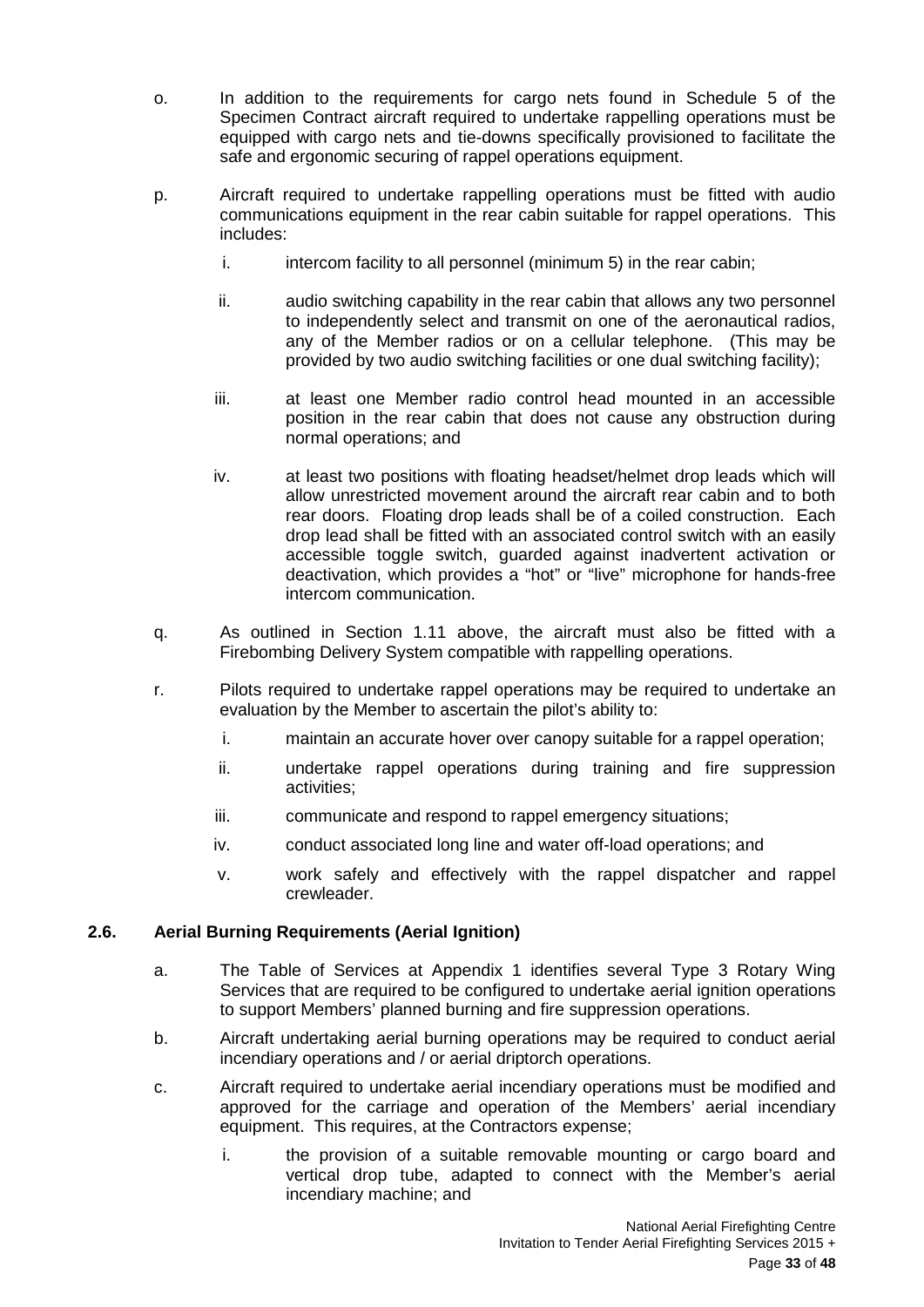o. In addition to the requirements for cargo nets found in Schedule 5 of the Specimen Contract aircraft required to undertake rappelling operations must be equipped with cargo nets and tie-downs specifically provisioned to facilitate the safe and ergonomic securing of rappel operations equipment.

p. Aircraft required to undertake rappelling operations must be fitted with audio communications equipment in the rear cabin suitable for rappel operations. This includes:

   i. intercom facility to all personnel (minimum 5) in the rear cabin;

   ii. audio switching capability in the rear cabin that allows any two personnel to independently select and transmit on one of the aeronautical radios, any of the Member radios or on a cellular telephone. (This may be provided by two audio switching facilities or one dual switching facility);

   iii. at least one Member radio control head mounted in an accessible position in the rear cabin that does not cause any obstruction during normal operations; and

   iv. at least two positions with floating headset/helmet drop leads which will allow unrestricted movement around the aircraft rear cabin and to both rear doors. Floating drop leads shall be of a coiled construction. Each drop lead shall be fitted with an associated control switch with an easily accessible toggle switch, guarded against inadvertent activation or deactivation, which provides a "hot" or "live" microphone for hands-free intercom communication.

q. As outlined in Section 1.11 above, the aircraft must also be fitted with a Firebombing Delivery System compatible with rappelling operations.

r. Pilots required to undertake rappel operations may be required to undertake an evaluation by the Member to ascertain the pilot's ability to:

   i. maintain an accurate hover over canopy suitable for a rappel operation;

   ii. undertake rappel operations during training and fire suppression activities;

   iii. communicate and respond to rappel emergency situations;

   iv. conduct associated long line and water off-load operations; and

   v. work safely and effectively with the rappel dispatcher and rappel crewleader.

### 2.6. Aerial Burning Requirements (Aerial Ignition)

a. The Table of Services at Appendix 1 identifies several Type 3 Rotary Wing Services that are required to be configured to undertake aerial ignition operations to support Members' planned burning and fire suppression operations.

b. Aircraft undertaking aerial burning operations may be required to conduct aerial incendiary operations and / or aerial driptorch operations.

c. Aircraft required to undertake aerial incendiary operations must be modified and approved for the carriage and operation of the Members' aerial incendiary equipment. This requires, at the Contractors expense;

   i. the provision of a suitable removable mounting or cargo board and vertical drop tube, adapted to connect with the Member's aerial incendiary machine; and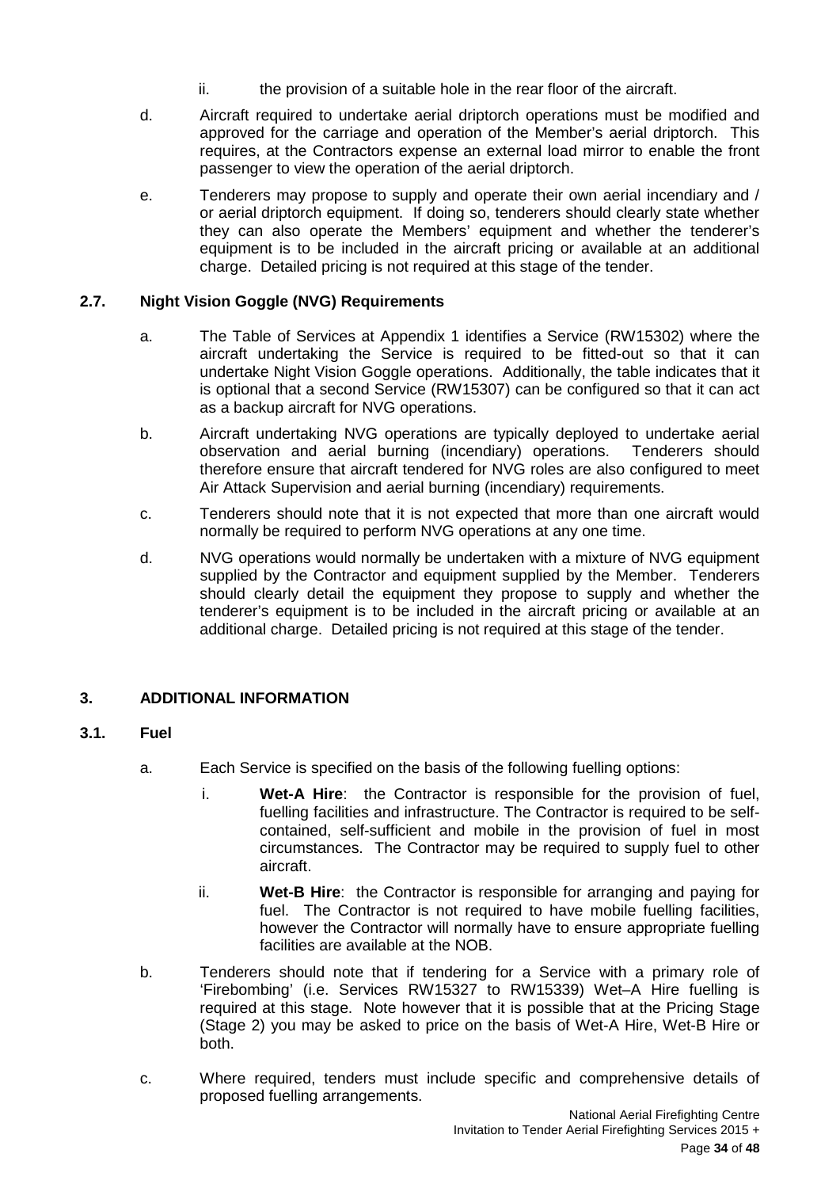ii. the provision of a suitable hole in the rear floor of the aircraft.

d. Aircraft required to undertake aerial driptorch operations must be modified and approved for the carriage and operation of the Member's aerial driptorch. This requires, at the Contractors expense an external load mirror to enable the front passenger to view the operation of the aerial driptorch.

e. Tenderers may propose to supply and operate their own aerial incendiary and / or aerial driptorch equipment. If doing so, tenderers should clearly state whether they can also operate the Members' equipment and whether the tenderer's equipment is to be included in the aircraft pricing or available at an additional charge. Detailed pricing is not required at this stage of the tender.

### 2.7. Night Vision Goggle (NVG) Requirements

a. The Table of Services at Appendix 1 identifies a Service (RW15302) where the aircraft undertaking the Service is required to be fitted-out so that it can undertake Night Vision Goggle operations. Additionally, the table indicates that it is optional that a second Service (RW15307) can be configured so that it can act as a backup aircraft for NVG operations.

b. Aircraft undertaking NVG operations are typically deployed to undertake aerial observation and aerial burning (incendiary) operations. Tenderers should therefore ensure that aircraft tendered for NVG roles are also configured to meet Air Attack Supervision and aerial burning (incendiary) requirements.

c. Tenderers should note that it is not expected that more than one aircraft would normally be required to perform NVG operations at any one time.

d. NVG operations would normally be undertaken with a mixture of NVG equipment supplied by the Contractor and equipment supplied by the Member. Tenderers should clearly detail the equipment they propose to supply and whether the tenderer's equipment is to be included in the aircraft pricing or available at an additional charge. Detailed pricing is not required at this stage of the tender.

## 3. ADDITIONAL INFORMATION

### 3.1. Fuel

a. Each Service is specified on the basis of the following fuelling options:

   i. **Wet-A Hire**: the Contractor is responsible for the provision of fuel, fuelling facilities and infrastructure. The Contractor is required to be self-contained, self-sufficient and mobile in the provision of fuel in most circumstances. The Contractor may be required to supply fuel to other aircraft.

   ii. **Wet-B Hire**: the Contractor is responsible for arranging and paying for fuel. The Contractor is not required to have mobile fuelling facilities, however the Contractor will normally have to ensure appropriate fuelling facilities are available at the NOB.

b. Tenderers should note that if tendering for a Service with a primary role of 'Firebombing' (i.e. Services RW15327 to RW15339) Wet–A Hire fuelling is required at this stage. Note however that it is possible that at the Pricing Stage (Stage 2) you may be asked to price on the basis of Wet-A Hire, Wet-B Hire or both.

c. Where required, tenders must include specific and comprehensive details of proposed fuelling arrangements.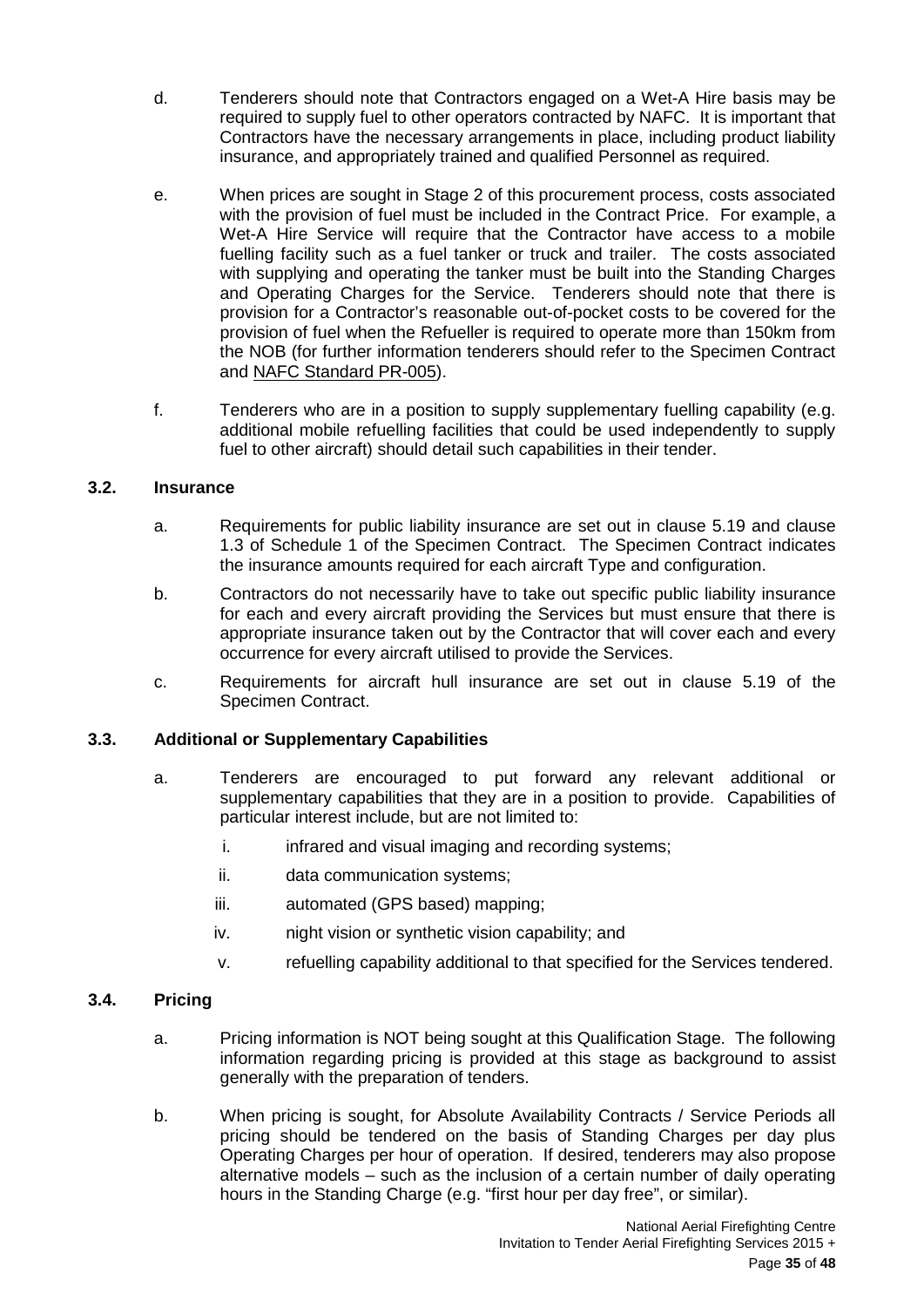d. Tenderers should note that Contractors engaged on a Wet-A Hire basis may be required to supply fuel to other operators contracted by NAFC. It is important that Contractors have the necessary arrangements in place, including product liability insurance, and appropriately trained and qualified Personnel as required.

e. When prices are sought in Stage 2 of this procurement process, costs associated with the provision of fuel must be included in the Contract Price. For example, a Wet-A Hire Service will require that the Contractor have access to a mobile fuelling facility such as a fuel tanker or truck and trailer. The costs associated with supplying and operating the tanker must be built into the Standing Charges and Operating Charges for the Service. Tenderers should note that there is provision for a Contractor's reasonable out-of-pocket costs to be covered for the provision of fuel when the Refueller is required to operate more than 150km from the NOB (for further information tenderers should refer to the Specimen Contract and NAFC Standard PR-005).

f. Tenderers who are in a position to supply supplementary fuelling capability (e.g. additional mobile refuelling facilities that could be used independently to supply fuel to other aircraft) should detail such capabilities in their tender.

### 3.2. Insurance

a. Requirements for public liability insurance are set out in clause 5.19 and clause 1.3 of Schedule 1 of the Specimen Contract. The Specimen Contract indicates the insurance amounts required for each aircraft Type and configuration.

b. Contractors do not necessarily have to take out specific public liability insurance for each and every aircraft providing the Services but must ensure that there is appropriate insurance taken out by the Contractor that will cover each and every occurrence for every aircraft utilised to provide the Services.

c. Requirements for aircraft hull insurance are set out in clause 5.19 of the Specimen Contract.

### 3.3. Additional or Supplementary Capabilities

a. Tenderers are encouraged to put forward any relevant additional or supplementary capabilities that they are in a position to provide. Capabilities of particular interest include, but are not limited to:

   i. infrared and visual imaging and recording systems;

   ii. data communication systems;

   iii. automated (GPS based) mapping;

   iv. night vision or synthetic vision capability; and

   v. refuelling capability additional to that specified for the Services tendered.

### 3.4. Pricing

a. Pricing information is NOT being sought at this Qualification Stage. The following information regarding pricing is provided at this stage as background to assist generally with the preparation of tenders.

b. When pricing is sought, for Absolute Availability Contracts / Service Periods all pricing should be tendered on the basis of Standing Charges per day plus Operating Charges per hour of operation. If desired, tenderers may also propose alternative models – such as the inclusion of a certain number of daily operating hours in the Standing Charge (e.g. "first hour per day free", or similar).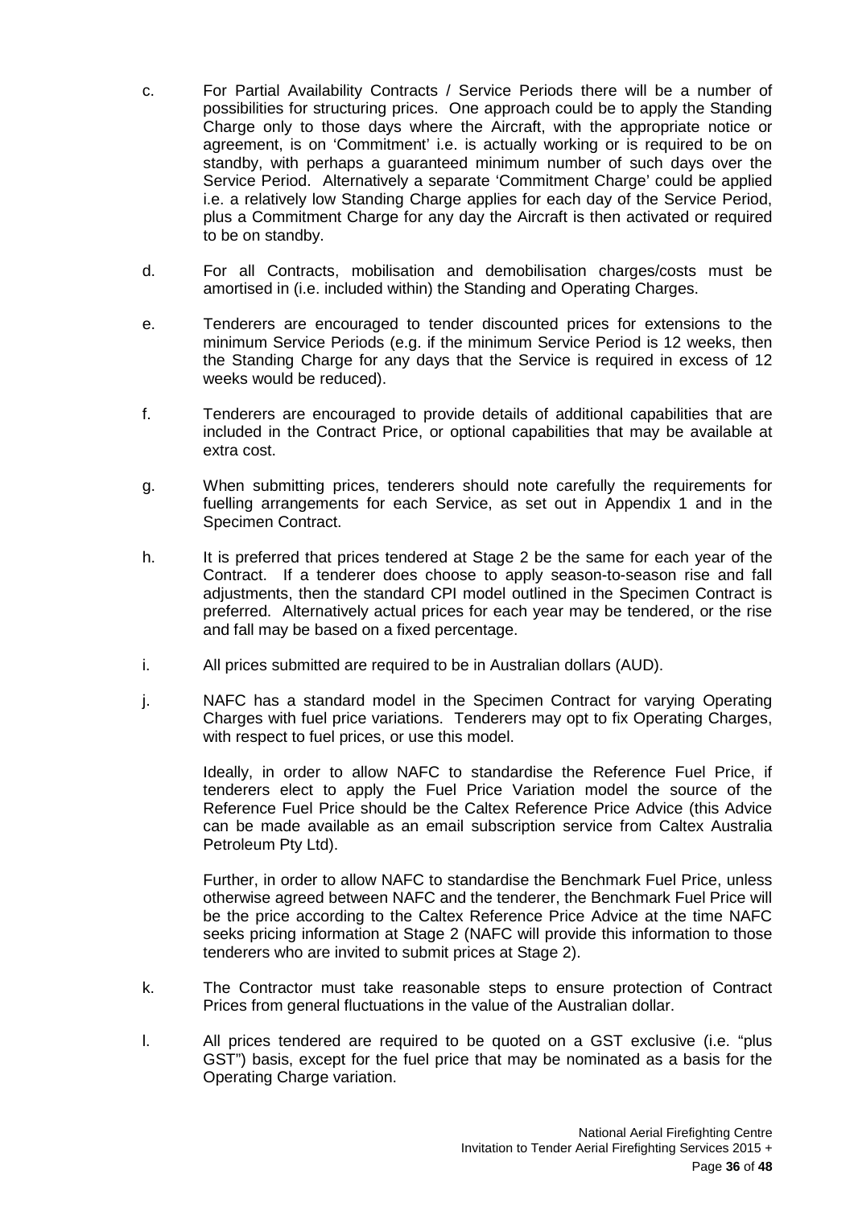c. For Partial Availability Contracts / Service Periods there will be a number of possibilities for structuring prices. One approach could be to apply the Standing Charge only to those days where the Aircraft, with the appropriate notice or agreement, is on 'Commitment' i.e. is actually working or is required to be on standby, with perhaps a guaranteed minimum number of such days over the Service Period. Alternatively a separate 'Commitment Charge' could be applied i.e. a relatively low Standing Charge applies for each day of the Service Period, plus a Commitment Charge for any day the Aircraft is then activated or required to be on standby.

d. For all Contracts, mobilisation and demobilisation charges/costs must be amortised in (i.e. included within) the Standing and Operating Charges.

e. Tenderers are encouraged to tender discounted prices for extensions to the minimum Service Periods (e.g. if the minimum Service Period is 12 weeks, then the Standing Charge for any days that the Service is required in excess of 12 weeks would be reduced).

f. Tenderers are encouraged to provide details of additional capabilities that are included in the Contract Price, or optional capabilities that may be available at extra cost.

g. When submitting prices, tenderers should note carefully the requirements for fuelling arrangements for each Service, as set out in Appendix 1 and in the Specimen Contract.

h. It is preferred that prices tendered at Stage 2 be the same for each year of the Contract. If a tenderer does choose to apply season-to-season rise and fall adjustments, then the standard CPI model outlined in the Specimen Contract is preferred. Alternatively actual prices for each year may be tendered, or the rise and fall may be based on a fixed percentage.

i. All prices submitted are required to be in Australian dollars (AUD).

j. NAFC has a standard model in the Specimen Contract for varying Operating Charges with fuel price variations. Tenderers may opt to fix Operating Charges, with respect to fuel prices, or use this model.

   Ideally, in order to allow NAFC to standardise the Reference Fuel Price, if tenderers elect to apply the Fuel Price Variation model the source of the Reference Fuel Price should be the Caltex Reference Price Advice (this Advice can be made available as an email subscription service from Caltex Australia Petroleum Pty Ltd).

   Further, in order to allow NAFC to standardise the Benchmark Fuel Price, unless otherwise agreed between NAFC and the tenderer, the Benchmark Fuel Price will be the price according to the Caltex Reference Price Advice at the time NAFC seeks pricing information at Stage 2 (NAFC will provide this information to those tenderers who are invited to submit prices at Stage 2).

k. The Contractor must take reasonable steps to ensure protection of Contract Prices from general fluctuations in the value of the Australian dollar.

l. All prices tendered are required to be quoted on a GST exclusive (i.e. "plus GST") basis, except for the fuel price that may be nominated as a basis for the Operating Charge variation.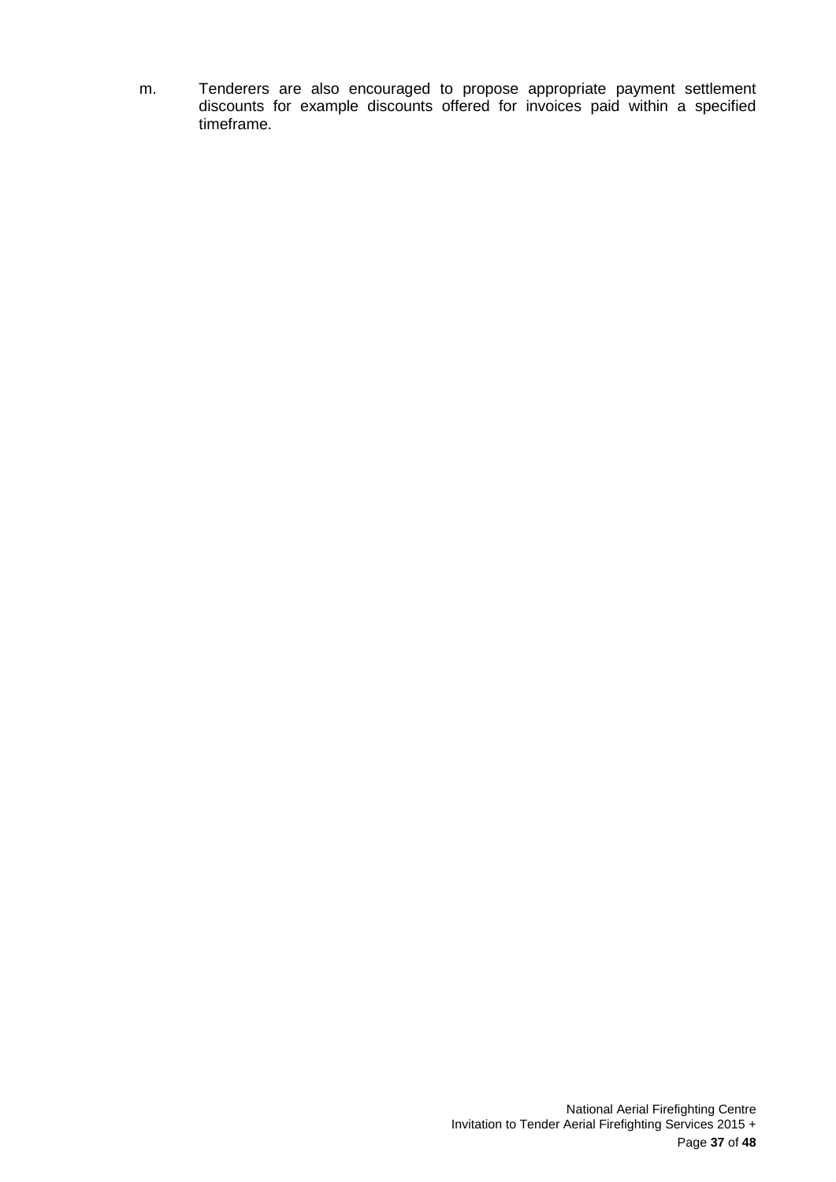m. Tenderers are also encouraged to propose appropriate payment settlement discounts for example discounts offered for invoices paid within a specified timeframe.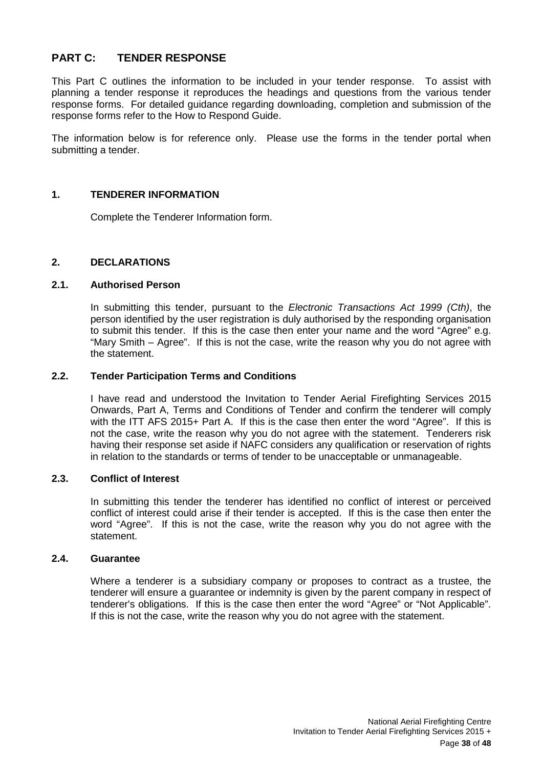# PART C: TENDER RESPONSE

This Part C outlines the information to be included in your tender response. To assist with planning a tender response it reproduces the headings and questions from the various tender response forms. For detailed guidance regarding downloading, completion and submission of the response forms refer to the How to Respond Guide.

The information below is for reference only. Please use the forms in the tender portal when submitting a tender.

## 1. TENDERER INFORMATION

Complete the Tenderer Information form.

## 2. DECLARATIONS

### 2.1. Authorised Person

In submitting this tender, pursuant to the *Electronic Transactions Act 1999 (Cth)*, the person identified by the user registration is duly authorised by the responding organisation to submit this tender. If this is the case then enter your name and the word "Agree" e.g. "Mary Smith – Agree". If this is not the case, write the reason why you do not agree with the statement.

### 2.2. Tender Participation Terms and Conditions

I have read and understood the Invitation to Tender Aerial Firefighting Services 2015 Onwards, Part A, Terms and Conditions of Tender and confirm the tenderer will comply with the ITT AFS 2015+ Part A. If this is the case then enter the word "Agree". If this is not the case, write the reason why you do not agree with the statement. Tenderers risk having their response set aside if NAFC considers any qualification or reservation of rights in relation to the standards or terms of tender to be unacceptable or unmanageable.

### 2.3. Conflict of Interest

In submitting this tender the tenderer has identified no conflict of interest or perceived conflict of interest could arise if their tender is accepted. If this is the case then enter the word "Agree". If this is not the case, write the reason why you do not agree with the statement.

### 2.4. Guarantee

Where a tenderer is a subsidiary company or proposes to contract as a trustee, the tenderer will ensure a guarantee or indemnity is given by the parent company in respect of tenderer's obligations. If this is the case then enter the word "Agree" or "Not Applicable". If this is not the case, write the reason why you do not agree with the statement.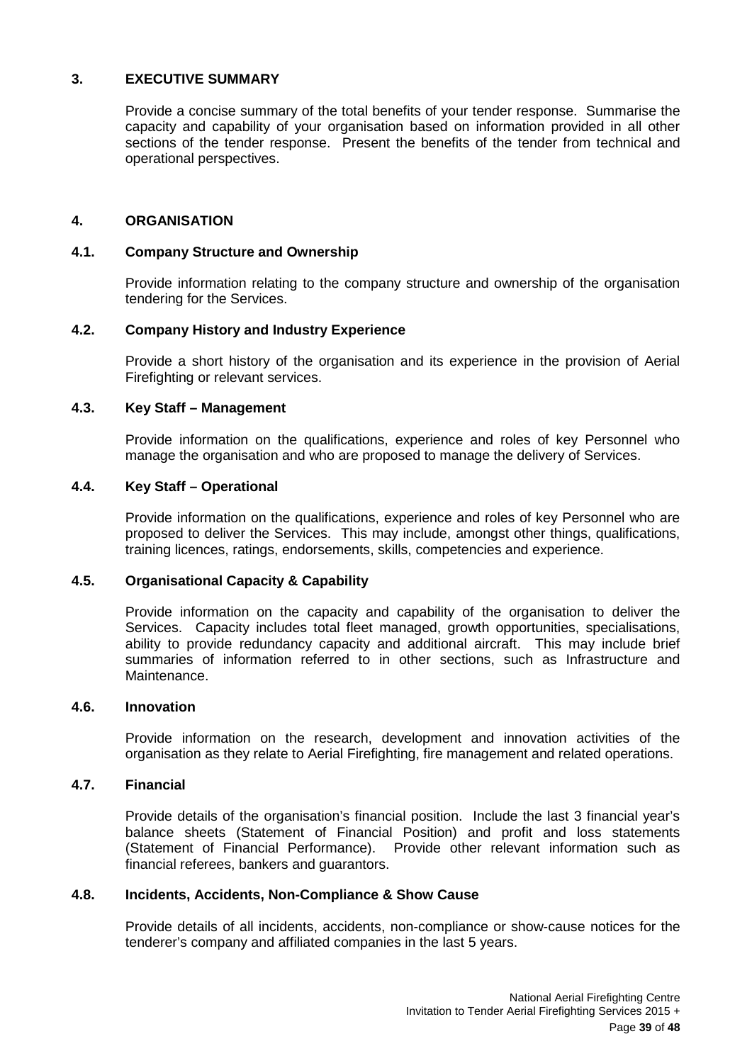## 3. EXECUTIVE SUMMARY

Provide a concise summary of the total benefits of your tender response. Summarise the capacity and capability of your organisation based on information provided in all other sections of the tender response. Present the benefits of the tender from technical and operational perspectives.

## 4. ORGANISATION

### 4.1. Company Structure and Ownership

Provide information relating to the company structure and ownership of the organisation tendering for the Services.

### 4.2. Company History and Industry Experience

Provide a short history of the organisation and its experience in the provision of Aerial Firefighting or relevant services.

### 4.3. Key Staff – Management

Provide information on the qualifications, experience and roles of key Personnel who manage the organisation and who are proposed to manage the delivery of Services.

### 4.4. Key Staff – Operational

Provide information on the qualifications, experience and roles of key Personnel who are proposed to deliver the Services. This may include, amongst other things, qualifications, training licences, ratings, endorsements, skills, competencies and experience.

### 4.5. Organisational Capacity & Capability

Provide information on the capacity and capability of the organisation to deliver the Services. Capacity includes total fleet managed, growth opportunities, specialisations, ability to provide redundancy capacity and additional aircraft. This may include brief summaries of information referred to in other sections, such as Infrastructure and Maintenance.

### 4.6. Innovation

Provide information on the research, development and innovation activities of the organisation as they relate to Aerial Firefighting, fire management and related operations.

### 4.7. Financial

Provide details of the organisation's financial position. Include the last 3 financial year's balance sheets (Statement of Financial Position) and profit and loss statements (Statement of Financial Performance). Provide other relevant information such as financial referees, bankers and guarantors.

### 4.8. Incidents, Accidents, Non-Compliance & Show Cause

Provide details of all incidents, accidents, non-compliance or show-cause notices for the tenderer's company and affiliated companies in the last 5 years.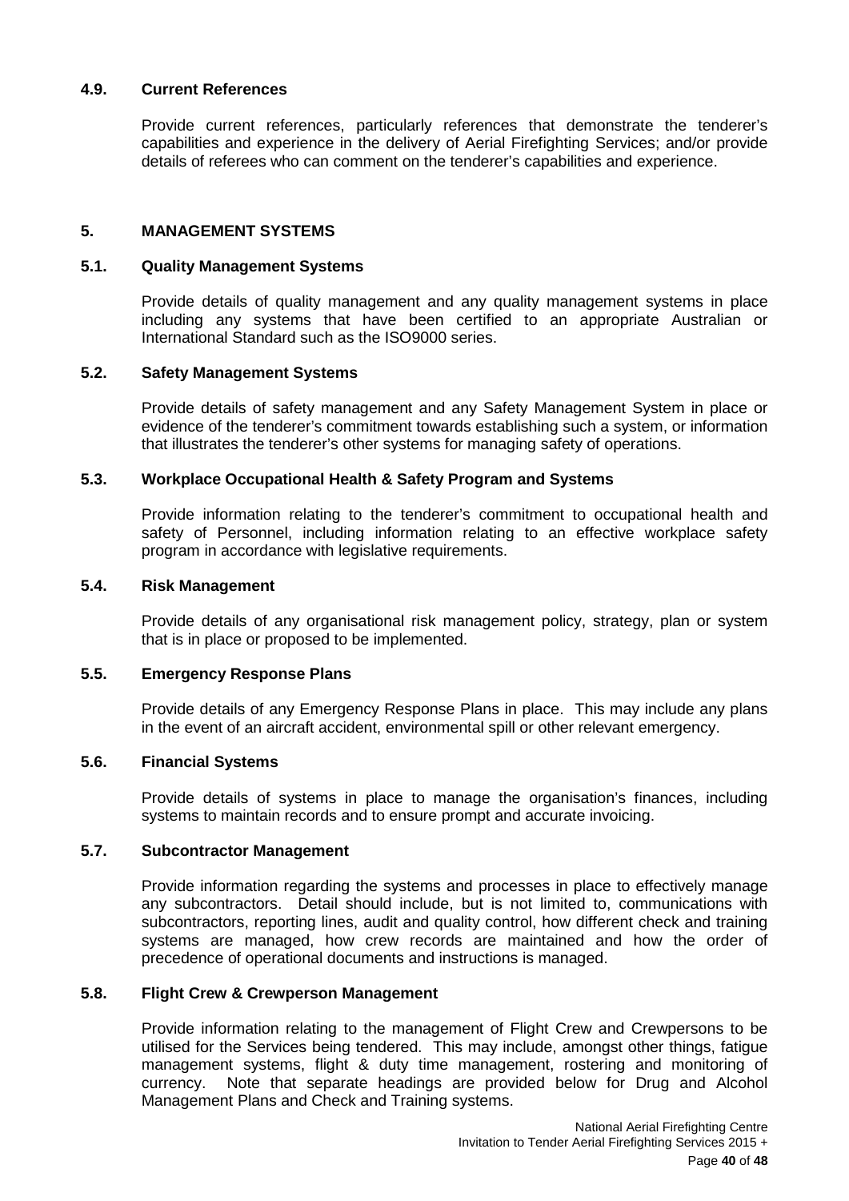### 4.9. Current References

Provide current references, particularly references that demonstrate the tenderer's capabilities and experience in the delivery of Aerial Firefighting Services; and/or provide details of referees who can comment on the tenderer's capabilities and experience.

## 5. MANAGEMENT SYSTEMS

### 5.1. Quality Management Systems

Provide details of quality management and any quality management systems in place including any systems that have been certified to an appropriate Australian or International Standard such as the ISO9000 series.

### 5.2. Safety Management Systems

Provide details of safety management and any Safety Management System in place or evidence of the tenderer's commitment towards establishing such a system, or information that illustrates the tenderer's other systems for managing safety of operations.

### 5.3. Workplace Occupational Health & Safety Program and Systems

Provide information relating to the tenderer's commitment to occupational health and safety of Personnel, including information relating to an effective workplace safety program in accordance with legislative requirements.

### 5.4. Risk Management

Provide details of any organisational risk management policy, strategy, plan or system that is in place or proposed to be implemented.

### 5.5. Emergency Response Plans

Provide details of any Emergency Response Plans in place. This may include any plans in the event of an aircraft accident, environmental spill or other relevant emergency.

### 5.6. Financial Systems

Provide details of systems in place to manage the organisation's finances, including systems to maintain records and to ensure prompt and accurate invoicing.

### 5.7. Subcontractor Management

Provide information regarding the systems and processes in place to effectively manage any subcontractors. Detail should include, but is not limited to, communications with subcontractors, reporting lines, audit and quality control, how different check and training systems are managed, how crew records are maintained and how the order of precedence of operational documents and instructions is managed.

### 5.8. Flight Crew & Crewperson Management

Provide information relating to the management of Flight Crew and Crewpersons to be utilised for the Services being tendered. This may include, amongst other things, fatigue management systems, flight & duty time management, rostering and monitoring of currency. Note that separate headings are provided below for Drug and Alcohol Management Plans and Check and Training systems.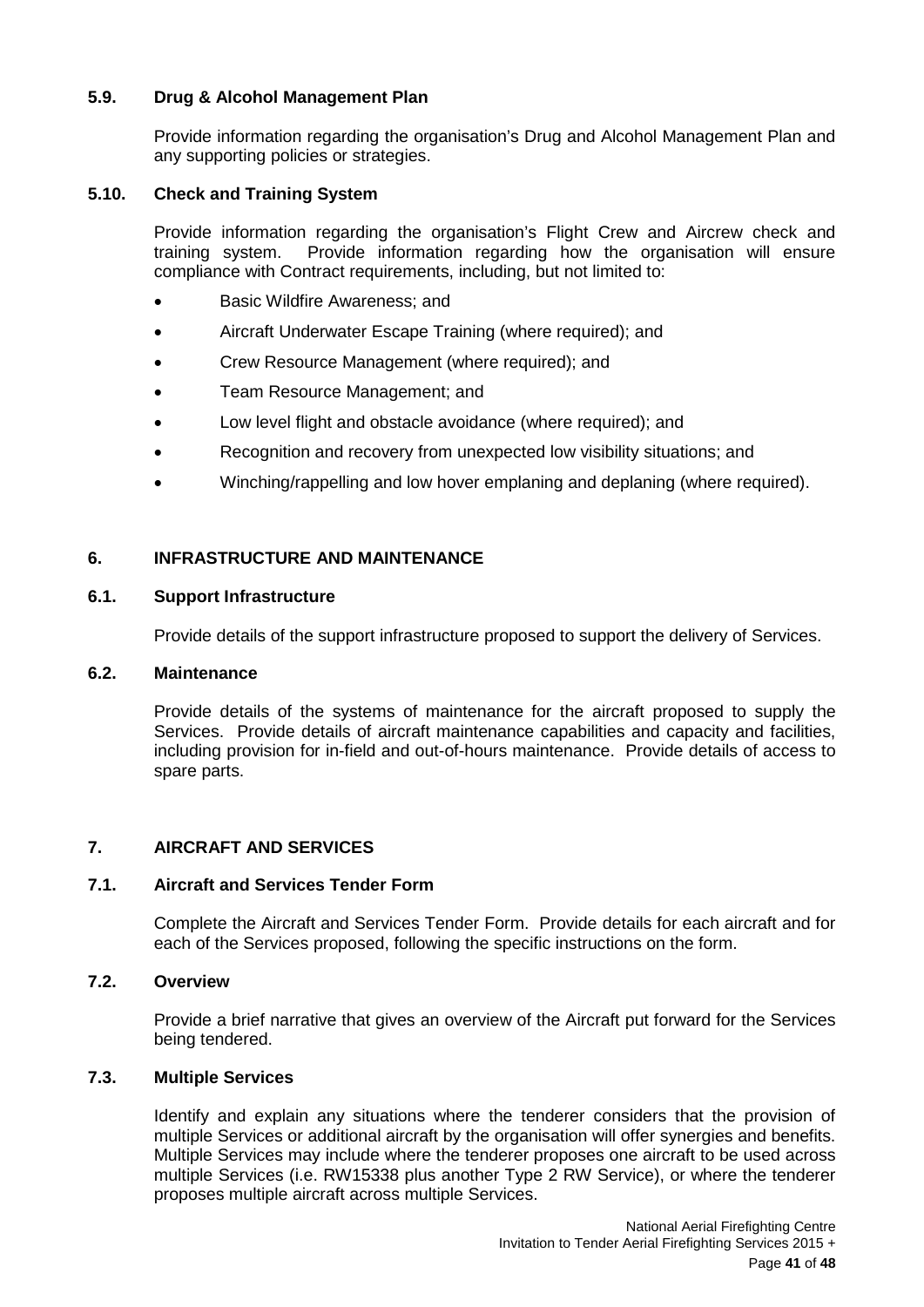### 5.9. Drug & Alcohol Management Plan

Provide information regarding the organisation's Drug and Alcohol Management Plan and any supporting policies or strategies.

### 5.10. Check and Training System

Provide information regarding the organisation's Flight Crew and Aircrew check and training system. Provide information regarding how the organisation will ensure compliance with Contract requirements, including, but not limited to:

- Basic Wildfire Awareness; and
- Aircraft Underwater Escape Training (where required); and
- Crew Resource Management (where required); and
- Team Resource Management; and
- Low level flight and obstacle avoidance (where required); and
- Recognition and recovery from unexpected low visibility situations; and
- Winching/rappelling and low hover emplaning and deplaning (where required).

## 6. INFRASTRUCTURE AND MAINTENANCE

### 6.1. Support Infrastructure

Provide details of the support infrastructure proposed to support the delivery of Services.

### 6.2. Maintenance

Provide details of the systems of maintenance for the aircraft proposed to supply the Services. Provide details of aircraft maintenance capabilities and capacity and facilities, including provision for in-field and out-of-hours maintenance. Provide details of access to spare parts.

## 7. AIRCRAFT AND SERVICES

### 7.1. Aircraft and Services Tender Form

Complete the Aircraft and Services Tender Form. Provide details for each aircraft and for each of the Services proposed, following the specific instructions on the form.

### 7.2. Overview

Provide a brief narrative that gives an overview of the Aircraft put forward for the Services being tendered.

### 7.3. Multiple Services

Identify and explain any situations where the tenderer considers that the provision of multiple Services or additional aircraft by the organisation will offer synergies and benefits. Multiple Services may include where the tenderer proposes one aircraft to be used across multiple Services (i.e. RW15338 plus another Type 2 RW Service), or where the tenderer proposes multiple aircraft across multiple Services.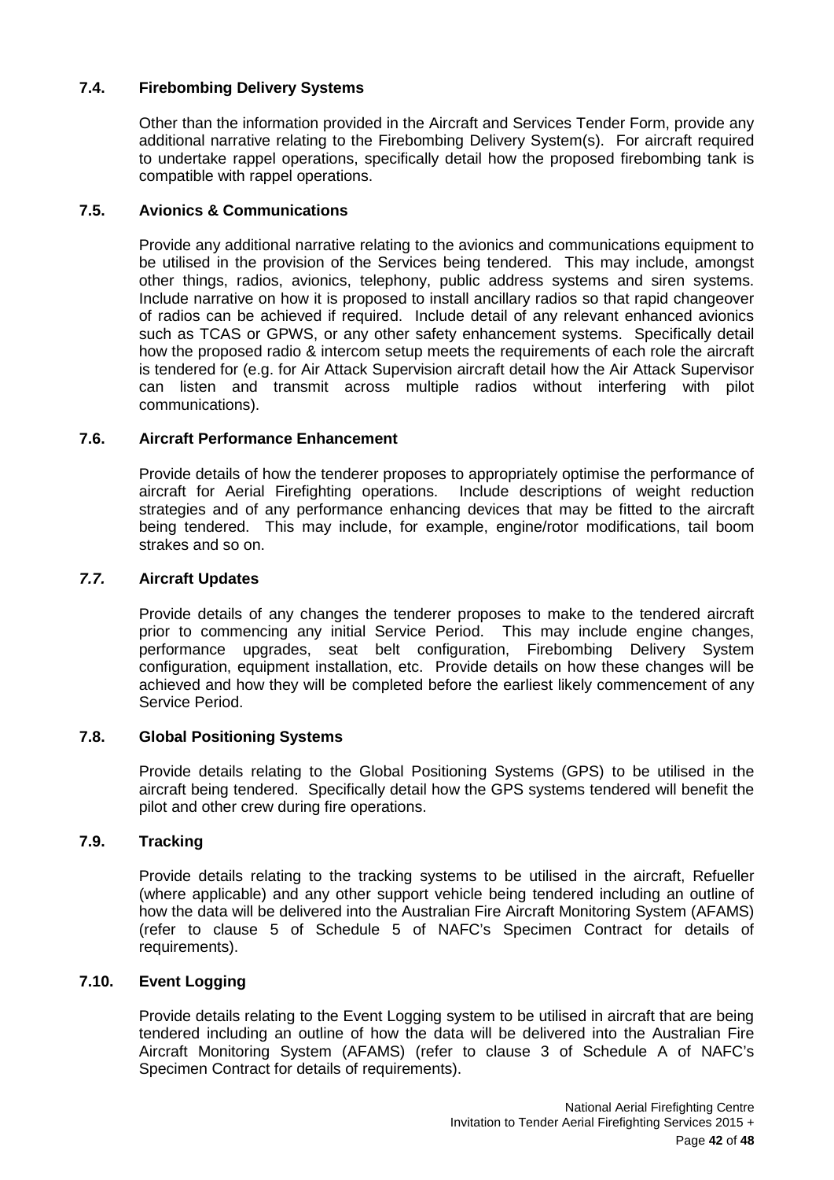### 7.4. Firebombing Delivery Systems

Other than the information provided in the Aircraft and Services Tender Form, provide any additional narrative relating to the Firebombing Delivery System(s). For aircraft required to undertake rappel operations, specifically detail how the proposed firebombing tank is compatible with rappel operations.

### 7.5. Avionics & Communications

Provide any additional narrative relating to the avionics and communications equipment to be utilised in the provision of the Services being tendered. This may include, amongst other things, radios, avionics, telephony, public address systems and siren systems. Include narrative on how it is proposed to install ancillary radios so that rapid changeover of radios can be achieved if required. Include detail of any relevant enhanced avionics such as TCAS or GPWS, or any other safety enhancement systems. Specifically detail how the proposed radio & intercom setup meets the requirements of each role the aircraft is tendered for (e.g. for Air Attack Supervision aircraft detail how the Air Attack Supervisor can listen and transmit across multiple radios without interfering with pilot communications).

### 7.6. Aircraft Performance Enhancement

Provide details of how the tenderer proposes to appropriately optimise the performance of aircraft for Aerial Firefighting operations. Include descriptions of weight reduction strategies and of any performance enhancing devices that may be fitted to the aircraft being tendered. This may include, for example, engine/rotor modifications, tail boom strakes and so on.

### *7.7.* Aircraft Updates

Provide details of any changes the tenderer proposes to make to the tendered aircraft prior to commencing any initial Service Period. This may include engine changes, performance upgrades, seat belt configuration, Firebombing Delivery System configuration, equipment installation, etc. Provide details on how these changes will be achieved and how they will be completed before the earliest likely commencement of any Service Period.

### 7.8. Global Positioning Systems

Provide details relating to the Global Positioning Systems (GPS) to be utilised in the aircraft being tendered. Specifically detail how the GPS systems tendered will benefit the pilot and other crew during fire operations.

### 7.9. Tracking

Provide details relating to the tracking systems to be utilised in the aircraft, Refueller (where applicable) and any other support vehicle being tendered including an outline of how the data will be delivered into the Australian Fire Aircraft Monitoring System (AFAMS) (refer to clause 5 of Schedule 5 of NAFC's Specimen Contract for details of requirements).

### 7.10. Event Logging

Provide details relating to the Event Logging system to be utilised in aircraft that are being tendered including an outline of how the data will be delivered into the Australian Fire Aircraft Monitoring System (AFAMS) (refer to clause 3 of Schedule A of NAFC's Specimen Contract for details of requirements).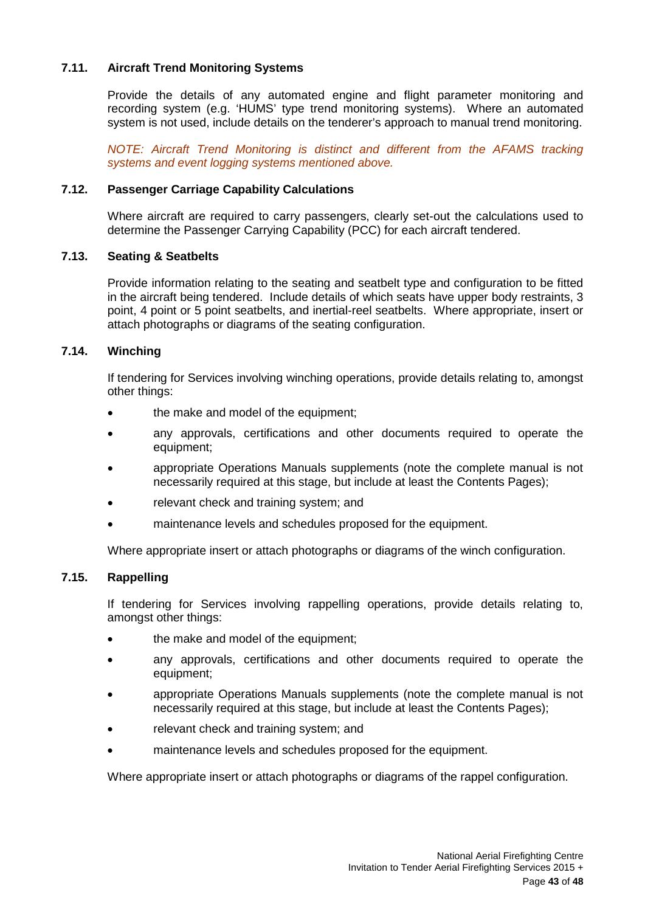### 7.11. Aircraft Trend Monitoring Systems

Provide the details of any automated engine and flight parameter monitoring and recording system (e.g. 'HUMS' type trend monitoring systems). Where an automated system is not used, include details on the tenderer's approach to manual trend monitoring.

*NOTE: Aircraft Trend Monitoring is distinct and different from the AFAMS tracking systems and event logging systems mentioned above.*

### 7.12. Passenger Carriage Capability Calculations

Where aircraft are required to carry passengers, clearly set-out the calculations used to determine the Passenger Carrying Capability (PCC) for each aircraft tendered.

### 7.13. Seating & Seatbelts

Provide information relating to the seating and seatbelt type and configuration to be fitted in the aircraft being tendered. Include details of which seats have upper body restraints, 3 point, 4 point or 5 point seatbelts, and inertial-reel seatbelts. Where appropriate, insert or attach photographs or diagrams of the seating configuration.

### 7.14. Winching

If tendering for Services involving winching operations, provide details relating to, amongst other things:

- the make and model of the equipment;
- any approvals, certifications and other documents required to operate the equipment;
- appropriate Operations Manuals supplements (note the complete manual is not necessarily required at this stage, but include at least the Contents Pages);
- relevant check and training system; and
- maintenance levels and schedules proposed for the equipment.

Where appropriate insert or attach photographs or diagrams of the winch configuration.

### 7.15. Rappelling

If tendering for Services involving rappelling operations, provide details relating to, amongst other things:

- the make and model of the equipment;
- any approvals, certifications and other documents required to operate the equipment;
- appropriate Operations Manuals supplements (note the complete manual is not necessarily required at this stage, but include at least the Contents Pages);
- relevant check and training system; and
- maintenance levels and schedules proposed for the equipment.

Where appropriate insert or attach photographs or diagrams of the rappel configuration.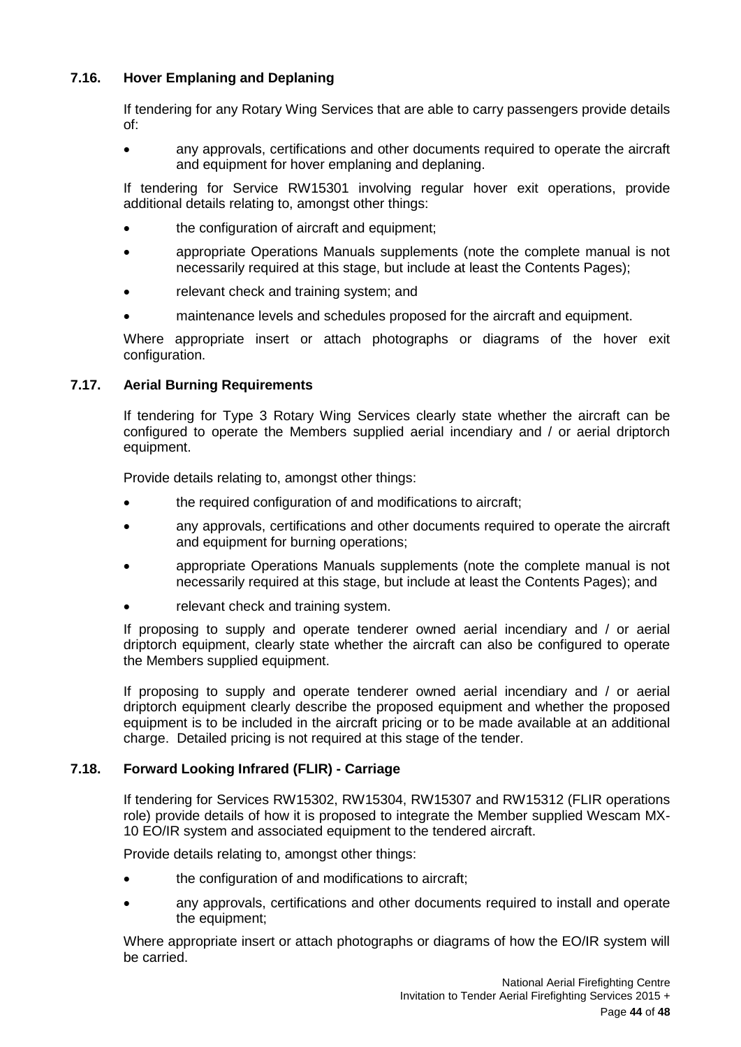### 7.16. Hover Emplaning and Deplaning

If tendering for any Rotary Wing Services that are able to carry passengers provide details of:

- any approvals, certifications and other documents required to operate the aircraft and equipment for hover emplaning and deplaning.

If tendering for Service RW15301 involving regular hover exit operations, provide additional details relating to, amongst other things:

- the configuration of aircraft and equipment;
- appropriate Operations Manuals supplements (note the complete manual is not necessarily required at this stage, but include at least the Contents Pages);
- relevant check and training system; and
- maintenance levels and schedules proposed for the aircraft and equipment.

Where appropriate insert or attach photographs or diagrams of the hover exit configuration.

### 7.17. Aerial Burning Requirements

If tendering for Type 3 Rotary Wing Services clearly state whether the aircraft can be configured to operate the Members supplied aerial incendiary and / or aerial driptorch equipment.

Provide details relating to, amongst other things:

- the required configuration of and modifications to aircraft;
- any approvals, certifications and other documents required to operate the aircraft and equipment for burning operations;
- appropriate Operations Manuals supplements (note the complete manual is not necessarily required at this stage, but include at least the Contents Pages); and
- relevant check and training system.

If proposing to supply and operate tenderer owned aerial incendiary and / or aerial driptorch equipment, clearly state whether the aircraft can also be configured to operate the Members supplied equipment.

If proposing to supply and operate tenderer owned aerial incendiary and / or aerial driptorch equipment clearly describe the proposed equipment and whether the proposed equipment is to be included in the aircraft pricing or to be made available at an additional charge. Detailed pricing is not required at this stage of the tender.

### 7.18. Forward Looking Infrared (FLIR) - Carriage

If tendering for Services RW15302, RW15304, RW15307 and RW15312 (FLIR operations role) provide details of how it is proposed to integrate the Member supplied Wescam MX-10 EO/IR system and associated equipment to the tendered aircraft.

Provide details relating to, amongst other things:

- the configuration of and modifications to aircraft;
- any approvals, certifications and other documents required to install and operate the equipment;

Where appropriate insert or attach photographs or diagrams of how the EO/IR system will be carried.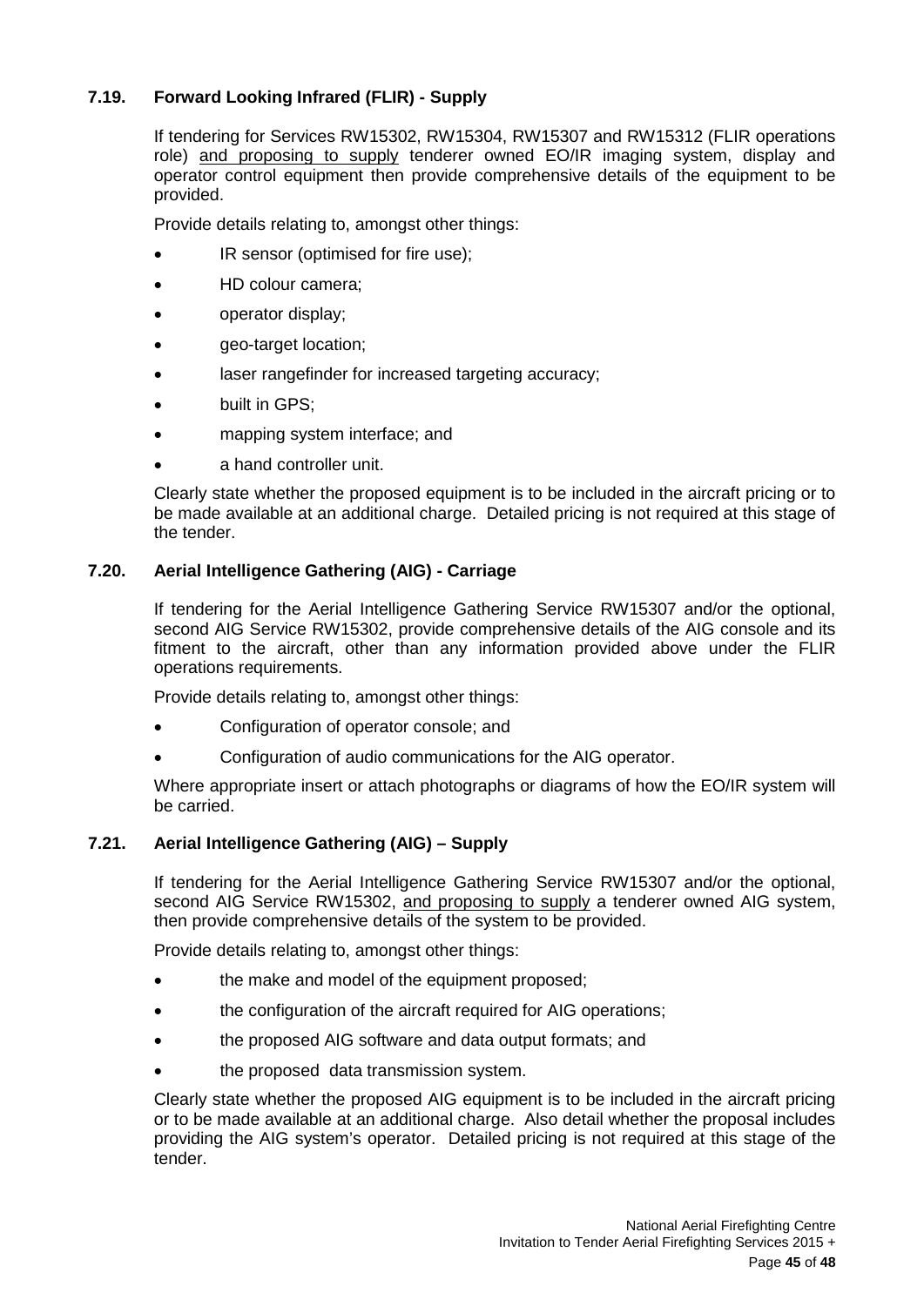### 7.19. Forward Looking Infrared (FLIR) - Supply

If tendering for Services RW15302, RW15304, RW15307 and RW15312 (FLIR operations role) <u>and proposing to supply</u> tenderer owned EO/IR imaging system, display and operator control equipment then provide comprehensive details of the equipment to be provided.

Provide details relating to, amongst other things:

- IR sensor (optimised for fire use);
- HD colour camera;
- operator display;
- geo-target location;
- laser rangefinder for increased targeting accuracy;
- built in GPS;
- mapping system interface; and
- a hand controller unit.

Clearly state whether the proposed equipment is to be included in the aircraft pricing or to be made available at an additional charge. Detailed pricing is not required at this stage of the tender.

### 7.20. Aerial Intelligence Gathering (AIG) - Carriage

If tendering for the Aerial Intelligence Gathering Service RW15307 and/or the optional, second AIG Service RW15302, provide comprehensive details of the AIG console and its fitment to the aircraft, other than any information provided above under the FLIR operations requirements.

Provide details relating to, amongst other things:

- Configuration of operator console; and
- Configuration of audio communications for the AIG operator.

Where appropriate insert or attach photographs or diagrams of how the EO/IR system will be carried.

### 7.21. Aerial Intelligence Gathering (AIG) – Supply

If tendering for the Aerial Intelligence Gathering Service RW15307 and/or the optional, second AIG Service RW15302, <u>and proposing to supply</u> a tenderer owned AIG system, then provide comprehensive details of the system to be provided.

Provide details relating to, amongst other things:

- the make and model of the equipment proposed;
- the configuration of the aircraft required for AIG operations;
- the proposed AIG software and data output formats; and
- the proposed data transmission system.

Clearly state whether the proposed AIG equipment is to be included in the aircraft pricing or to be made available at an additional charge. Also detail whether the proposal includes providing the AIG system's operator. Detailed pricing is not required at this stage of the tender.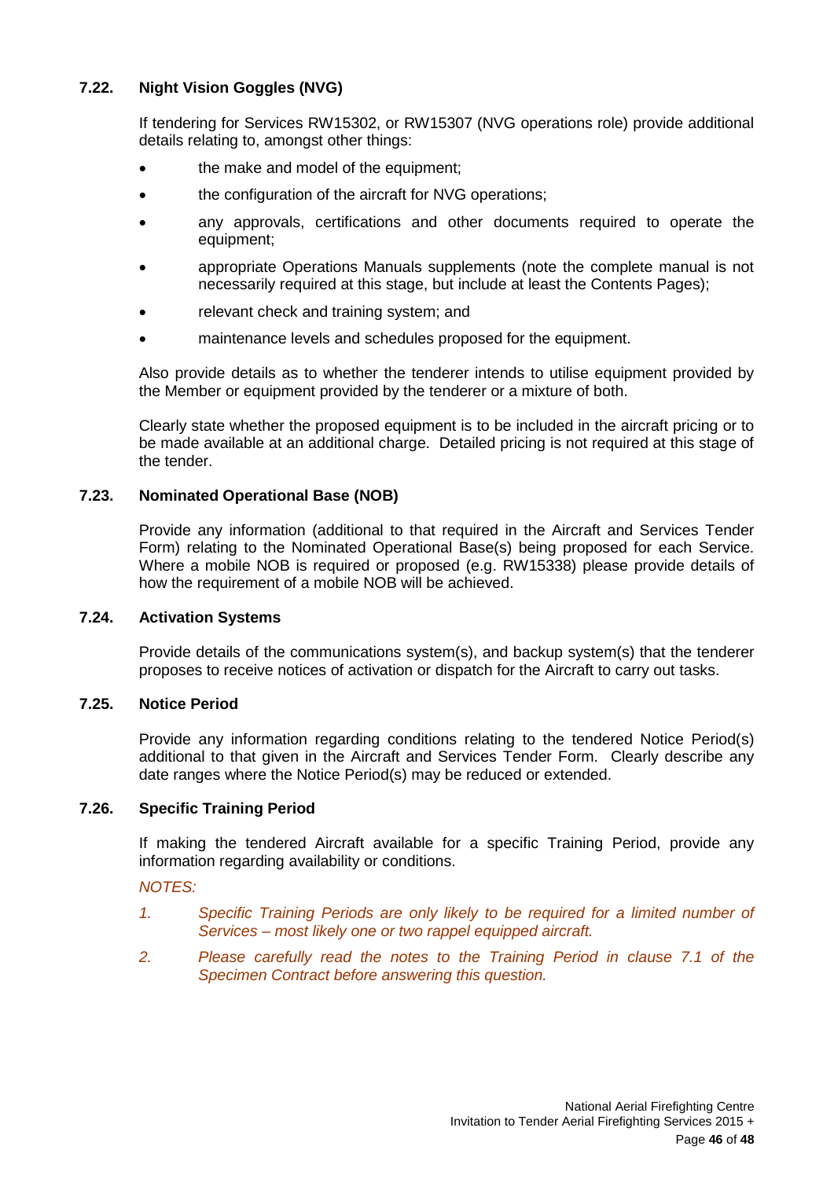### 7.22. Night Vision Goggles (NVG)

If tendering for Services RW15302, or RW15307 (NVG operations role) provide additional details relating to, amongst other things:

- the make and model of the equipment;
- the configuration of the aircraft for NVG operations;
- any approvals, certifications and other documents required to operate the equipment;
- appropriate Operations Manuals supplements (note the complete manual is not necessarily required at this stage, but include at least the Contents Pages);
- relevant check and training system; and
- maintenance levels and schedules proposed for the equipment.

Also provide details as to whether the tenderer intends to utilise equipment provided by the Member or equipment provided by the tenderer or a mixture of both.

Clearly state whether the proposed equipment is to be included in the aircraft pricing or to be made available at an additional charge. Detailed pricing is not required at this stage of the tender.

### 7.23. Nominated Operational Base (NOB)

Provide any information (additional to that required in the Aircraft and Services Tender Form) relating to the Nominated Operational Base(s) being proposed for each Service. Where a mobile NOB is required or proposed (e.g. RW15338) please provide details of how the requirement of a mobile NOB will be achieved.

### 7.24. Activation Systems

Provide details of the communications system(s), and backup system(s) that the tenderer proposes to receive notices of activation or dispatch for the Aircraft to carry out tasks.

### 7.25. Notice Period

Provide any information regarding conditions relating to the tendered Notice Period(s) additional to that given in the Aircraft and Services Tender Form. Clearly describe any date ranges where the Notice Period(s) may be reduced or extended.

### 7.26. Specific Training Period

If making the tendered Aircraft available for a specific Training Period, provide any information regarding availability or conditions.

*NOTES:*

1. *Specific Training Periods are only likely to be required for a limited number of Services – most likely one or two rappel equipped aircraft.*
2. *Please carefully read the notes to the Training Period in clause 7.1 of the Specimen Contract before answering this question.*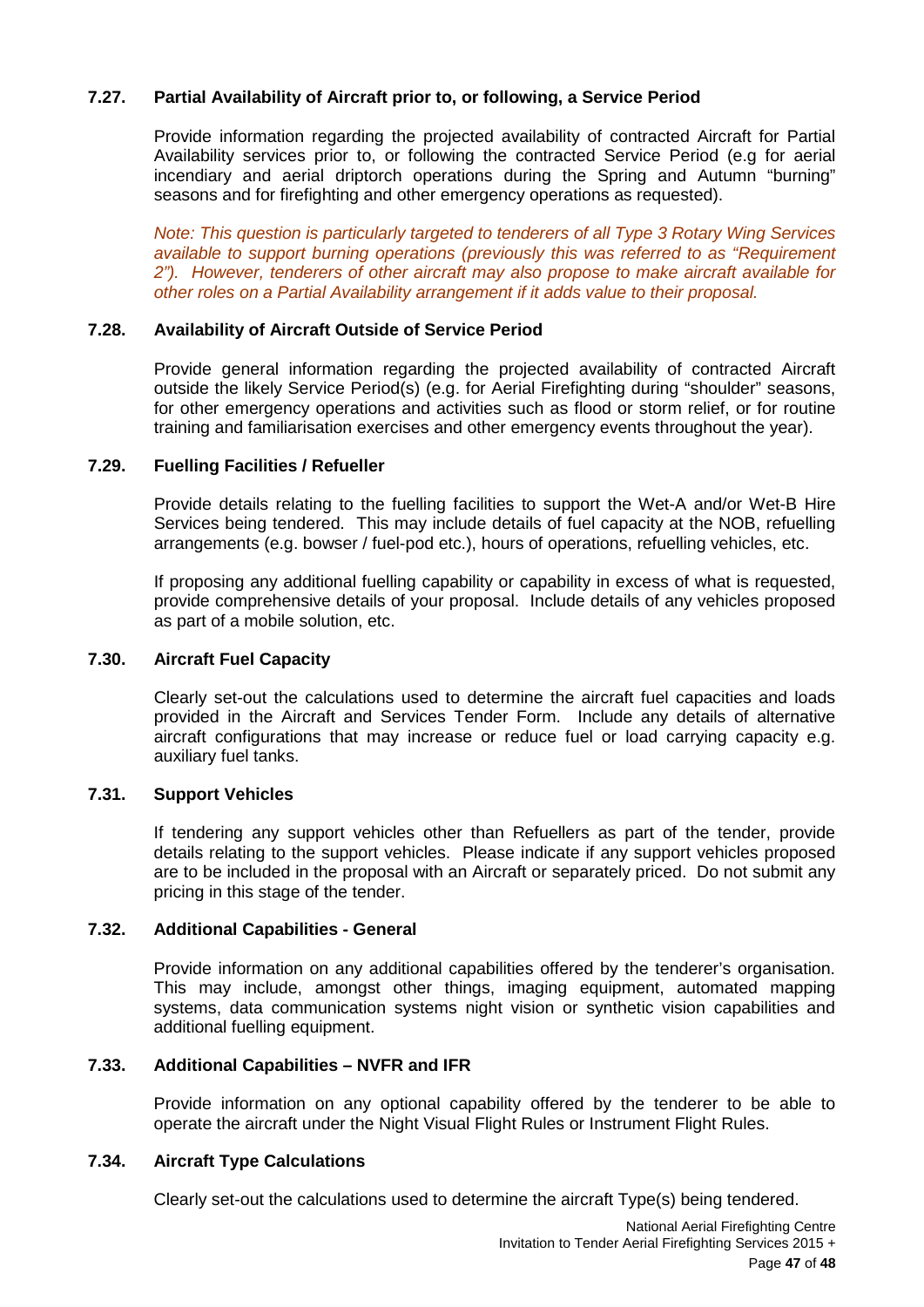### 7.27. Partial Availability of Aircraft prior to, or following, a Service Period

Provide information regarding the projected availability of contracted Aircraft for Partial Availability services prior to, or following the contracted Service Period (e.g for aerial incendiary and aerial driptorch operations during the Spring and Autumn "burning" seasons and for firefighting and other emergency operations as requested).

*Note: This question is particularly targeted to tenderers of all Type 3 Rotary Wing Services available to support burning operations (previously this was referred to as "Requirement 2"). However, tenderers of other aircraft may also propose to make aircraft available for other roles on a Partial Availability arrangement if it adds value to their proposal.*

### 7.28. Availability of Aircraft Outside of Service Period

Provide general information regarding the projected availability of contracted Aircraft outside the likely Service Period(s) (e.g. for Aerial Firefighting during "shoulder" seasons, for other emergency operations and activities such as flood or storm relief, or for routine training and familiarisation exercises and other emergency events throughout the year).

### 7.29. Fuelling Facilities / Refueller

Provide details relating to the fuelling facilities to support the Wet-A and/or Wet-B Hire Services being tendered. This may include details of fuel capacity at the NOB, refuelling arrangements (e.g. bowser / fuel-pod etc.), hours of operations, refuelling vehicles, etc.

If proposing any additional fuelling capability or capability in excess of what is requested, provide comprehensive details of your proposal. Include details of any vehicles proposed as part of a mobile solution, etc.

### 7.30. Aircraft Fuel Capacity

Clearly set-out the calculations used to determine the aircraft fuel capacities and loads provided in the Aircraft and Services Tender Form. Include any details of alternative aircraft configurations that may increase or reduce fuel or load carrying capacity e.g. auxiliary fuel tanks.

### 7.31. Support Vehicles

If tendering any support vehicles other than Refuellers as part of the tender, provide details relating to the support vehicles. Please indicate if any support vehicles proposed are to be included in the proposal with an Aircraft or separately priced. Do not submit any pricing in this stage of the tender.

### 7.32. Additional Capabilities - General

Provide information on any additional capabilities offered by the tenderer's organisation. This may include, amongst other things, imaging equipment, automated mapping systems, data communication systems night vision or synthetic vision capabilities and additional fuelling equipment.

### 7.33. Additional Capabilities – NVFR and IFR

Provide information on any optional capability offered by the tenderer to be able to operate the aircraft under the Night Visual Flight Rules or Instrument Flight Rules.

### 7.34. Aircraft Type Calculations

Clearly set-out the calculations used to determine the aircraft Type(s) being tendered.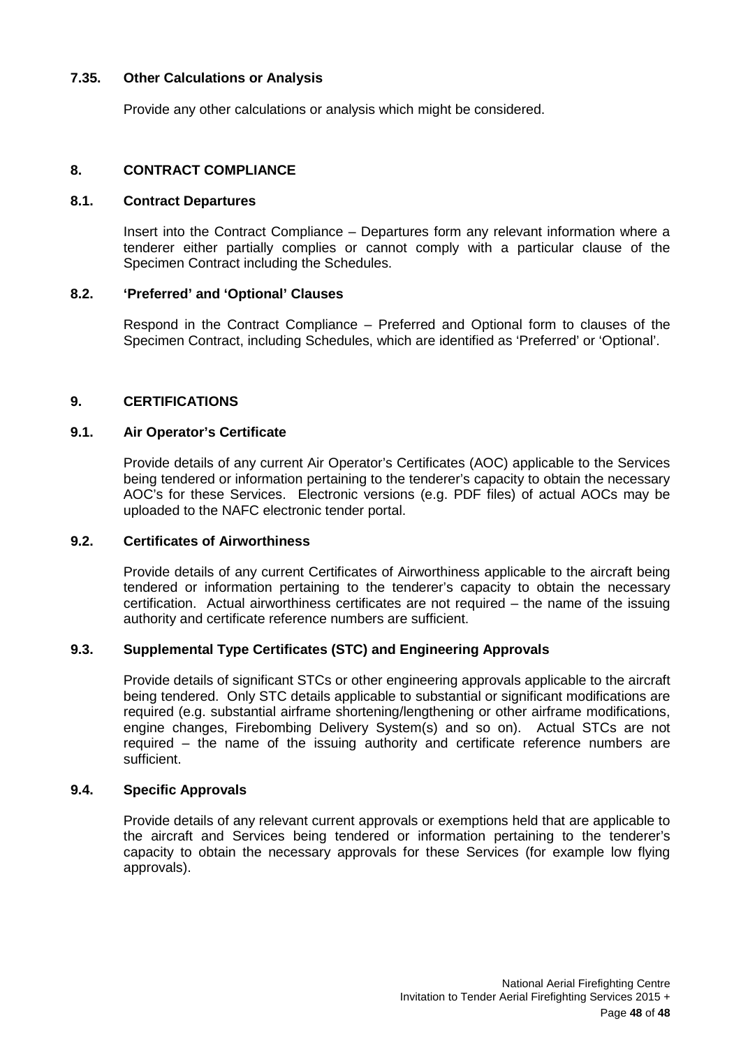### 7.35. Other Calculations or Analysis

Provide any other calculations or analysis which might be considered.

## 8. CONTRACT COMPLIANCE

### 8.1. Contract Departures

Insert into the Contract Compliance – Departures form any relevant information where a tenderer either partially complies or cannot comply with a particular clause of the Specimen Contract including the Schedules.

### 8.2. 'Preferred' and 'Optional' Clauses

Respond in the Contract Compliance – Preferred and Optional form to clauses of the Specimen Contract, including Schedules, which are identified as 'Preferred' or 'Optional'.

## 9. CERTIFICATIONS

### 9.1. Air Operator's Certificate

Provide details of any current Air Operator's Certificates (AOC) applicable to the Services being tendered or information pertaining to the tenderer's capacity to obtain the necessary AOC's for these Services. Electronic versions (e.g. PDF files) of actual AOCs may be uploaded to the NAFC electronic tender portal.

### 9.2. Certificates of Airworthiness

Provide details of any current Certificates of Airworthiness applicable to the aircraft being tendered or information pertaining to the tenderer's capacity to obtain the necessary certification. Actual airworthiness certificates are not required – the name of the issuing authority and certificate reference numbers are sufficient.

### 9.3. Supplemental Type Certificates (STC) and Engineering Approvals

Provide details of significant STCs or other engineering approvals applicable to the aircraft being tendered. Only STC details applicable to substantial or significant modifications are required (e.g. substantial airframe shortening/lengthening or other airframe modifications, engine changes, Firebombing Delivery System(s) and so on). Actual STCs are not required – the name of the issuing authority and certificate reference numbers are sufficient.

### 9.4. Specific Approvals

Provide details of any relevant current approvals or exemptions held that are applicable to the aircraft and Services being tendered or information pertaining to the tenderer's capacity to obtain the necessary approvals for these Services (for example low flying approvals).